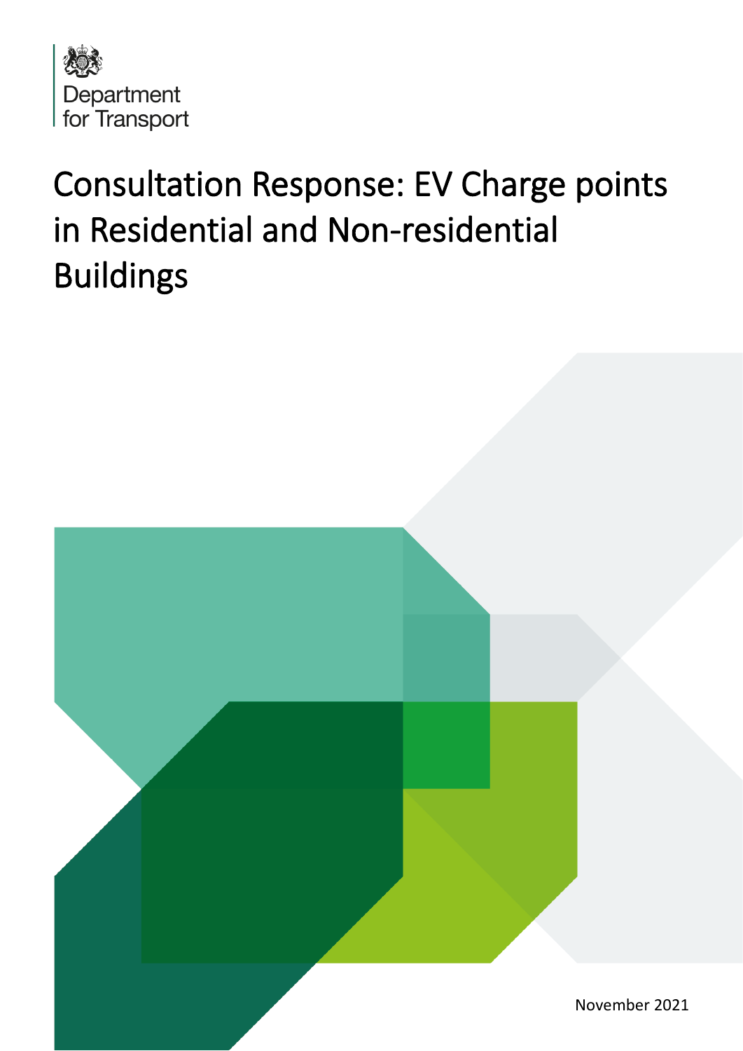Department for Transport

# Consultation Response: EV Charge points in Residential and Non-residential Buildings

November 2021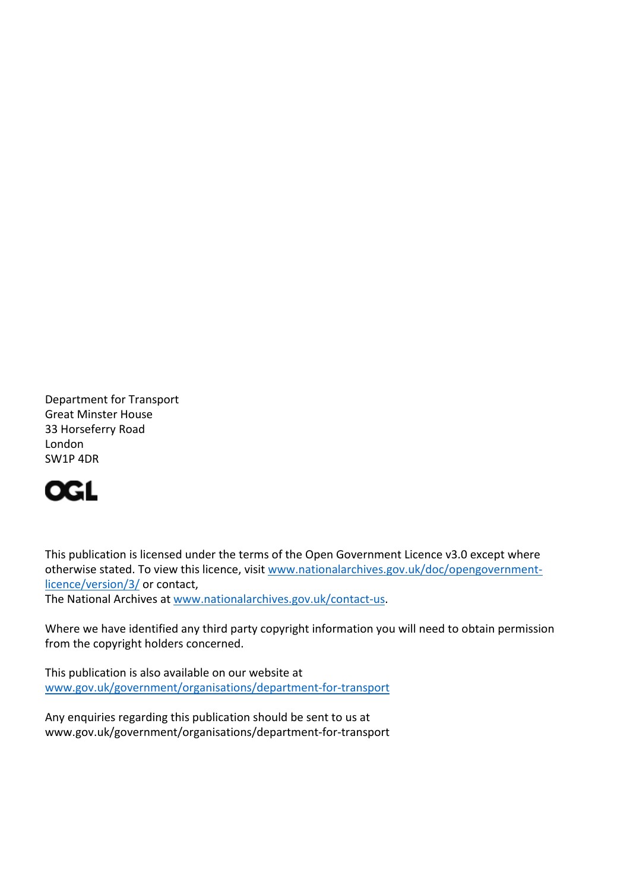Department for Transport
Great Minster House
33 Horseferry Road
London
SW1P 4DR

OGL

This publication is licensed under the terms of the Open Government Licence v3.0 except where otherwise stated. To view this licence, visit [www.nationalarchives.gov.uk/doc/opengovernment-licence/version/3/](http://www.nationalarchives.gov.uk/doc/opengovernment-licence/version/3/) or contact,
The National Archives at [www.nationalarchives.gov.uk/contact-us](http://www.nationalarchives.gov.uk/contact-us).

Where we have identified any third party copyright information you will need to obtain permission from the copyright holders concerned.

This publication is also available on our website at
[www.gov.uk/government/organisations/department-for-transport](http://www.gov.uk/government/organisations/department-for-transport)

Any enquiries regarding this publication should be sent to us at
www.gov.uk/government/organisations/department-for-transport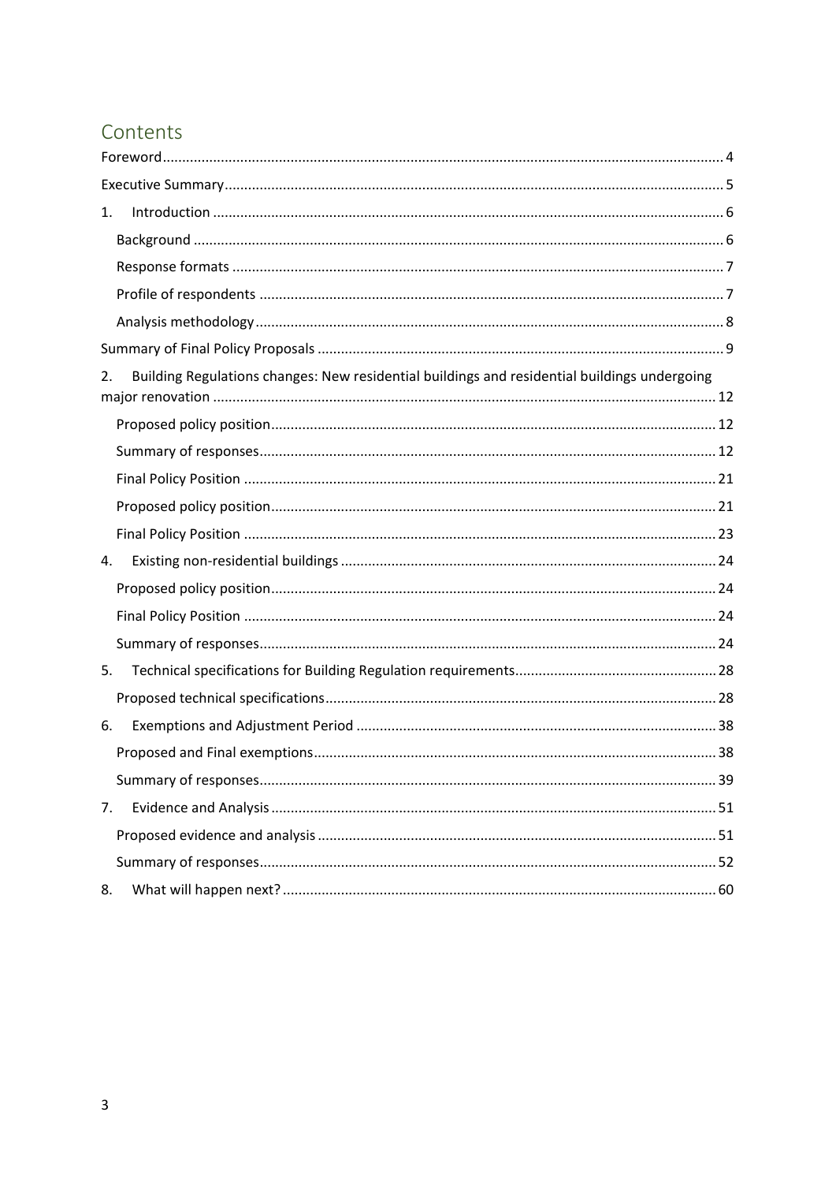# Contents

Foreword ........................................................................................................................................ 4

Executive Summary ........................................................................................................................ 5

1. Introduction ............................................................................................................................. 6

   Background .................................................................................................................................. 6

   Response formats ........................................................................................................................ 7

   Profile of respondents .................................................................................................................. 7

   Analysis methodology .................................................................................................................. 8

Summary of Final Policy Proposals ................................................................................................. 9

2. Building Regulations changes: New residential buildings and residential buildings undergoing major renovation ........................................................................................................................ 12

   Proposed policy position ............................................................................................................ 12

   Summary of responses ............................................................................................................... 12

   Final Policy Position ................................................................................................................... 21

   Proposed policy position ............................................................................................................ 21

   Final Policy Position ................................................................................................................... 23

4. Existing non-residential buildings .......................................................................................... 24

   Proposed policy position ............................................................................................................ 24

   Final Policy Position ................................................................................................................... 24

   Summary of responses ............................................................................................................... 24

5. Technical specifications for Building Regulation requirements .............................................. 28

   Proposed technical specifications .............................................................................................. 28

6. Exemptions and Adjustment Period ....................................................................................... 38

   Proposed and Final exemptions ................................................................................................. 38

   Summary of responses ............................................................................................................... 39

7. Evidence and Analysis ............................................................................................................ 51

   Proposed evidence and analysis ................................................................................................. 51

   Summary of responses ............................................................................................................... 52

8. What will happen next? .......................................................................................................... 60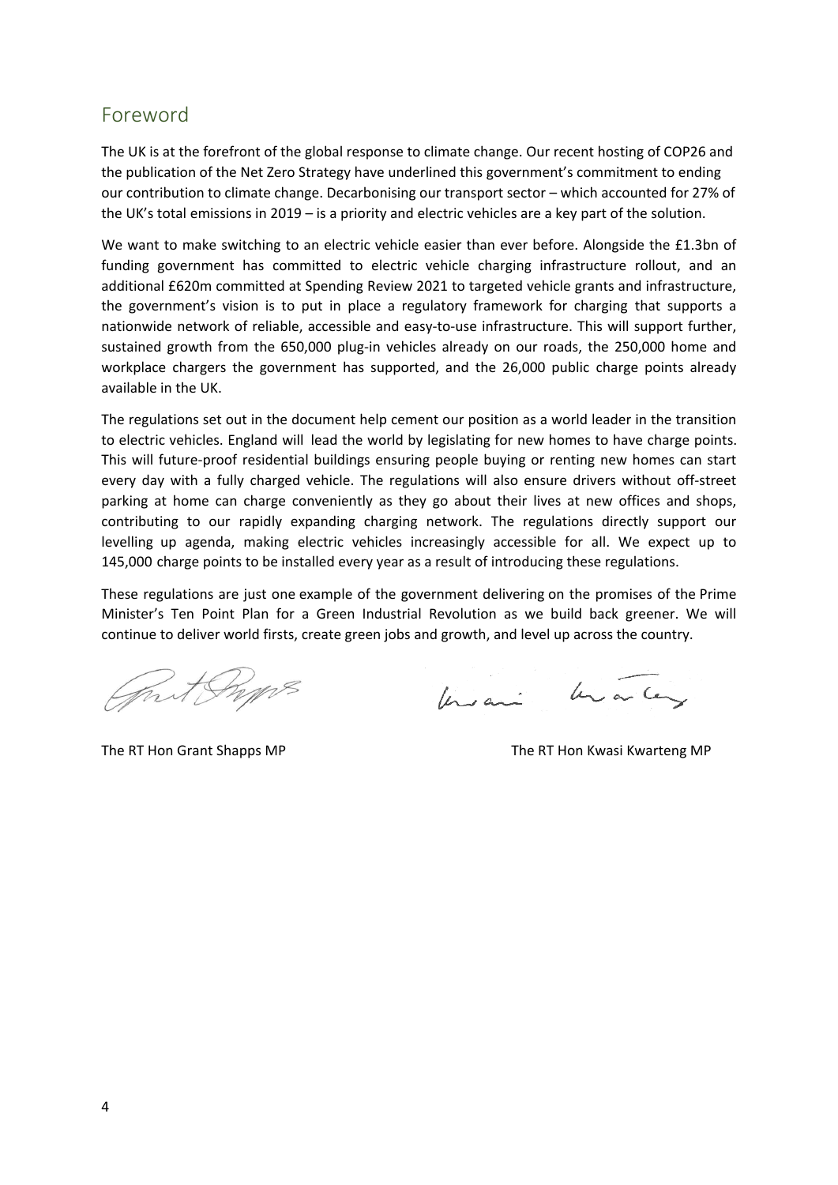## Foreword

The UK is at the forefront of the global response to climate change. Our recent hosting of COP26 and the publication of the Net Zero Strategy have underlined this government's commitment to ending our contribution to climate change. Decarbonising our transport sector – which accounted for 27% of the UK's total emissions in 2019 – is a priority and electric vehicles are a key part of the solution.

We want to make switching to an electric vehicle easier than ever before. Alongside the £1.3bn of funding government has committed to electric vehicle charging infrastructure rollout, and an additional £620m committed at Spending Review 2021 to targeted vehicle grants and infrastructure, the government's vision is to put in place a regulatory framework for charging that supports a nationwide network of reliable, accessible and easy-to-use infrastructure. This will support further, sustained growth from the 650,000 plug-in vehicles already on our roads, the 250,000 home and workplace chargers the government has supported, and the 26,000 public charge points already available in the UK.

The regulations set out in the document help cement our position as a world leader in the transition to electric vehicles. England will lead the world by legislating for new homes to have charge points. This will future-proof residential buildings ensuring people buying or renting new homes can start every day with a fully charged vehicle. The regulations will also ensure drivers without off-street parking at home can charge conveniently as they go about their lives at new offices and shops, contributing to our rapidly expanding charging network. The regulations directly support our levelling up agenda, making electric vehicles increasingly accessible for all. We expect up to 145,000 charge points to be installed every year as a result of introducing these regulations.

These regulations are just one example of the government delivering on the promises of the Prime Minister's Ten Point Plan for a Green Industrial Revolution as we build back greener. We will continue to deliver world firsts, create green jobs and growth, and level up across the country.

The RT Hon Grant Shapps MP

The RT Hon Kwasi Kwarteng MP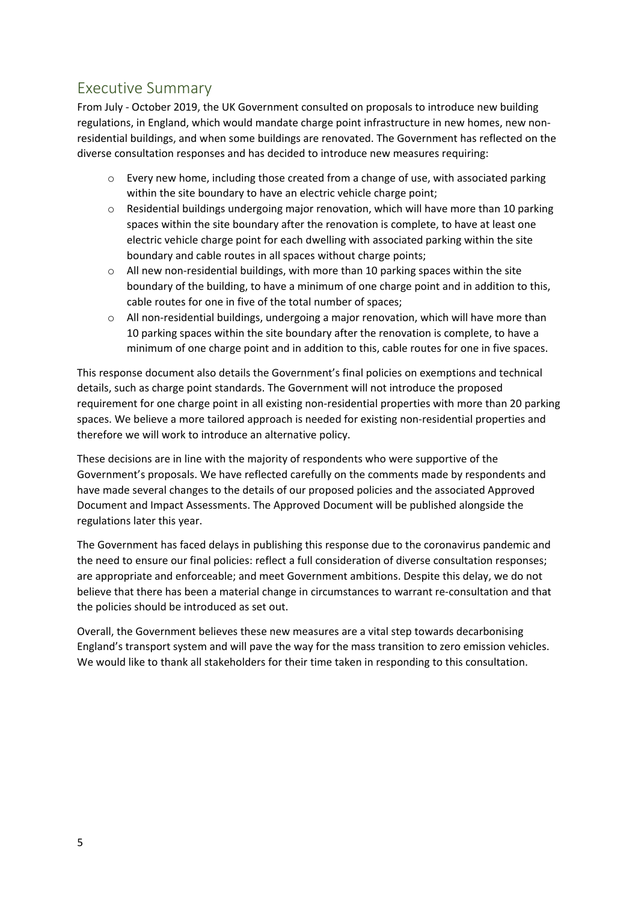## Executive Summary

From July - October 2019, the UK Government consulted on proposals to introduce new building regulations, in England, which would mandate charge point infrastructure in new homes, new non-residential buildings, and when some buildings are renovated. The Government has reflected on the diverse consultation responses and has decided to introduce new measures requiring:

- Every new home, including those created from a change of use, with associated parking within the site boundary to have an electric vehicle charge point;
- Residential buildings undergoing major renovation, which will have more than 10 parking spaces within the site boundary after the renovation is complete, to have at least one electric vehicle charge point for each dwelling with associated parking within the site boundary and cable routes in all spaces without charge points;
- All new non-residential buildings, with more than 10 parking spaces within the site boundary of the building, to have a minimum of one charge point and in addition to this, cable routes for one in five of the total number of spaces;
- All non-residential buildings, undergoing a major renovation, which will have more than 10 parking spaces within the site boundary after the renovation is complete, to have a minimum of one charge point and in addition to this, cable routes for one in five spaces.

This response document also details the Government's final policies on exemptions and technical details, such as charge point standards. The Government will not introduce the proposed requirement for one charge point in all existing non-residential properties with more than 20 parking spaces. We believe a more tailored approach is needed for existing non-residential properties and therefore we will work to introduce an alternative policy.

These decisions are in line with the majority of respondents who were supportive of the Government's proposals. We have reflected carefully on the comments made by respondents and have made several changes to the details of our proposed policies and the associated Approved Document and Impact Assessments. The Approved Document will be published alongside the regulations later this year.

The Government has faced delays in publishing this response due to the coronavirus pandemic and the need to ensure our final policies: reflect a full consideration of diverse consultation responses; are appropriate and enforceable; and meet Government ambitions. Despite this delay, we do not believe that there has been a material change in circumstances to warrant re-consultation and that the policies should be introduced as set out.

Overall, the Government believes these new measures are a vital step towards decarbonising England's transport system and will pave the way for the mass transition to zero emission vehicles. We would like to thank all stakeholders for their time taken in responding to this consultation.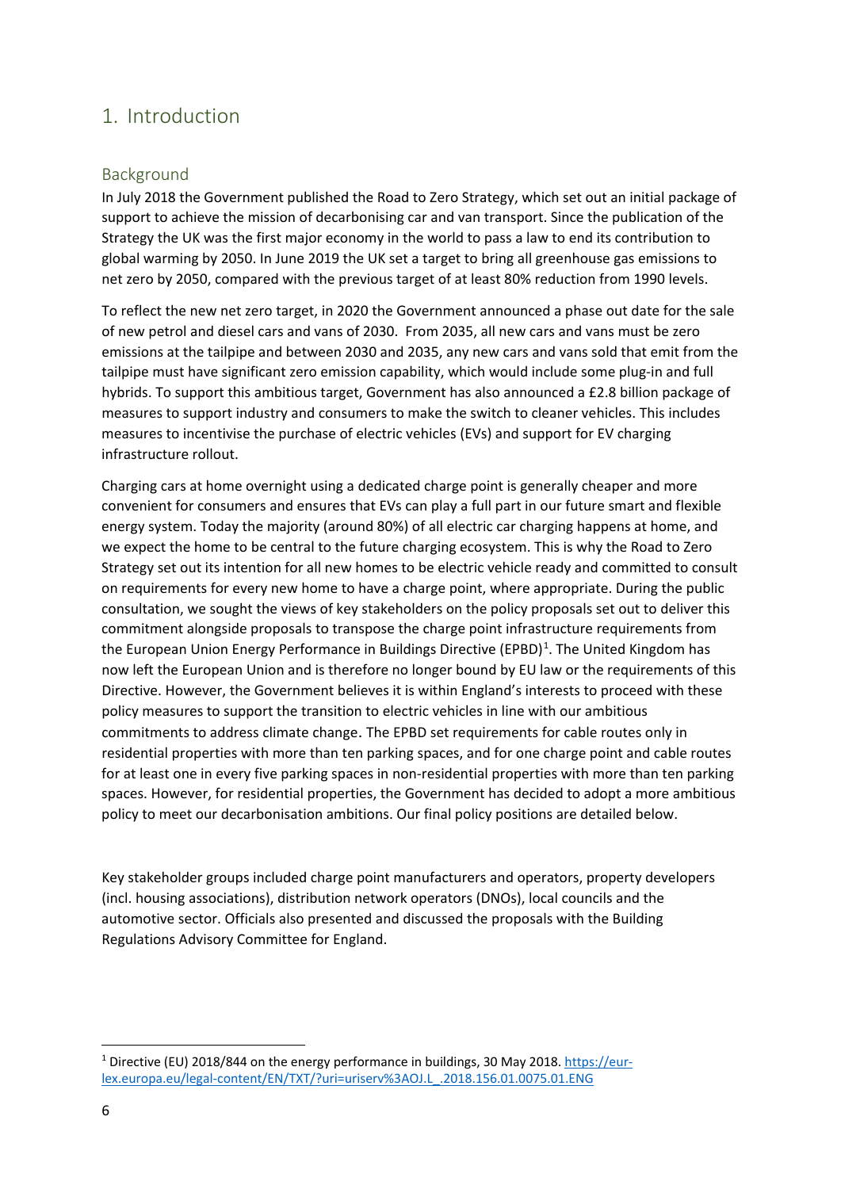# 1. Introduction

## Background

In July 2018 the Government published the Road to Zero Strategy, which set out an initial package of support to achieve the mission of decarbonising car and van transport. Since the publication of the Strategy the UK was the first major economy in the world to pass a law to end its contribution to global warming by 2050. In June 2019 the UK set a target to bring all greenhouse gas emissions to net zero by 2050, compared with the previous target of at least 80% reduction from 1990 levels.

To reflect the new net zero target, in 2020 the Government announced a phase out date for the sale of new petrol and diesel cars and vans of 2030. From 2035, all new cars and vans must be zero emissions at the tailpipe and between 2030 and 2035, any new cars and vans sold that emit from the tailpipe must have significant zero emission capability, which would include some plug-in and full hybrids. To support this ambitious target, Government has also announced a £2.8 billion package of measures to support industry and consumers to make the switch to cleaner vehicles. This includes measures to incentivise the purchase of electric vehicles (EVs) and support for EV charging infrastructure rollout.

Charging cars at home overnight using a dedicated charge point is generally cheaper and more convenient for consumers and ensures that EVs can play a full part in our future smart and flexible energy system. Today the majority (around 80%) of all electric car charging happens at home, and we expect the home to be central to the future charging ecosystem. This is why the Road to Zero Strategy set out its intention for all new homes to be electric vehicle ready and committed to consult on requirements for every new home to have a charge point, where appropriate. During the public consultation, we sought the views of key stakeholders on the policy proposals set out to deliver this commitment alongside proposals to transpose the charge point infrastructure requirements from the European Union Energy Performance in Buildings Directive (EPBD)[1]. The United Kingdom has now left the European Union and is therefore no longer bound by EU law or the requirements of this Directive. However, the Government believes it is within England's interests to proceed with these policy measures to support the transition to electric vehicles in line with our ambitious commitments to address climate change. The EPBD set requirements for cable routes only in residential properties with more than ten parking spaces, and for one charge point and cable routes for at least one in every five parking spaces in non-residential properties with more than ten parking spaces. However, for residential properties, the Government has decided to adopt a more ambitious policy to meet our decarbonisation ambitions. Our final policy positions are detailed below.

Key stakeholder groups included charge point manufacturers and operators, property developers (incl. housing associations), distribution network operators (DNOs), local councils and the automotive sector. Officials also presented and discussed the proposals with the Building Regulations Advisory Committee for England.

---

[1] Directive (EU) 2018/844 on the energy performance in buildings, 30 May 2018. https://eur-lex.europa.eu/legal-content/EN/TXT/?uri=uriserv%3AOJ.L_.2018.156.01.0075.01.ENG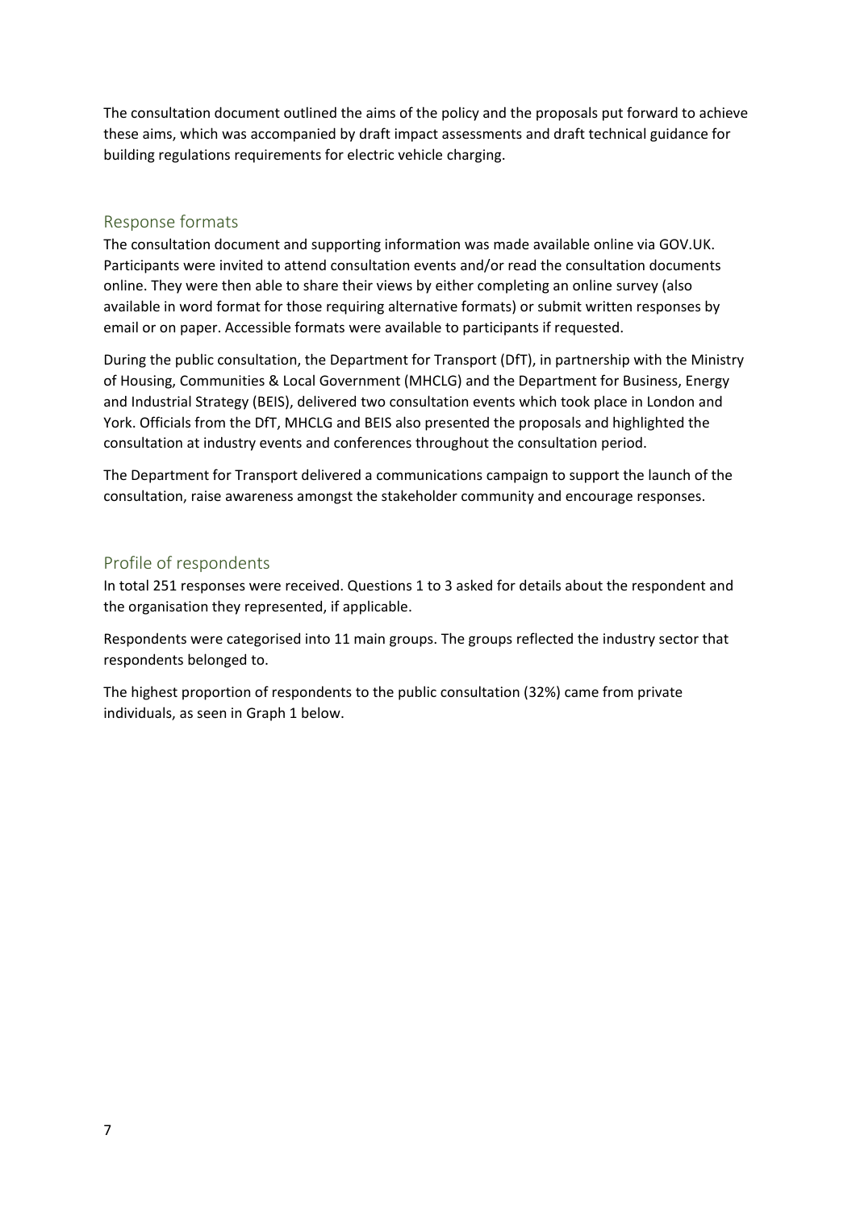The consultation document outlined the aims of the policy and the proposals put forward to achieve these aims, which was accompanied by draft impact assessments and draft technical guidance for building regulations requirements for electric vehicle charging.

## Response formats

The consultation document and supporting information was made available online via GOV.UK. Participants were invited to attend consultation events and/or read the consultation documents online. They were then able to share their views by either completing an online survey (also available in word format for those requiring alternative formats) or submit written responses by email or on paper. Accessible formats were available to participants if requested.

During the public consultation, the Department for Transport (DfT), in partnership with the Ministry of Housing, Communities & Local Government (MHCLG) and the Department for Business, Energy and Industrial Strategy (BEIS), delivered two consultation events which took place in London and York. Officials from the DfT, MHCLG and BEIS also presented the proposals and highlighted the consultation at industry events and conferences throughout the consultation period.

The Department for Transport delivered a communications campaign to support the launch of the consultation, raise awareness amongst the stakeholder community and encourage responses.

## Profile of respondents

In total 251 responses were received. Questions 1 to 3 asked for details about the respondent and the organisation they represented, if applicable.

Respondents were categorised into 11 main groups. The groups reflected the industry sector that respondents belonged to.

The highest proportion of respondents to the public consultation (32%) came from private individuals, as seen in Graph 1 below.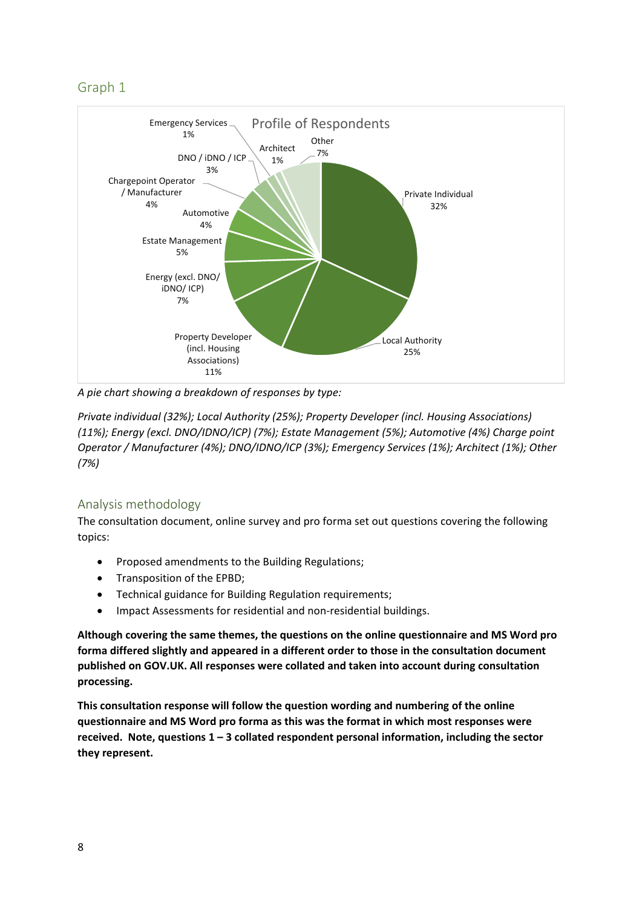## Graph 1

*A pie chart showing a breakdown of responses by type:*

*Private individual (32%); Local Authority (25%); Property Developer (incl. Housing Associations) (11%); Energy (excl. DNO/IDNO/ICP) (7%); Estate Management (5%); Automotive (4%) Charge point Operator / Manufacturer (4%); DNO/IDNO/ICP (3%); Emergency Services (1%); Architect (1%); Other (7%)*

## Analysis methodology

The consultation document, online survey and pro forma set out questions covering the following topics:

- Proposed amendments to the Building Regulations;
- Transposition of the EPBD;
- Technical guidance for Building Regulation requirements;
- Impact Assessments for residential and non-residential buildings.

**Although covering the same themes, the questions on the online questionnaire and MS Word pro forma differed slightly and appeared in a different order to those in the consultation document published on GOV.UK. All responses were collated and taken into account during consultation processing.**

**This consultation response will follow the question wording and numbering of the online questionnaire and MS Word pro forma as this was the format in which most responses were received. Note, questions 1 – 3 collated respondent personal information, including the sector they represent.**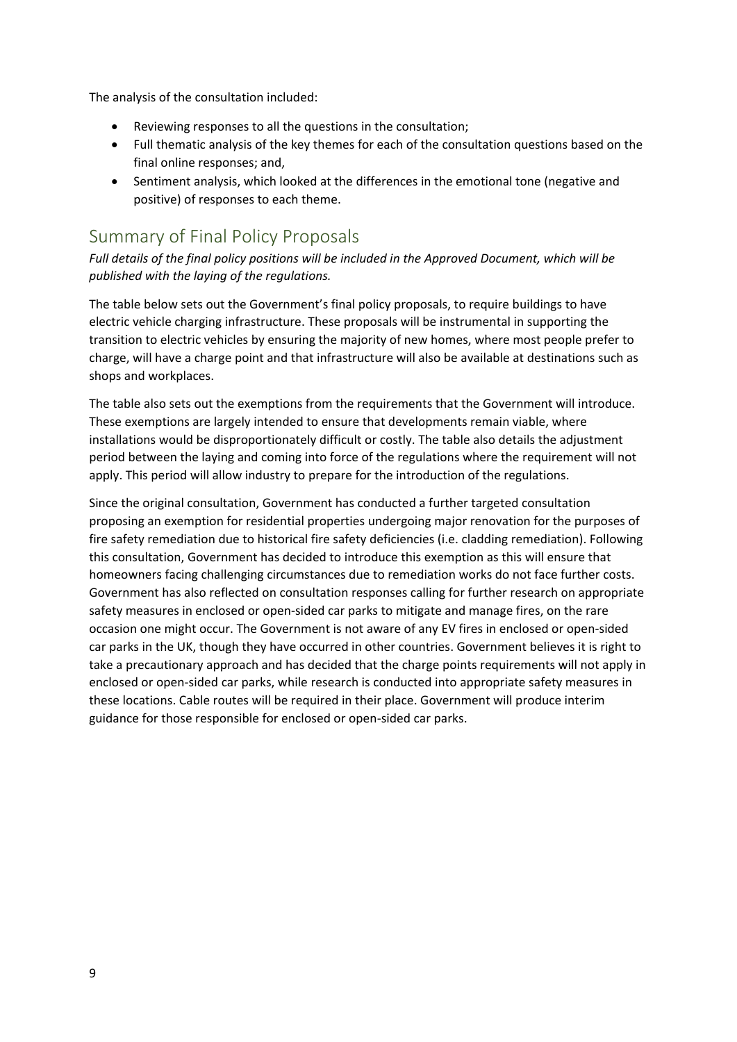The analysis of the consultation included:

- Reviewing responses to all the questions in the consultation;
- Full thematic analysis of the key themes for each of the consultation questions based on the final online responses; and,
- Sentiment analysis, which looked at the differences in the emotional tone (negative and positive) of responses to each theme.

## Summary of Final Policy Proposals

*Full details of the final policy positions will be included in the Approved Document, which will be published with the laying of the regulations.*

The table below sets out the Government's final policy proposals, to require buildings to have electric vehicle charging infrastructure. These proposals will be instrumental in supporting the transition to electric vehicles by ensuring the majority of new homes, where most people prefer to charge, will have a charge point and that infrastructure will also be available at destinations such as shops and workplaces.

The table also sets out the exemptions from the requirements that the Government will introduce. These exemptions are largely intended to ensure that developments remain viable, where installations would be disproportionately difficult or costly. The table also details the adjustment period between the laying and coming into force of the regulations where the requirement will not apply. This period will allow industry to prepare for the introduction of the regulations.

Since the original consultation, Government has conducted a further targeted consultation proposing an exemption for residential properties undergoing major renovation for the purposes of fire safety remediation due to historical fire safety deficiencies (i.e. cladding remediation). Following this consultation, Government has decided to introduce this exemption as this will ensure that homeowners facing challenging circumstances due to remediation works do not face further costs. Government has also reflected on consultation responses calling for further research on appropriate safety measures in enclosed or open-sided car parks to mitigate and manage fires, on the rare occasion one might occur. The Government is not aware of any EV fires in enclosed or open-sided car parks in the UK, though they have occurred in other countries. Government believes it is right to take a precautionary approach and has decided that the charge points requirements will not apply in enclosed or open-sided car parks, while research is conducted into appropriate safety measures in these locations. Cable routes will be required in their place. Government will produce interim guidance for those responsible for enclosed or open-sided car parks.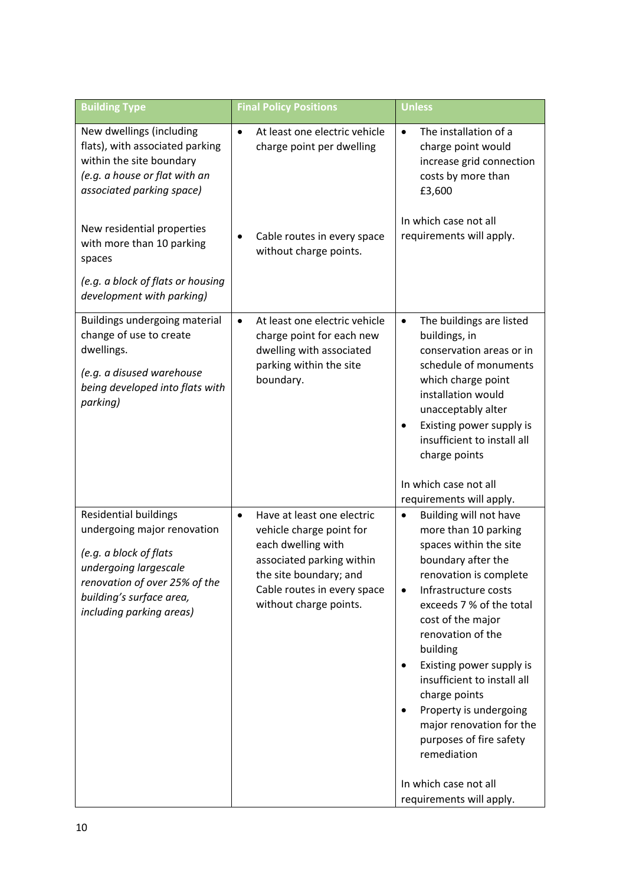| Building Type | Final Policy Positions | Unless |
| --- | --- | --- |
| New dwellings (including flats), with associated parking within the site boundary<br>*(e.g. a house or flat with an associated parking space)*<br><br>New residential properties with more than 10 parking spaces<br>*(e.g. a block of flats or housing development with parking)* | • At least one electric vehicle charge point per dwelling<br><br>• Cable routes in every space without charge points. | • The installation of a charge point would increase grid connection costs by more than £3,600<br><br>In which case not all requirements will apply. |
| Buildings undergoing material change of use to create dwellings.<br>*(e.g. a disused warehouse being developed into flats with parking)* | • At least one electric vehicle charge point for each new dwelling with associated parking within the site boundary. | • The buildings are listed buildings, in conservation areas or in schedule of monuments which charge point installation would unacceptably alter<br>• Existing power supply is insufficient to install all charge points<br><br>In which case not all requirements will apply. |
| Residential buildings undergoing major renovation<br>*(e.g. a block of flats undergoing largescale renovation of over 25% of the building's surface area, including parking areas)* | • Have at least one electric vehicle charge point for each dwelling with associated parking within the site boundary; and Cable routes in every space without charge points. | • Building will not have more than 10 parking spaces within the site boundary after the renovation is complete<br>• Infrastructure costs exceeds 7 % of the total cost of the major renovation of the building<br>• Existing power supply is insufficient to install all charge points<br>• Property is undergoing major renovation for the purposes of fire safety remediation<br><br>In which case not all requirements will apply. |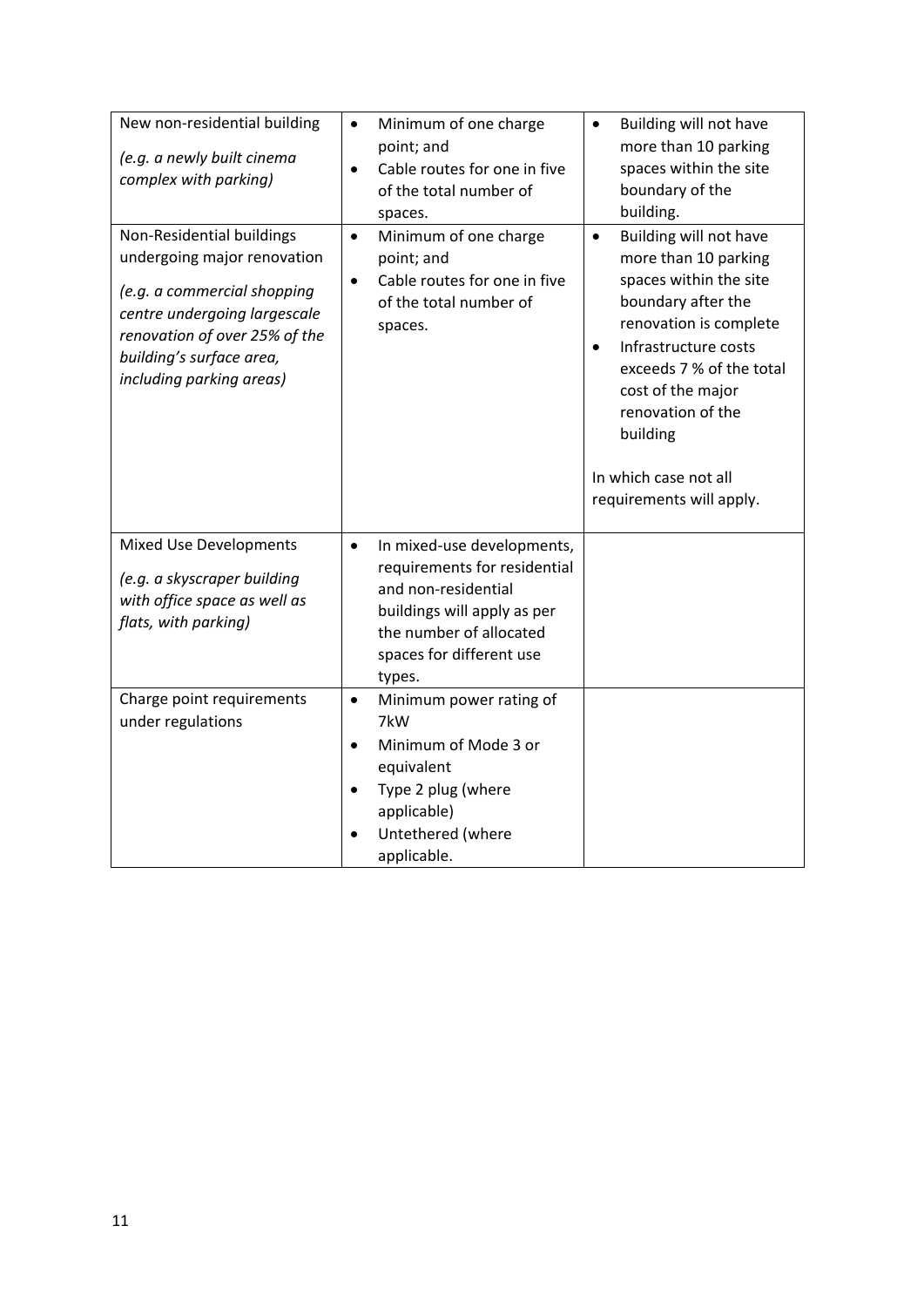| | | |
|---|---|---|
| New non-residential building<br><br>*(e.g. a newly built cinema complex with parking)* | • Minimum of one charge point; and<br>• Cable routes for one in five of the total number of spaces. | • Building will not have more than 10 parking spaces within the site boundary of the building. |
| Non-Residential buildings undergoing major renovation<br><br>*(e.g. a commercial shopping centre undergoing largescale renovation of over 25% of the building's surface area, including parking areas)* | • Minimum of one charge point; and<br>• Cable routes for one in five of the total number of spaces. | • Building will not have more than 10 parking spaces within the site boundary after the renovation is complete<br>• Infrastructure costs exceeds 7 % of the total cost of the major renovation of the building<br><br>In which case not all requirements will apply. |
| Mixed Use Developments<br><br>*(e.g. a skyscraper building with office space as well as flats, with parking)* | • In mixed-use developments, requirements for residential and non-residential buildings will apply as per the number of allocated spaces for different use types. | |
| Charge point requirements under regulations | • Minimum power rating of 7kW<br>• Minimum of Mode 3 or equivalent<br>• Type 2 plug (where applicable)<br>• Untethered (where applicable. | |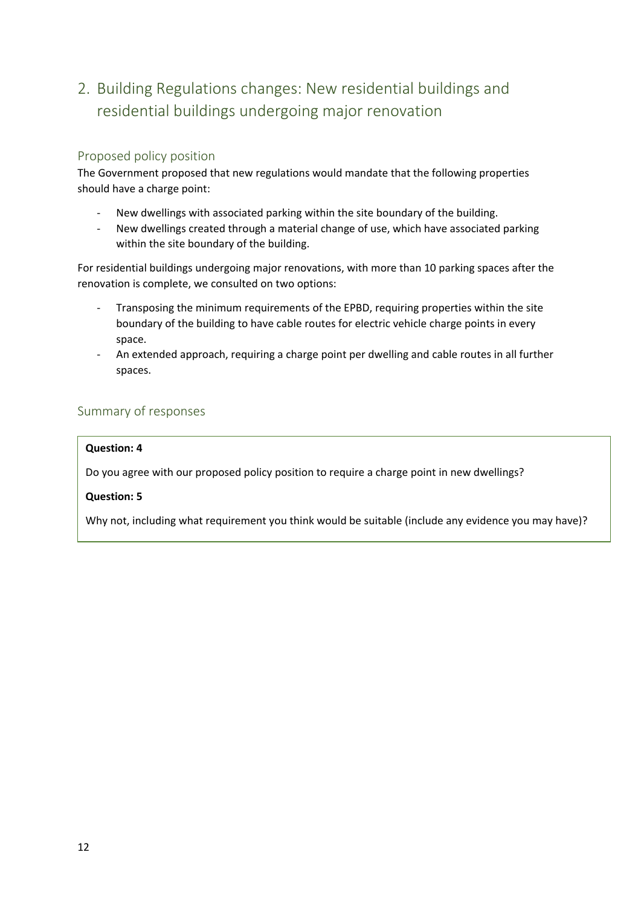# 2. Building Regulations changes: New residential buildings and residential buildings undergoing major renovation

## Proposed policy position

The Government proposed that new regulations would mandate that the following properties should have a charge point:

- New dwellings with associated parking within the site boundary of the building.
- New dwellings created through a material change of use, which have associated parking within the site boundary of the building.

For residential buildings undergoing major renovations, with more than 10 parking spaces after the renovation is complete, we consulted on two options:

- Transposing the minimum requirements of the EPBD, requiring properties within the site boundary of the building to have cable routes for electric vehicle charge points in every space.
- An extended approach, requiring a charge point per dwelling and cable routes in all further spaces.

## Summary of responses

**Question: 4**

Do you agree with our proposed policy position to require a charge point in new dwellings?

**Question: 5**

Why not, including what requirement you think would be suitable (include any evidence you may have)?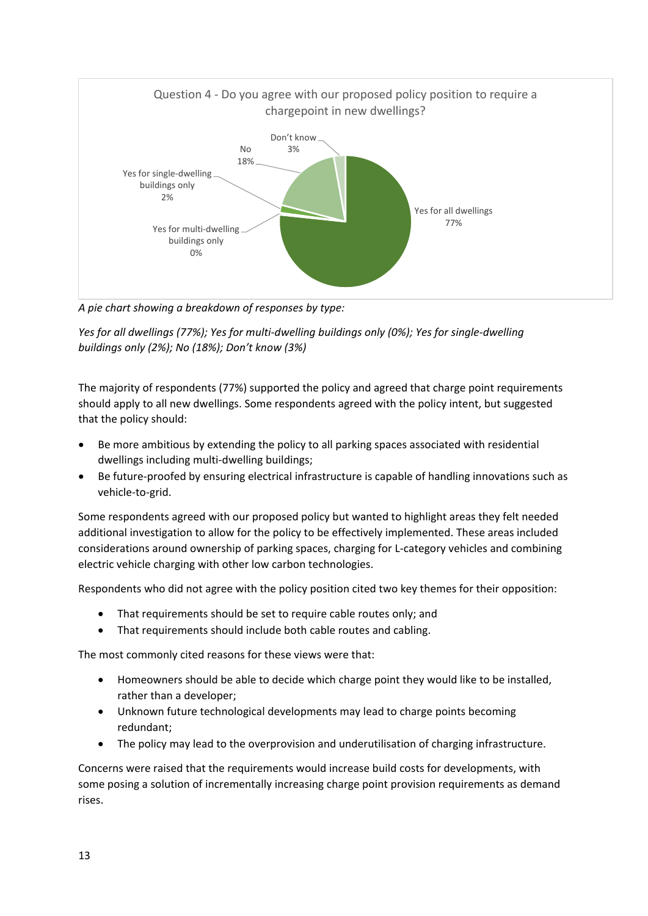*A pie chart showing a breakdown of responses by type:*

*Yes for all dwellings (77%); Yes for multi-dwelling buildings only (0%); Yes for single-dwelling buildings only (2%); No (18%); Don't know (3%)*

The majority of respondents (77%) supported the policy and agreed that charge point requirements should apply to all new dwellings. Some respondents agreed with the policy intent, but suggested that the policy should:

- Be more ambitious by extending the policy to all parking spaces associated with residential dwellings including multi-dwelling buildings;
- Be future-proofed by ensuring electrical infrastructure is capable of handling innovations such as vehicle-to-grid.

Some respondents agreed with our proposed policy but wanted to highlight areas they felt needed additional investigation to allow for the policy to be effectively implemented. These areas included considerations around ownership of parking spaces, charging for L-category vehicles and combining electric vehicle charging with other low carbon technologies.

Respondents who did not agree with the policy position cited two key themes for their opposition:

- That requirements should be set to require cable routes only; and
- That requirements should include both cable routes and cabling.

The most commonly cited reasons for these views were that:

- Homeowners should be able to decide which charge point they would like to be installed, rather than a developer;
- Unknown future technological developments may lead to charge points becoming redundant;
- The policy may lead to the overprovision and underutilisation of charging infrastructure.

Concerns were raised that the requirements would increase build costs for developments, with some posing a solution of incrementally increasing charge point provision requirements as demand rises.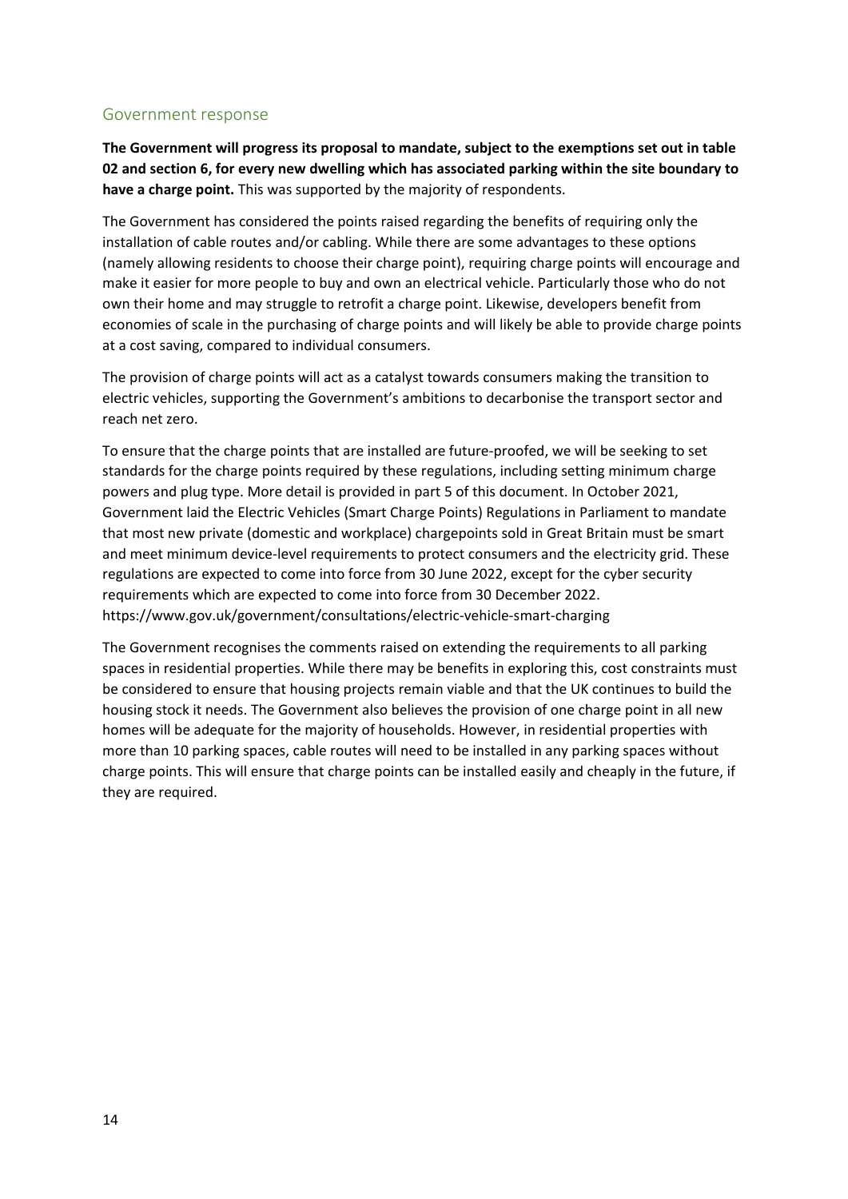## Government response

**The Government will progress its proposal to mandate, subject to the exemptions set out in table 02 and section 6, for every new dwelling which has associated parking within the site boundary to have a charge point.** This was supported by the majority of respondents.

The Government has considered the points raised regarding the benefits of requiring only the installation of cable routes and/or cabling. While there are some advantages to these options (namely allowing residents to choose their charge point), requiring charge points will encourage and make it easier for more people to buy and own an electrical vehicle. Particularly those who do not own their home and may struggle to retrofit a charge point. Likewise, developers benefit from economies of scale in the purchasing of charge points and will likely be able to provide charge points at a cost saving, compared to individual consumers.

The provision of charge points will act as a catalyst towards consumers making the transition to electric vehicles, supporting the Government's ambitions to decarbonise the transport sector and reach net zero.

To ensure that the charge points that are installed are future-proofed, we will be seeking to set standards for the charge points required by these regulations, including setting minimum charge powers and plug type. More detail is provided in part 5 of this document. In October 2021, Government laid the Electric Vehicles (Smart Charge Points) Regulations in Parliament to mandate that most new private (domestic and workplace) chargepoints sold in Great Britain must be smart and meet minimum device-level requirements to protect consumers and the electricity grid. These regulations are expected to come into force from 30 June 2022, except for the cyber security requirements which are expected to come into force from 30 December 2022. https://www.gov.uk/government/consultations/electric-vehicle-smart-charging

The Government recognises the comments raised on extending the requirements to all parking spaces in residential properties. While there may be benefits in exploring this, cost constraints must be considered to ensure that housing projects remain viable and that the UK continues to build the housing stock it needs. The Government also believes the provision of one charge point in all new homes will be adequate for the majority of households. However, in residential properties with more than 10 parking spaces, cable routes will need to be installed in any parking spaces without charge points. This will ensure that charge points can be installed easily and cheaply in the future, if they are required.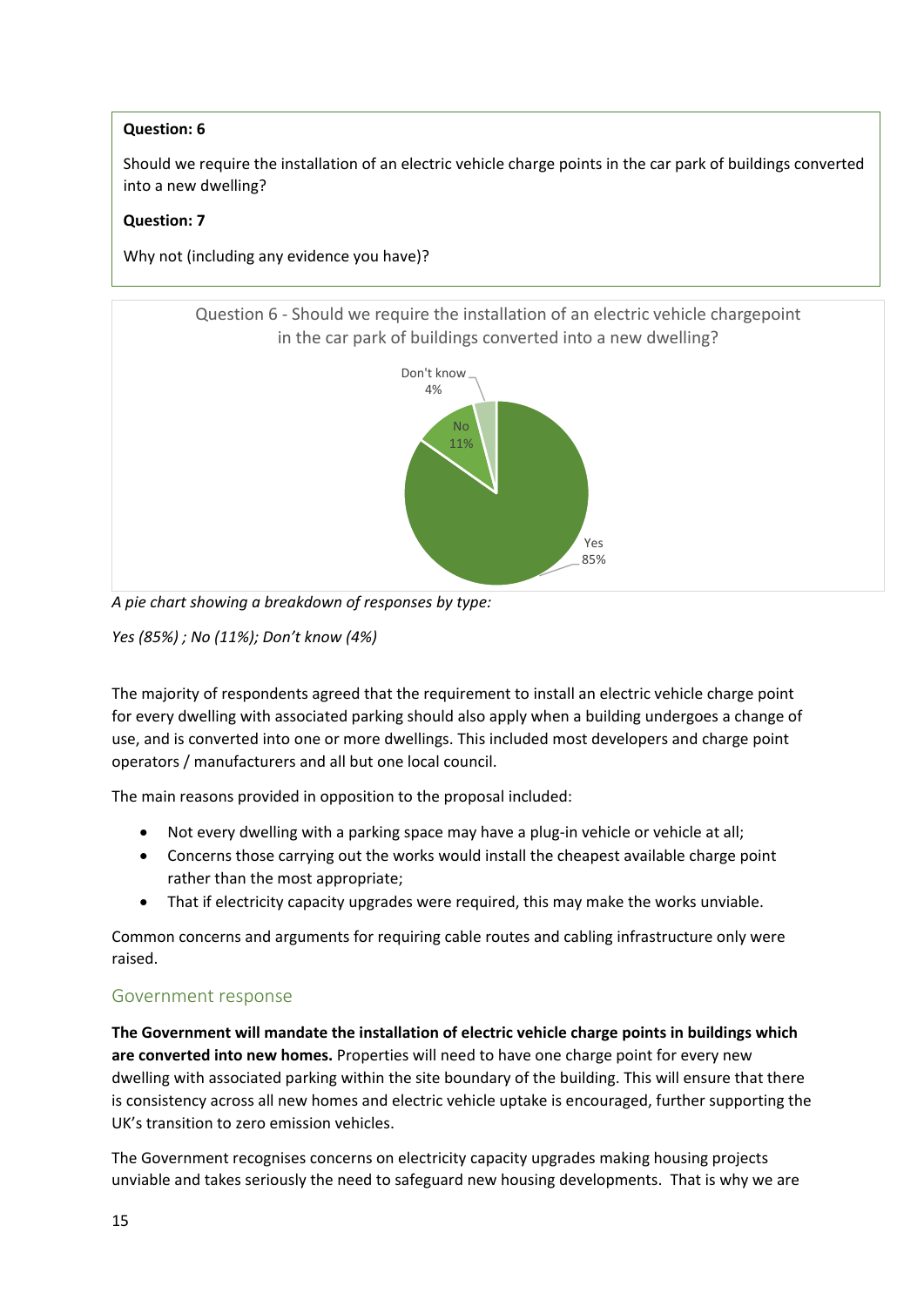**Question: 6**

Should we require the installation of an electric vehicle charge points in the car park of buildings converted into a new dwelling?

**Question: 7**

Why not (including any evidence you have)?

Question 6 - Should we require the installation of an electric vehicle chargepoint in the car park of buildings converted into a new dwelling?

*A pie chart showing a breakdown of responses by type:*

*Yes (85%) ; No (11%); Don't know (4%)*

The majority of respondents agreed that the requirement to install an electric vehicle charge point for every dwelling with associated parking should also apply when a building undergoes a change of use, and is converted into one or more dwellings. This included most developers and charge point operators / manufacturers and all but one local council.

The main reasons provided in opposition to the proposal included:

- Not every dwelling with a parking space may have a plug-in vehicle or vehicle at all;
- Concerns those carrying out the works would install the cheapest available charge point rather than the most appropriate;
- That if electricity capacity upgrades were required, this may make the works unviable.

Common concerns and arguments for requiring cable routes and cabling infrastructure only were raised.

## Government response

**The Government will mandate the installation of electric vehicle charge points in buildings which are converted into new homes.** Properties will need to have one charge point for every new dwelling with associated parking within the site boundary of the building. This will ensure that there is consistency across all new homes and electric vehicle uptake is encouraged, further supporting the UK's transition to zero emission vehicles.

The Government recognises concerns on electricity capacity upgrades making housing projects unviable and takes seriously the need to safeguard new housing developments. That is why we are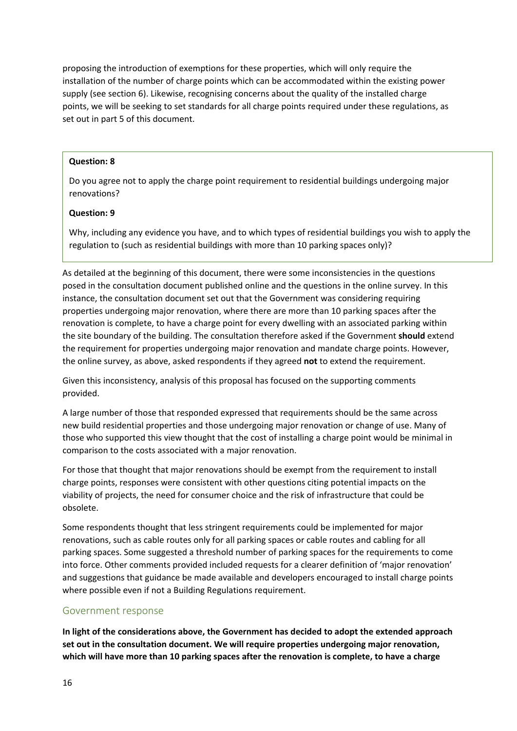proposing the introduction of exemptions for these properties, which will only require the installation of the number of charge points which can be accommodated within the existing power supply (see section 6). Likewise, recognising concerns about the quality of the installed charge points, we will be seeking to set standards for all charge points required under these regulations, as set out in part 5 of this document.

> **Question: 8**
>
> Do you agree not to apply the charge point requirement to residential buildings undergoing major renovations?
>
> **Question: 9**
>
> Why, including any evidence you have, and to which types of residential buildings you wish to apply the regulation to (such as residential buildings with more than 10 parking spaces only)?

As detailed at the beginning of this document, there were some inconsistencies in the questions posed in the consultation document published online and the questions in the online survey. In this instance, the consultation document set out that the Government was considering requiring properties undergoing major renovation, where there are more than 10 parking spaces after the renovation is complete, to have a charge point for every dwelling with an associated parking within the site boundary of the building. The consultation therefore asked if the Government **should** extend the requirement for properties undergoing major renovation and mandate charge points. However, the online survey, as above, asked respondents if they agreed **not** to extend the requirement.

Given this inconsistency, analysis of this proposal has focused on the supporting comments provided.

A large number of those that responded expressed that requirements should be the same across new build residential properties and those undergoing major renovation or change of use. Many of those who supported this view thought that the cost of installing a charge point would be minimal in comparison to the costs associated with a major renovation.

For those that thought that major renovations should be exempt from the requirement to install charge points, responses were consistent with other questions citing potential impacts on the viability of projects, the need for consumer choice and the risk of infrastructure that could be obsolete.

Some respondents thought that less stringent requirements could be implemented for major renovations, such as cable routes only for all parking spaces or cable routes and cabling for all parking spaces. Some suggested a threshold number of parking spaces for the requirements to come into force. Other comments provided included requests for a clearer definition of 'major renovation' and suggestions that guidance be made available and developers encouraged to install charge points where possible even if not a Building Regulations requirement.

### Government response

**In light of the considerations above, the Government has decided to adopt the extended approach set out in the consultation document. We will require properties undergoing major renovation, which will have more than 10 parking spaces after the renovation is complete, to have a charge**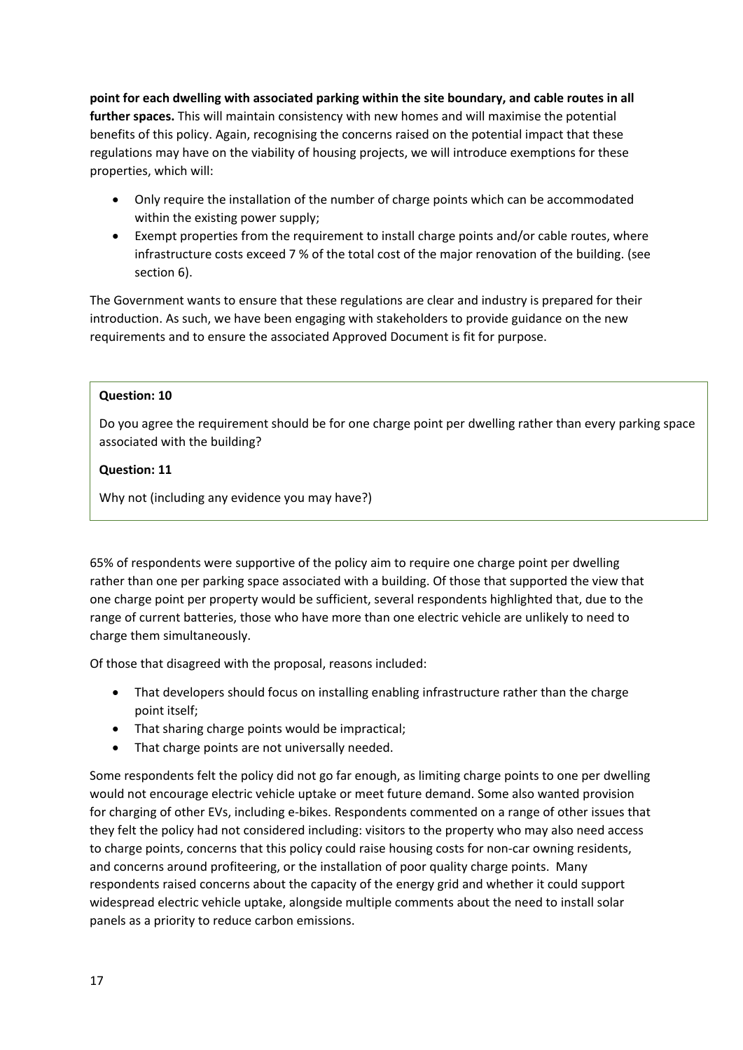**point for each dwelling with associated parking within the site boundary, and cable routes in all further spaces.** This will maintain consistency with new homes and will maximise the potential benefits of this policy. Again, recognising the concerns raised on the potential impact that these regulations may have on the viability of housing projects, we will introduce exemptions for these properties, which will:

- Only require the installation of the number of charge points which can be accommodated within the existing power supply;
- Exempt properties from the requirement to install charge points and/or cable routes, where infrastructure costs exceed 7 % of the total cost of the major renovation of the building. (see section 6).

The Government wants to ensure that these regulations are clear and industry is prepared for their introduction. As such, we have been engaging with stakeholders to provide guidance on the new requirements and to ensure the associated Approved Document is fit for purpose.

**Question: 10**

Do you agree the requirement should be for one charge point per dwelling rather than every parking space associated with the building?

**Question: 11**

Why not (including any evidence you may have?)

65% of respondents were supportive of the policy aim to require one charge point per dwelling rather than one per parking space associated with a building. Of those that supported the view that one charge point per property would be sufficient, several respondents highlighted that, due to the range of current batteries, those who have more than one electric vehicle are unlikely to need to charge them simultaneously.

Of those that disagreed with the proposal, reasons included:

- That developers should focus on installing enabling infrastructure rather than the charge point itself;
- That sharing charge points would be impractical;
- That charge points are not universally needed.

Some respondents felt the policy did not go far enough, as limiting charge points to one per dwelling would not encourage electric vehicle uptake or meet future demand. Some also wanted provision for charging of other EVs, including e-bikes. Respondents commented on a range of other issues that they felt the policy had not considered including: visitors to the property who may also need access to charge points, concerns that this policy could raise housing costs for non-car owning residents, and concerns around profiteering, or the installation of poor quality charge points. Many respondents raised concerns about the capacity of the energy grid and whether it could support widespread electric vehicle uptake, alongside multiple comments about the need to install solar panels as a priority to reduce carbon emissions.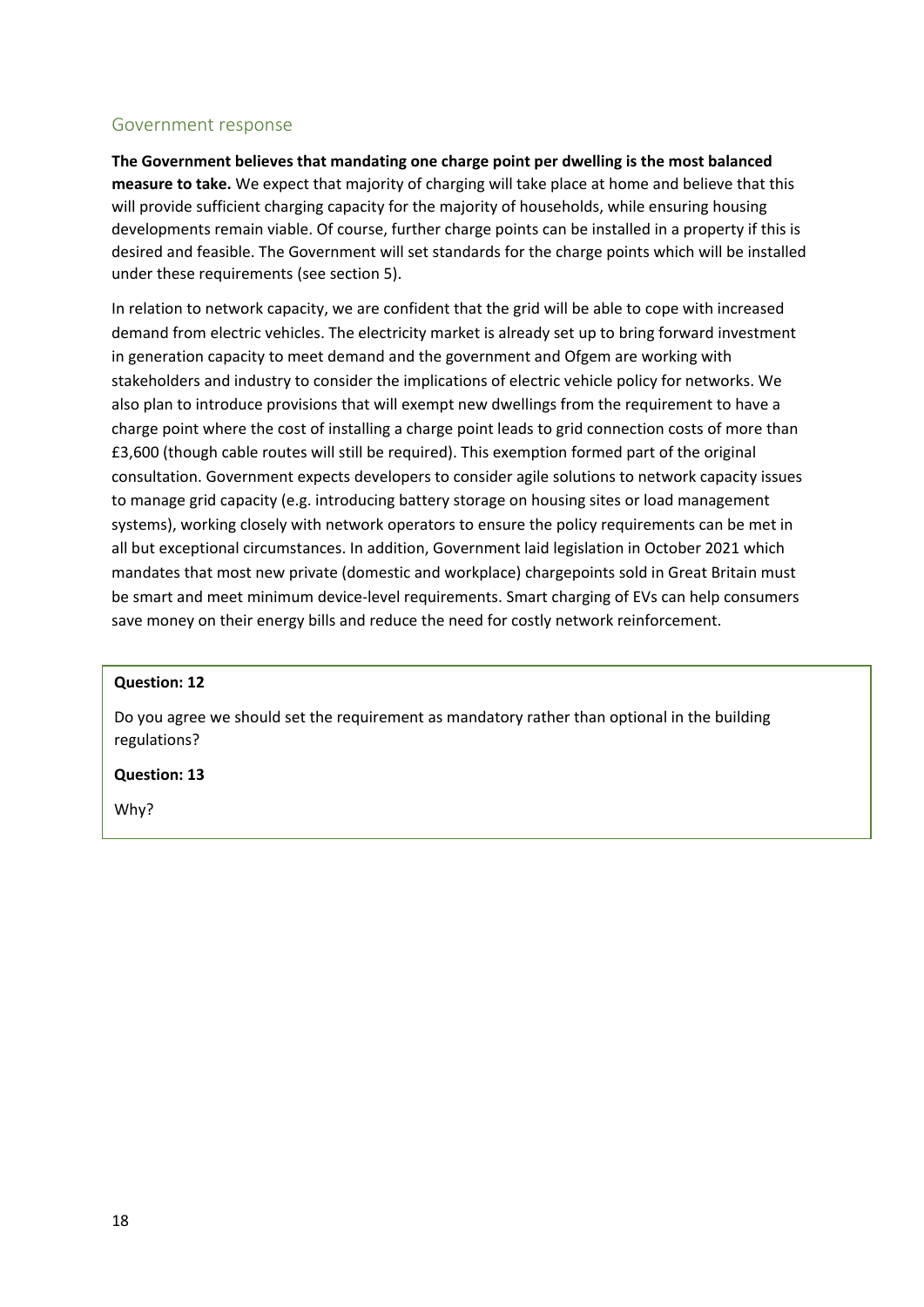## Government response

**The Government believes that mandating one charge point per dwelling is the most balanced measure to take.** We expect that majority of charging will take place at home and believe that this will provide sufficient charging capacity for the majority of households, while ensuring housing developments remain viable. Of course, further charge points can be installed in a property if this is desired and feasible. The Government will set standards for the charge points which will be installed under these requirements (see section 5).

In relation to network capacity, we are confident that the grid will be able to cope with increased demand from electric vehicles. The electricity market is already set up to bring forward investment in generation capacity to meet demand and the government and Ofgem are working with stakeholders and industry to consider the implications of electric vehicle policy for networks. We also plan to introduce provisions that will exempt new dwellings from the requirement to have a charge point where the cost of installing a charge point leads to grid connection costs of more than £3,600 (though cable routes will still be required). This exemption formed part of the original consultation. Government expects developers to consider agile solutions to network capacity issues to manage grid capacity (e.g. introducing battery storage on housing sites or load management systems), working closely with network operators to ensure the policy requirements can be met in all but exceptional circumstances. In addition, Government laid legislation in October 2021 which mandates that most new private (domestic and workplace) chargepoints sold in Great Britain must be smart and meet minimum device-level requirements. Smart charging of EVs can help consumers save money on their energy bills and reduce the need for costly network reinforcement.

**Question: 12**

Do you agree we should set the requirement as mandatory rather than optional in the building regulations?

**Question: 13**

Why?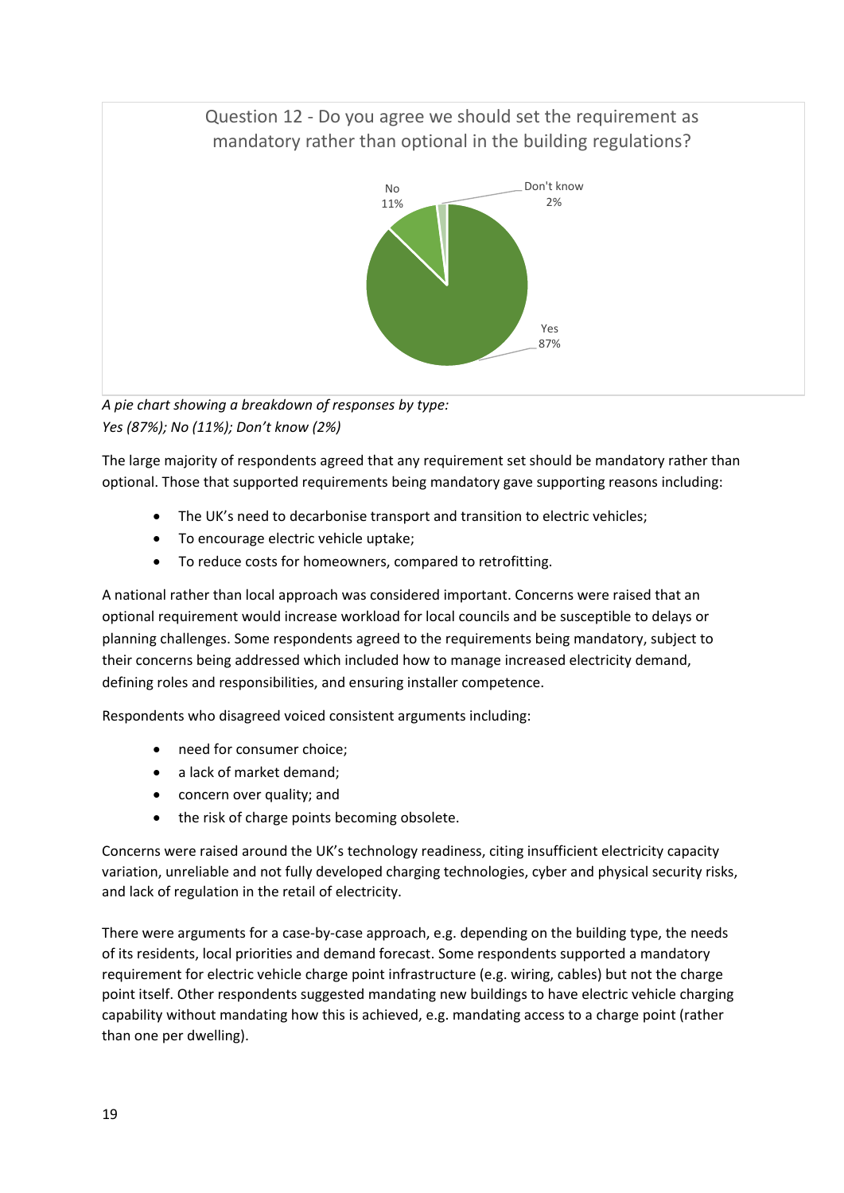Question 12 - Do you agree we should set the requirement as mandatory rather than optional in the building regulations?

No 11%

Don't know 2%

Yes 87%

*A pie chart showing a breakdown of responses by type:*
*Yes (87%); No (11%); Don't know (2%)*

The large majority of respondents agreed that any requirement set should be mandatory rather than optional. Those that supported requirements being mandatory gave supporting reasons including:

- The UK's need to decarbonise transport and transition to electric vehicles;
- To encourage electric vehicle uptake;
- To reduce costs for homeowners, compared to retrofitting.

A national rather than local approach was considered important. Concerns were raised that an optional requirement would increase workload for local councils and be susceptible to delays or planning challenges. Some respondents agreed to the requirements being mandatory, subject to their concerns being addressed which included how to manage increased electricity demand, defining roles and responsibilities, and ensuring installer competence.

Respondents who disagreed voiced consistent arguments including:

- need for consumer choice;
- a lack of market demand;
- concern over quality; and
- the risk of charge points becoming obsolete.

Concerns were raised around the UK's technology readiness, citing insufficient electricity capacity variation, unreliable and not fully developed charging technologies, cyber and physical security risks, and lack of regulation in the retail of electricity.

There were arguments for a case-by-case approach, e.g. depending on the building type, the needs of its residents, local priorities and demand forecast. Some respondents supported a mandatory requirement for electric vehicle charge point infrastructure (e.g. wiring, cables) but not the charge point itself. Other respondents suggested mandating new buildings to have electric vehicle charging capability without mandating how this is achieved, e.g. mandating access to a charge point (rather than one per dwelling).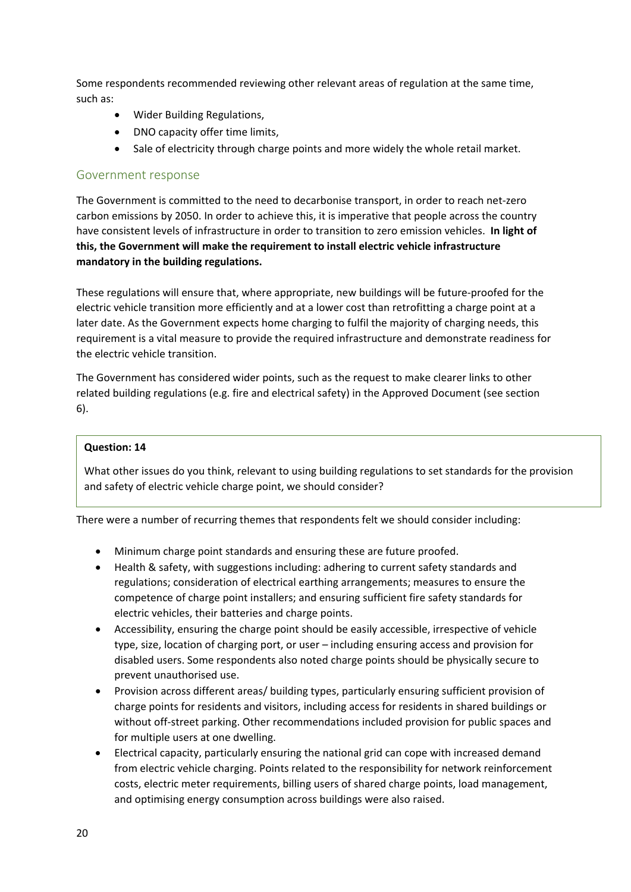Some respondents recommended reviewing other relevant areas of regulation at the same time, such as:

- Wider Building Regulations,
- DNO capacity offer time limits,
- Sale of electricity through charge points and more widely the whole retail market.

## Government response

The Government is committed to the need to decarbonise transport, in order to reach net-zero carbon emissions by 2050. In order to achieve this, it is imperative that people across the country have consistent levels of infrastructure in order to transition to zero emission vehicles. **In light of this, the Government will make the requirement to install electric vehicle infrastructure mandatory in the building regulations.**

These regulations will ensure that, where appropriate, new buildings will be future-proofed for the electric vehicle transition more efficiently and at a lower cost than retrofitting a charge point at a later date. As the Government expects home charging to fulfil the majority of charging needs, this requirement is a vital measure to provide the required infrastructure and demonstrate readiness for the electric vehicle transition.

The Government has considered wider points, such as the request to make clearer links to other related building regulations (e.g. fire and electrical safety) in the Approved Document (see section 6).

> **Question: 14**
>
> What other issues do you think, relevant to using building regulations to set standards for the provision and safety of electric vehicle charge point, we should consider?

There were a number of recurring themes that respondents felt we should consider including:

- Minimum charge point standards and ensuring these are future proofed.
- Health & safety, with suggestions including: adhering to current safety standards and regulations; consideration of electrical earthing arrangements; measures to ensure the competence of charge point installers; and ensuring sufficient fire safety standards for electric vehicles, their batteries and charge points.
- Accessibility, ensuring the charge point should be easily accessible, irrespective of vehicle type, size, location of charging port, or user – including ensuring access and provision for disabled users. Some respondents also noted charge points should be physically secure to prevent unauthorised use.
- Provision across different areas/ building types, particularly ensuring sufficient provision of charge points for residents and visitors, including access for residents in shared buildings or without off-street parking. Other recommendations included provision for public spaces and for multiple users at one dwelling.
- Electrical capacity, particularly ensuring the national grid can cope with increased demand from electric vehicle charging. Points related to the responsibility for network reinforcement costs, electric meter requirements, billing users of shared charge points, load management, and optimising energy consumption across buildings were also raised.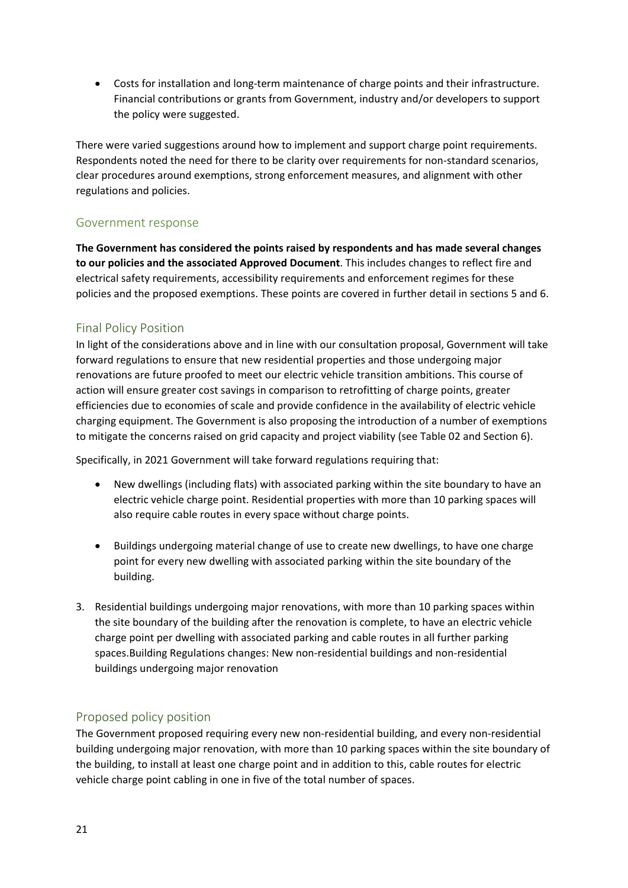- Costs for installation and long-term maintenance of charge points and their infrastructure. Financial contributions or grants from Government, industry and/or developers to support the policy were suggested.

There were varied suggestions around how to implement and support charge point requirements. Respondents noted the need for there to be clarity over requirements for non-standard scenarios, clear procedures around exemptions, strong enforcement measures, and alignment with other regulations and policies.

### Government response

**The Government has considered the points raised by respondents and has made several changes to our policies and the associated Approved Document**. This includes changes to reflect fire and electrical safety requirements, accessibility requirements and enforcement regimes for these policies and the proposed exemptions. These points are covered in further detail in sections 5 and 6.

### Final Policy Position

In light of the considerations above and in line with our consultation proposal, Government will take forward regulations to ensure that new residential properties and those undergoing major renovations are future proofed to meet our electric vehicle transition ambitions. This course of action will ensure greater cost savings in comparison to retrofitting of charge points, greater efficiencies due to economies of scale and provide confidence in the availability of electric vehicle charging equipment. The Government is also proposing the introduction of a number of exemptions to mitigate the concerns raised on grid capacity and project viability (see Table 02 and Section 6).

Specifically, in 2021 Government will take forward regulations requiring that:

- New dwellings (including flats) with associated parking within the site boundary to have an electric vehicle charge point. Residential properties with more than 10 parking spaces will also require cable routes in every space without charge points.

- Buildings undergoing material change of use to create new dwellings, to have one charge point for every new dwelling with associated parking within the site boundary of the building.

3. Residential buildings undergoing major renovations, with more than 10 parking spaces within the site boundary of the building after the renovation is complete, to have an electric vehicle charge point per dwelling with associated parking and cable routes in all further parking spaces.Building Regulations changes: New non-residential buildings and non-residential buildings undergoing major renovation

### Proposed policy position

The Government proposed requiring every new non-residential building, and every non-residential building undergoing major renovation, with more than 10 parking spaces within the site boundary of the building, to install at least one charge point and in addition to this, cable routes for electric vehicle charge point cabling in one in five of the total number of spaces.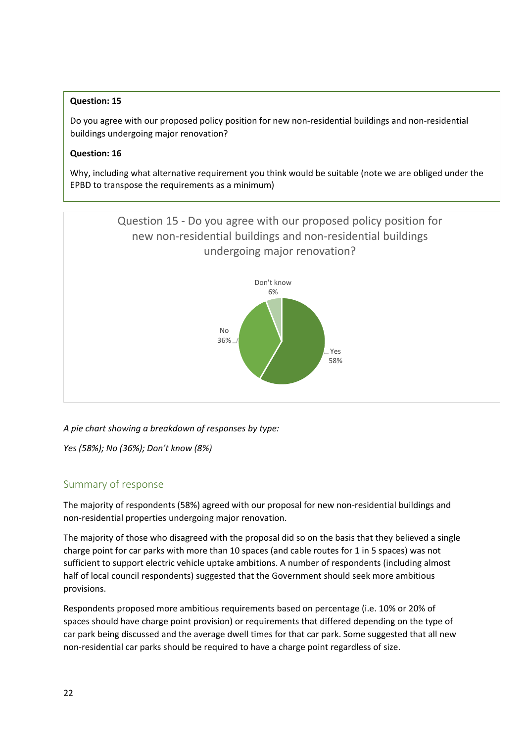**Question: 15**

Do you agree with our proposed policy position for new non-residential buildings and non-residential buildings undergoing major renovation?

**Question: 16**

Why, including what alternative requirement you think would be suitable (note we are obliged under the EPBD to transpose the requirements as a minimum)

Question 15 - Do you agree with our proposed policy position for new non-residential buildings and non-residential buildings undergoing major renovation?

Don't know 6%

No 36%

Yes 58%

*A pie chart showing a breakdown of responses by type:*

*Yes (58%); No (36%); Don't know (8%)*

## Summary of response

The majority of respondents (58%) agreed with our proposal for new non-residential buildings and non-residential properties undergoing major renovation.

The majority of those who disagreed with the proposal did so on the basis that they believed a single charge point for car parks with more than 10 spaces (and cable routes for 1 in 5 spaces) was not sufficient to support electric vehicle uptake ambitions. A number of respondents (including almost half of local council respondents) suggested that the Government should seek more ambitious provisions.

Respondents proposed more ambitious requirements based on percentage (i.e. 10% or 20% of spaces should have charge point provision) or requirements that differed depending on the type of car park being discussed and the average dwell times for that car park. Some suggested that all new non-residential car parks should be required to have a charge point regardless of size.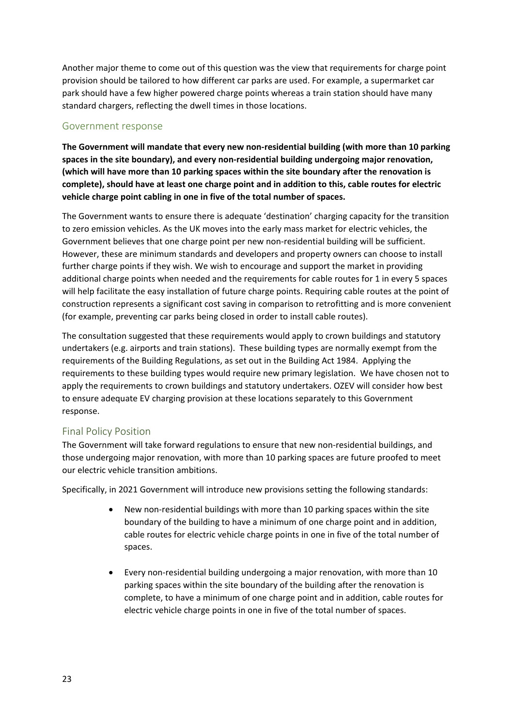Another major theme to come out of this question was the view that requirements for charge point provision should be tailored to how different car parks are used. For example, a supermarket car park should have a few higher powered charge points whereas a train station should have many standard chargers, reflecting the dwell times in those locations.

## Government response

**The Government will mandate that every new non-residential building (with more than 10 parking spaces in the site boundary), and every non-residential building undergoing major renovation, (which will have more than 10 parking spaces within the site boundary after the renovation is complete), should have at least one charge point and in addition to this, cable routes for electric vehicle charge point cabling in one in five of the total number of spaces.**

The Government wants to ensure there is adequate 'destination' charging capacity for the transition to zero emission vehicles. As the UK moves into the early mass market for electric vehicles, the Government believes that one charge point per new non-residential building will be sufficient. However, these are minimum standards and developers and property owners can choose to install further charge points if they wish. We wish to encourage and support the market in providing additional charge points when needed and the requirements for cable routes for 1 in every 5 spaces will help facilitate the easy installation of future charge points. Requiring cable routes at the point of construction represents a significant cost saving in comparison to retrofitting and is more convenient (for example, preventing car parks being closed in order to install cable routes).

The consultation suggested that these requirements would apply to crown buildings and statutory undertakers (e.g. airports and train stations). These building types are normally exempt from the requirements of the Building Regulations, as set out in the Building Act 1984. Applying the requirements to these building types would require new primary legislation. We have chosen not to apply the requirements to crown buildings and statutory undertakers. OZEV will consider how best to ensure adequate EV charging provision at these locations separately to this Government response.

## Final Policy Position

The Government will take forward regulations to ensure that new non-residential buildings, and those undergoing major renovation, with more than 10 parking spaces are future proofed to meet our electric vehicle transition ambitions.

Specifically, in 2021 Government will introduce new provisions setting the following standards:

- New non-residential buildings with more than 10 parking spaces within the site boundary of the building to have a minimum of one charge point and in addition, cable routes for electric vehicle charge points in one in five of the total number of spaces.

- Every non-residential building undergoing a major renovation, with more than 10 parking spaces within the site boundary of the building after the renovation is complete, to have a minimum of one charge point and in addition, cable routes for electric vehicle charge points in one in five of the total number of spaces.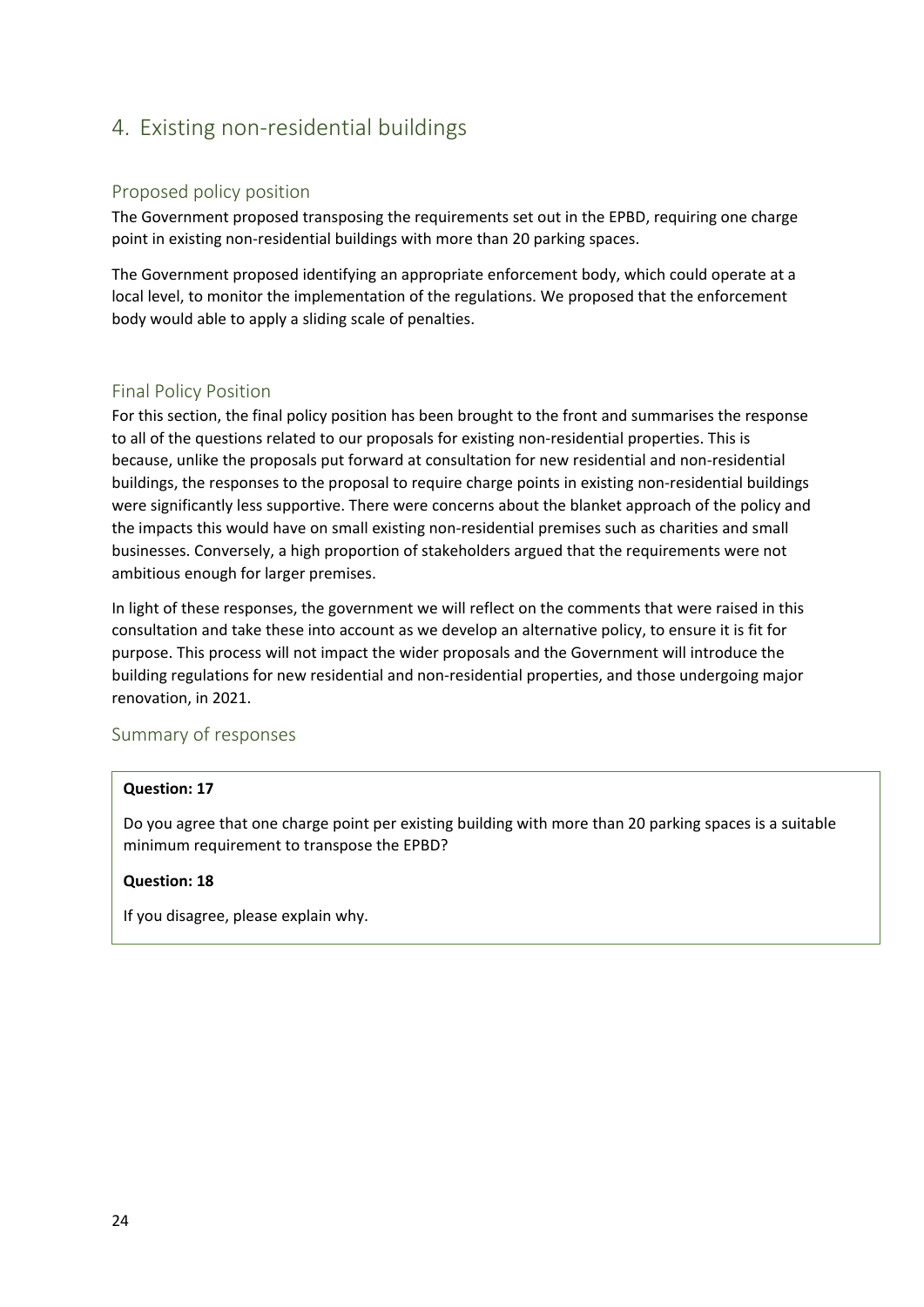# 4. Existing non-residential buildings

## Proposed policy position

The Government proposed transposing the requirements set out in the EPBD, requiring one charge point in existing non-residential buildings with more than 20 parking spaces.

The Government proposed identifying an appropriate enforcement body, which could operate at a local level, to monitor the implementation of the regulations. We proposed that the enforcement body would able to apply a sliding scale of penalties.

## Final Policy Position

For this section, the final policy position has been brought to the front and summarises the response to all of the questions related to our proposals for existing non-residential properties. This is because, unlike the proposals put forward at consultation for new residential and non-residential buildings, the responses to the proposal to require charge points in existing non-residential buildings were significantly less supportive. There were concerns about the blanket approach of the policy and the impacts this would have on small existing non-residential premises such as charities and small businesses. Conversely, a high proportion of stakeholders argued that the requirements were not ambitious enough for larger premises.

In light of these responses, the government we will reflect on the comments that were raised in this consultation and take these into account as we develop an alternative policy, to ensure it is fit for purpose. This process will not impact the wider proposals and the Government will introduce the building regulations for new residential and non-residential properties, and those undergoing major renovation, in 2021.

## Summary of responses

**Question: 17**

Do you agree that one charge point per existing building with more than 20 parking spaces is a suitable minimum requirement to transpose the EPBD?

**Question: 18**

If you disagree, please explain why.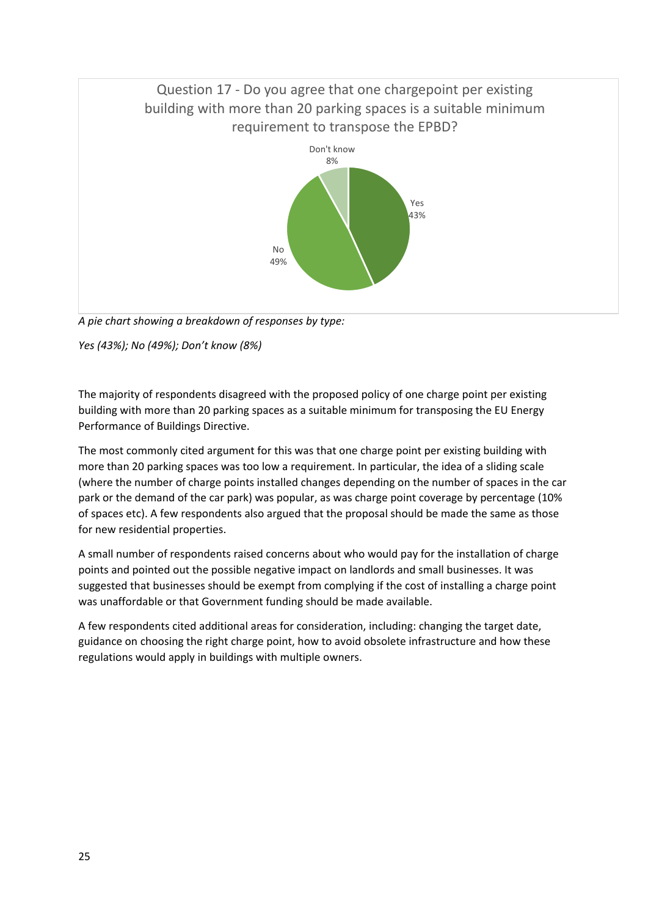Question 17 - Do you agree that one chargepoint per existing building with more than 20 parking spaces is a suitable minimum requirement to transpose the EPBD?

*A pie chart showing a breakdown of responses by type:*

*Yes (43%); No (49%); Don't know (8%)*

The majority of respondents disagreed with the proposed policy of one charge point per existing building with more than 20 parking spaces as a suitable minimum for transposing the EU Energy Performance of Buildings Directive.

The most commonly cited argument for this was that one charge point per existing building with more than 20 parking spaces was too low a requirement. In particular, the idea of a sliding scale (where the number of charge points installed changes depending on the number of spaces in the car park or the demand of the car park) was popular, as was charge point coverage by percentage (10% of spaces etc). A few respondents also argued that the proposal should be made the same as those for new residential properties.

A small number of respondents raised concerns about who would pay for the installation of charge points and pointed out the possible negative impact on landlords and small businesses. It was suggested that businesses should be exempt from complying if the cost of installing a charge point was unaffordable or that Government funding should be made available.

A few respondents cited additional areas for consideration, including: changing the target date, guidance on choosing the right charge point, how to avoid obsolete infrastructure and how these regulations would apply in buildings with multiple owners.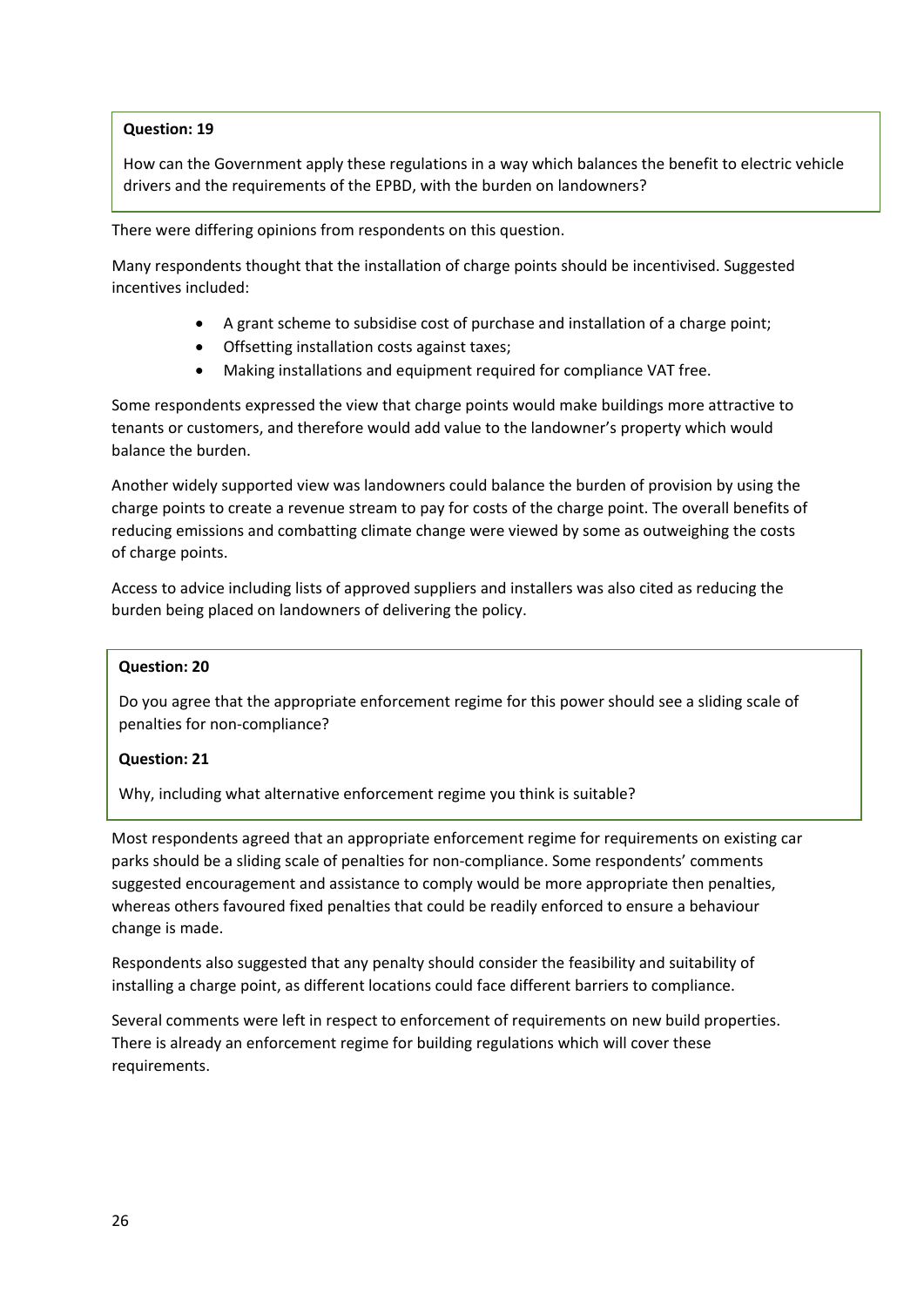**Question: 19**

How can the Government apply these regulations in a way which balances the benefit to electric vehicle drivers and the requirements of the EPBD, with the burden on landowners?

There were differing opinions from respondents on this question.

Many respondents thought that the installation of charge points should be incentivised. Suggested incentives included:

- A grant scheme to subsidise cost of purchase and installation of a charge point;
- Offsetting installation costs against taxes;
- Making installations and equipment required for compliance VAT free.

Some respondents expressed the view that charge points would make buildings more attractive to tenants or customers, and therefore would add value to the landowner's property which would balance the burden.

Another widely supported view was landowners could balance the burden of provision by using the charge points to create a revenue stream to pay for costs of the charge point. The overall benefits of reducing emissions and combatting climate change were viewed by some as outweighing the costs of charge points.

Access to advice including lists of approved suppliers and installers was also cited as reducing the burden being placed on landowners of delivering the policy.

**Question: 20**

Do you agree that the appropriate enforcement regime for this power should see a sliding scale of penalties for non-compliance?

**Question: 21**

Why, including what alternative enforcement regime you think is suitable?

Most respondents agreed that an appropriate enforcement regime for requirements on existing car parks should be a sliding scale of penalties for non-compliance. Some respondents' comments suggested encouragement and assistance to comply would be more appropriate then penalties, whereas others favoured fixed penalties that could be readily enforced to ensure a behaviour change is made.

Respondents also suggested that any penalty should consider the feasibility and suitability of installing a charge point, as different locations could face different barriers to compliance.

Several comments were left in respect to enforcement of requirements on new build properties. There is already an enforcement regime for building regulations which will cover these requirements.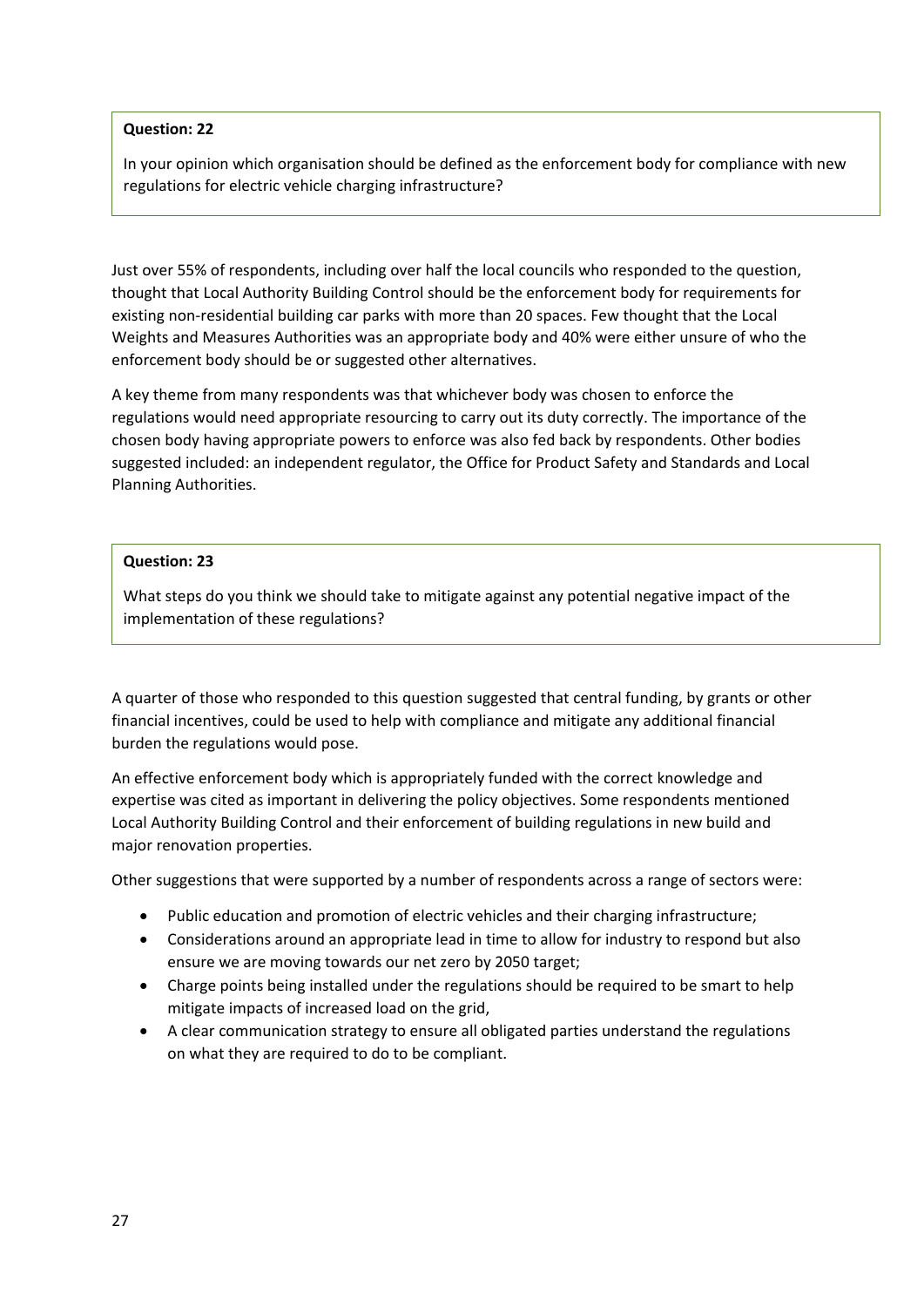**Question: 22**

In your opinion which organisation should be defined as the enforcement body for compliance with new regulations for electric vehicle charging infrastructure?

Just over 55% of respondents, including over half the local councils who responded to the question, thought that Local Authority Building Control should be the enforcement body for requirements for existing non-residential building car parks with more than 20 spaces. Few thought that the Local Weights and Measures Authorities was an appropriate body and 40% were either unsure of who the enforcement body should be or suggested other alternatives.

A key theme from many respondents was that whichever body was chosen to enforce the regulations would need appropriate resourcing to carry out its duty correctly. The importance of the chosen body having appropriate powers to enforce was also fed back by respondents. Other bodies suggested included: an independent regulator, the Office for Product Safety and Standards and Local Planning Authorities.

**Question: 23**

What steps do you think we should take to mitigate against any potential negative impact of the implementation of these regulations?

A quarter of those who responded to this question suggested that central funding, by grants or other financial incentives, could be used to help with compliance and mitigate any additional financial burden the regulations would pose.

An effective enforcement body which is appropriately funded with the correct knowledge and expertise was cited as important in delivering the policy objectives. Some respondents mentioned Local Authority Building Control and their enforcement of building regulations in new build and major renovation properties.

Other suggestions that were supported by a number of respondents across a range of sectors were:

- Public education and promotion of electric vehicles and their charging infrastructure;
- Considerations around an appropriate lead in time to allow for industry to respond but also ensure we are moving towards our net zero by 2050 target;
- Charge points being installed under the regulations should be required to be smart to help mitigate impacts of increased load on the grid,
- A clear communication strategy to ensure all obligated parties understand the regulations on what they are required to do to be compliant.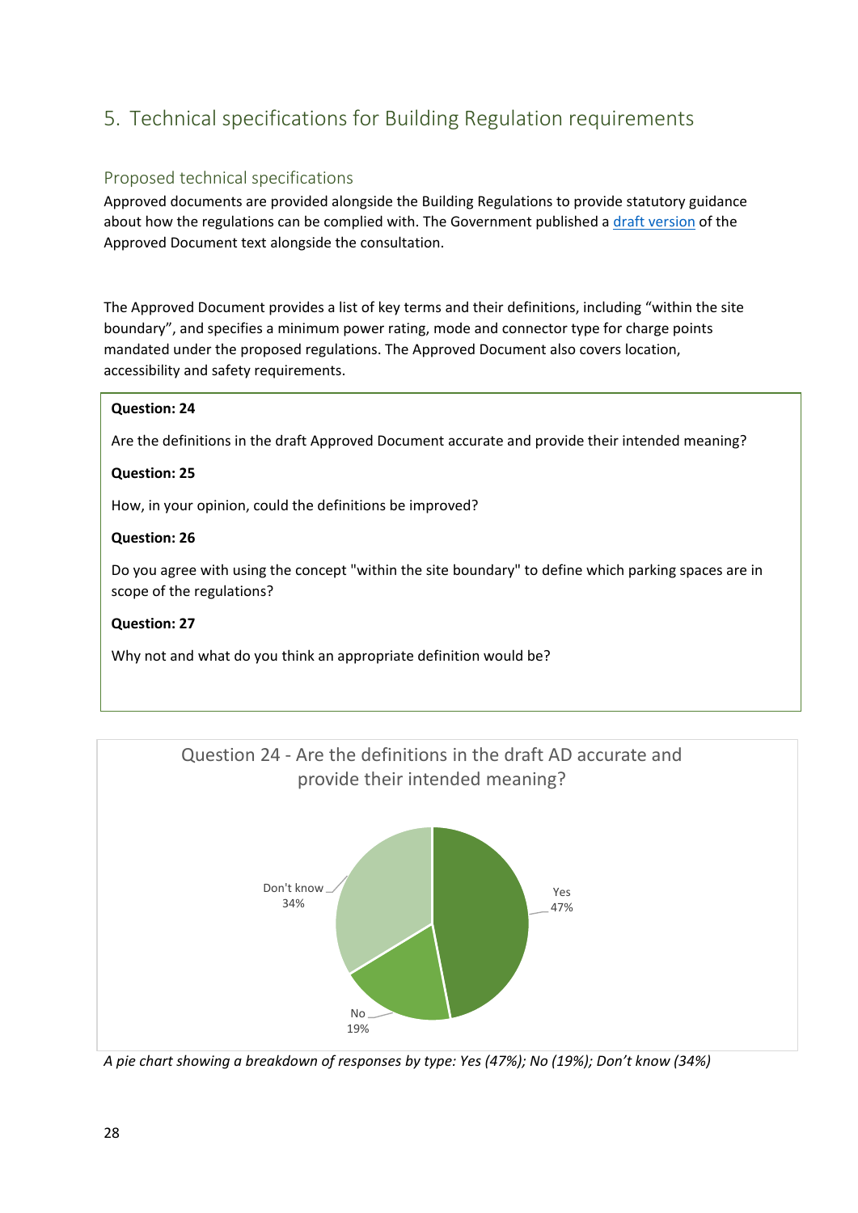## 5. Technical specifications for Building Regulation requirements

### Proposed technical specifications

Approved documents are provided alongside the Building Regulations to provide statutory guidance about how the regulations can be complied with. The Government published a draft version of the Approved Document text alongside the consultation.

The Approved Document provides a list of key terms and their definitions, including “within the site boundary”, and specifies a minimum power rating, mode and connector type for charge points mandated under the proposed regulations. The Approved Document also covers location, accessibility and safety requirements.

**Question: 24**

Are the definitions in the draft Approved Document accurate and provide their intended meaning?

**Question: 25**

How, in your opinion, could the definitions be improved?

**Question: 26**

Do you agree with using the concept "within the site boundary" to define which parking spaces are in scope of the regulations?

**Question: 27**

Why not and what do you think an appropriate definition would be?

Question 24 - Are the definitions in the draft AD accurate and provide their intended meaning?

| Response | Percentage |
| --- | --- |
| Yes | 47% |
| No | 19% |
| Don't know | 34% |

*A pie chart showing a breakdown of responses by type: Yes (47%); No (19%); Don’t know (34%)*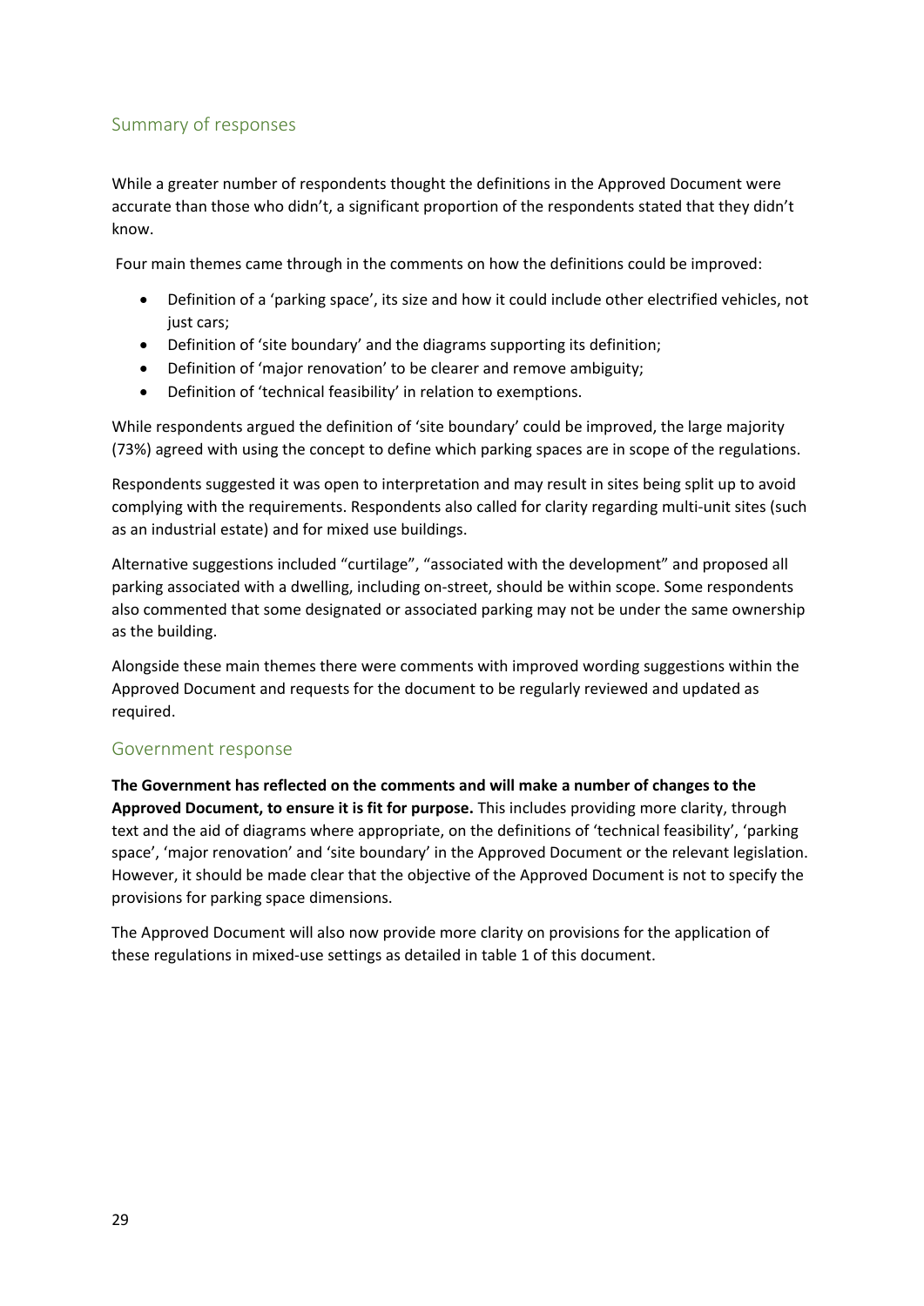## Summary of responses

While a greater number of respondents thought the definitions in the Approved Document were accurate than those who didn't, a significant proportion of the respondents stated that they didn't know.

Four main themes came through in the comments on how the definitions could be improved:

- Definition of a 'parking space', its size and how it could include other electrified vehicles, not just cars;
- Definition of 'site boundary' and the diagrams supporting its definition;
- Definition of 'major renovation' to be clearer and remove ambiguity;
- Definition of 'technical feasibility' in relation to exemptions.

While respondents argued the definition of 'site boundary' could be improved, the large majority (73%) agreed with using the concept to define which parking spaces are in scope of the regulations.

Respondents suggested it was open to interpretation and may result in sites being split up to avoid complying with the requirements. Respondents also called for clarity regarding multi-unit sites (such as an industrial estate) and for mixed use buildings.

Alternative suggestions included "curtilage", "associated with the development" and proposed all parking associated with a dwelling, including on-street, should be within scope. Some respondents also commented that some designated or associated parking may not be under the same ownership as the building.

Alongside these main themes there were comments with improved wording suggestions within the Approved Document and requests for the document to be regularly reviewed and updated as required.

## Government response

**The Government has reflected on the comments and will make a number of changes to the Approved Document, to ensure it is fit for purpose.** This includes providing more clarity, through text and the aid of diagrams where appropriate, on the definitions of 'technical feasibility', 'parking space', 'major renovation' and 'site boundary' in the Approved Document or the relevant legislation. However, it should be made clear that the objective of the Approved Document is not to specify the provisions for parking space dimensions.

The Approved Document will also now provide more clarity on provisions for the application of these regulations in mixed-use settings as detailed in table 1 of this document.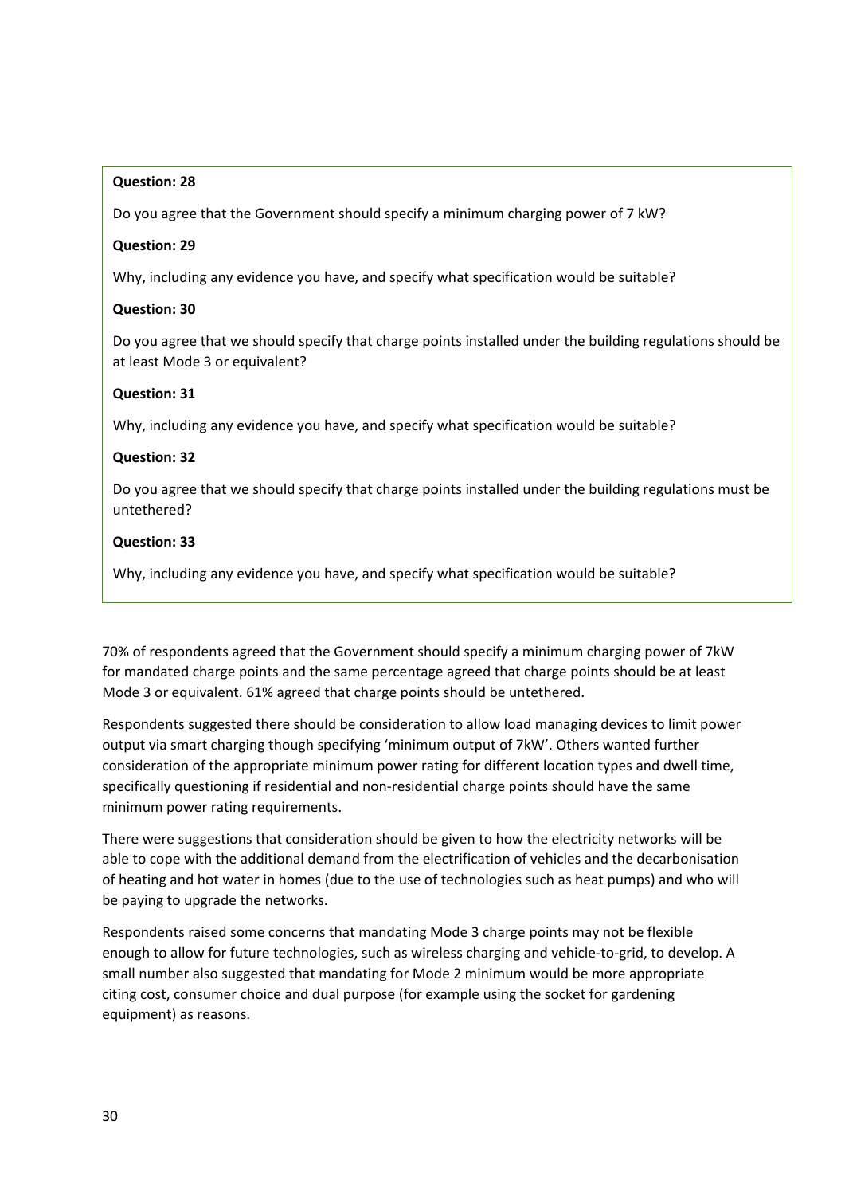**Question: 28**

Do you agree that the Government should specify a minimum charging power of 7 kW?

**Question: 29**

Why, including any evidence you have, and specify what specification would be suitable?

**Question: 30**

Do you agree that we should specify that charge points installed under the building regulations should be at least Mode 3 or equivalent?

**Question: 31**

Why, including any evidence you have, and specify what specification would be suitable?

**Question: 32**

Do you agree that we should specify that charge points installed under the building regulations must be untethered?

**Question: 33**

Why, including any evidence you have, and specify what specification would be suitable?

70% of respondents agreed that the Government should specify a minimum charging power of 7kW for mandated charge points and the same percentage agreed that charge points should be at least Mode 3 or equivalent. 61% agreed that charge points should be untethered.

Respondents suggested there should be consideration to allow load managing devices to limit power output via smart charging though specifying 'minimum output of 7kW'. Others wanted further consideration of the appropriate minimum power rating for different location types and dwell time, specifically questioning if residential and non-residential charge points should have the same minimum power rating requirements.

There were suggestions that consideration should be given to how the electricity networks will be able to cope with the additional demand from the electrification of vehicles and the decarbonisation of heating and hot water in homes (due to the use of technologies such as heat pumps) and who will be paying to upgrade the networks.

Respondents raised some concerns that mandating Mode 3 charge points may not be flexible enough to allow for future technologies, such as wireless charging and vehicle-to-grid, to develop. A small number also suggested that mandating for Mode 2 minimum would be more appropriate citing cost, consumer choice and dual purpose (for example using the socket for gardening equipment) as reasons.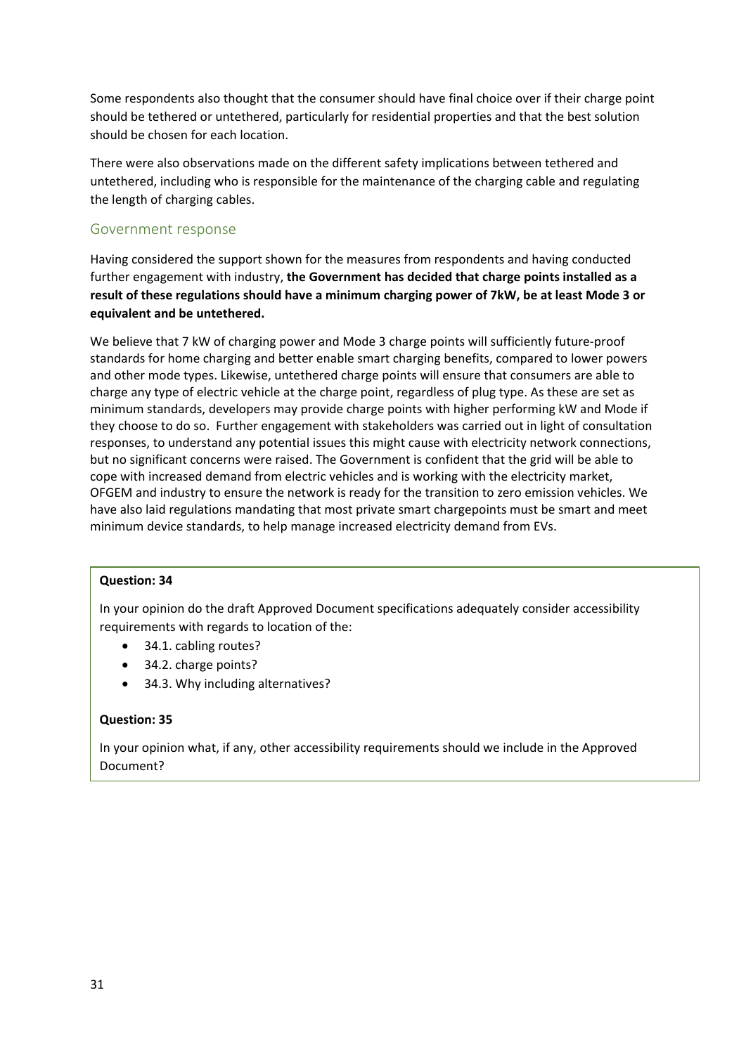Some respondents also thought that the consumer should have final choice over if their charge point should be tethered or untethered, particularly for residential properties and that the best solution should be chosen for each location.

There were also observations made on the different safety implications between tethered and untethered, including who is responsible for the maintenance of the charging cable and regulating the length of charging cables.

### Government response

Having considered the support shown for the measures from respondents and having conducted further engagement with industry, **the Government has decided that charge points installed as a result of these regulations should have a minimum charging power of 7kW, be at least Mode 3 or equivalent and be untethered.**

We believe that 7 kW of charging power and Mode 3 charge points will sufficiently future-proof standards for home charging and better enable smart charging benefits, compared to lower powers and other mode types. Likewise, untethered charge points will ensure that consumers are able to charge any type of electric vehicle at the charge point, regardless of plug type. As these are set as minimum standards, developers may provide charge points with higher performing kW and Mode if they choose to do so. Further engagement with stakeholders was carried out in light of consultation responses, to understand any potential issues this might cause with electricity network connections, but no significant concerns were raised. The Government is confident that the grid will be able to cope with increased demand from electric vehicles and is working with the electricity market, OFGEM and industry to ensure the network is ready for the transition to zero emission vehicles. We have also laid regulations mandating that most private smart chargepoints must be smart and meet minimum device standards, to help manage increased electricity demand from EVs.

**Question: 34**

In your opinion do the draft Approved Document specifications adequately consider accessibility requirements with regards to location of the:

- 34.1. cabling routes?
- 34.2. charge points?
- 34.3. Why including alternatives?

**Question: 35**

In your opinion what, if any, other accessibility requirements should we include in the Approved Document?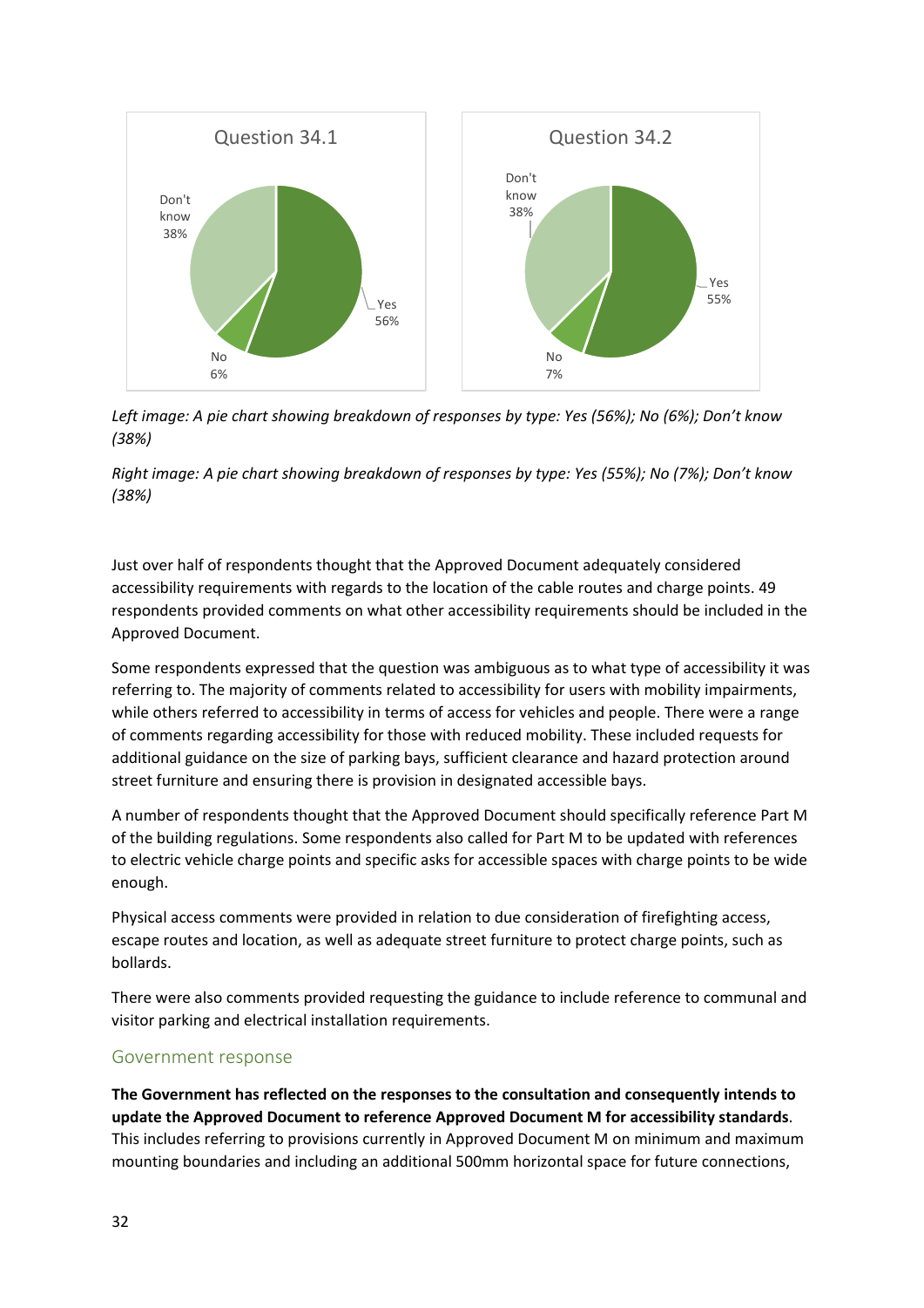Left image: *A pie chart showing breakdown of responses by type: Yes (56%); No (6%); Don't know (38%)*

Right image: *A pie chart showing breakdown of responses by type: Yes (55%); No (7%); Don't know (38%)*

Just over half of respondents thought that the Approved Document adequately considered accessibility requirements with regards to the location of the cable routes and charge points. 49 respondents provided comments on what other accessibility requirements should be included in the Approved Document.

Some respondents expressed that the question was ambiguous as to what type of accessibility it was referring to. The majority of comments related to accessibility for users with mobility impairments, while others referred to accessibility in terms of access for vehicles and people. There were a range of comments regarding accessibility for those with reduced mobility. These included requests for additional guidance on the size of parking bays, sufficient clearance and hazard protection around street furniture and ensuring there is provision in designated accessible bays.

A number of respondents thought that the Approved Document should specifically reference Part M of the building regulations. Some respondents also called for Part M to be updated with references to electric vehicle charge points and specific asks for accessible spaces with charge points to be wide enough.

Physical access comments were provided in relation to due consideration of firefighting access, escape routes and location, as well as adequate street furniture to protect charge points, such as bollards.

There were also comments provided requesting the guidance to include reference to communal and visitor parking and electrical installation requirements.

## Government response

**The Government has reflected on the responses to the consultation and consequently intends to update the Approved Document to reference Approved Document M for accessibility standards**. This includes referring to provisions currently in Approved Document M on minimum and maximum mounting boundaries and including an additional 500mm horizontal space for future connections,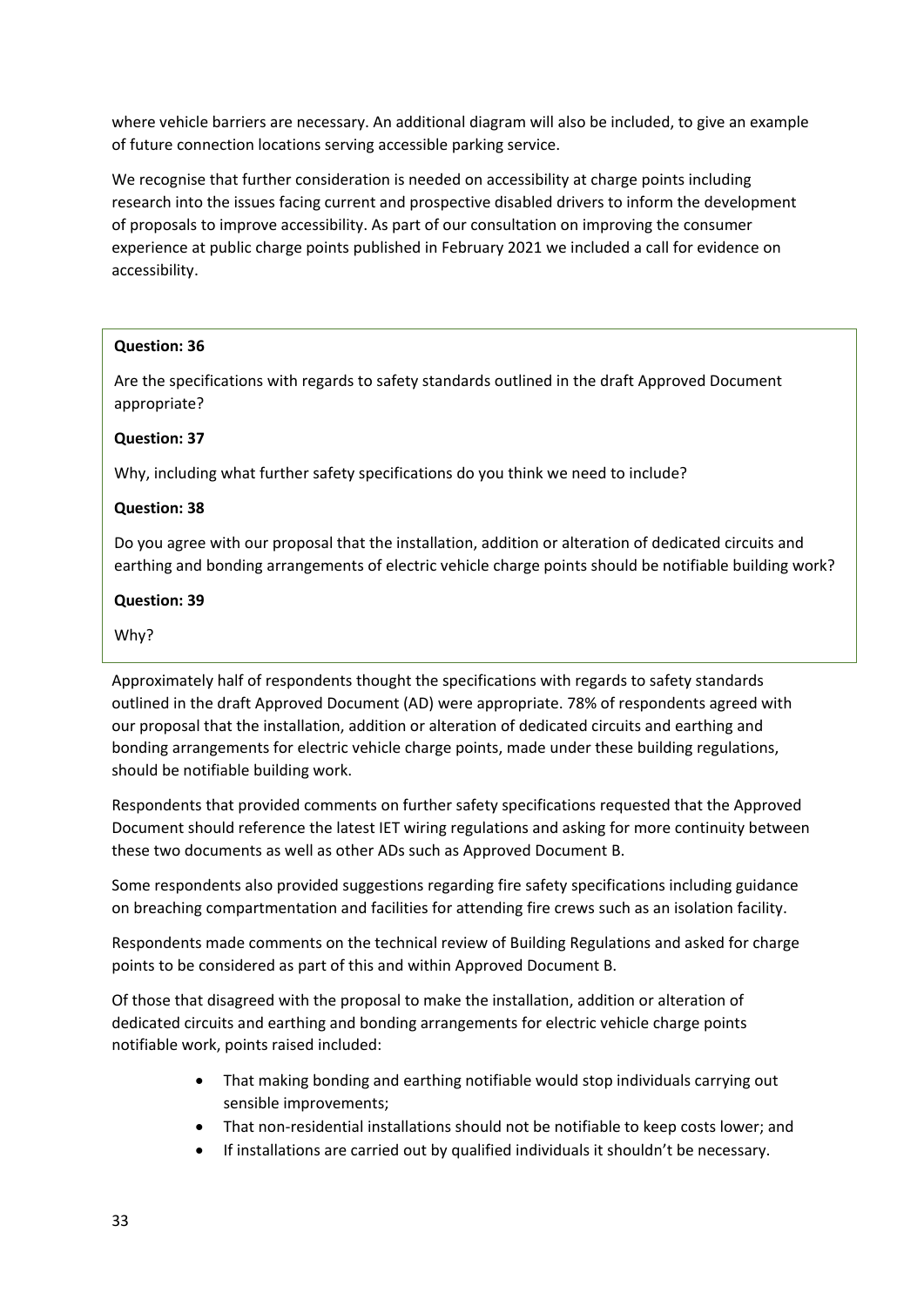where vehicle barriers are necessary. An additional diagram will also be included, to give an example of future connection locations serving accessible parking service.

We recognise that further consideration is needed on accessibility at charge points including research into the issues facing current and prospective disabled drivers to inform the development of proposals to improve accessibility. As part of our consultation on improving the consumer experience at public charge points published in February 2021 we included a call for evidence on accessibility.

**Question: 36**

Are the specifications with regards to safety standards outlined in the draft Approved Document appropriate?

**Question: 37**

Why, including what further safety specifications do you think we need to include?

**Question: 38**

Do you agree with our proposal that the installation, addition or alteration of dedicated circuits and earthing and bonding arrangements of electric vehicle charge points should be notifiable building work?

**Question: 39**

Why?

Approximately half of respondents thought the specifications with regards to safety standards outlined in the draft Approved Document (AD) were appropriate. 78% of respondents agreed with our proposal that the installation, addition or alteration of dedicated circuits and earthing and bonding arrangements for electric vehicle charge points, made under these building regulations, should be notifiable building work.

Respondents that provided comments on further safety specifications requested that the Approved Document should reference the latest IET wiring regulations and asking for more continuity between these two documents as well as other ADs such as Approved Document B.

Some respondents also provided suggestions regarding fire safety specifications including guidance on breaching compartmentation and facilities for attending fire crews such as an isolation facility.

Respondents made comments on the technical review of Building Regulations and asked for charge points to be considered as part of this and within Approved Document B.

Of those that disagreed with the proposal to make the installation, addition or alteration of dedicated circuits and earthing and bonding arrangements for electric vehicle charge points notifiable work, points raised included:

- That making bonding and earthing notifiable would stop individuals carrying out sensible improvements;
- That non-residential installations should not be notifiable to keep costs lower; and
- If installations are carried out by qualified individuals it shouldn't be necessary.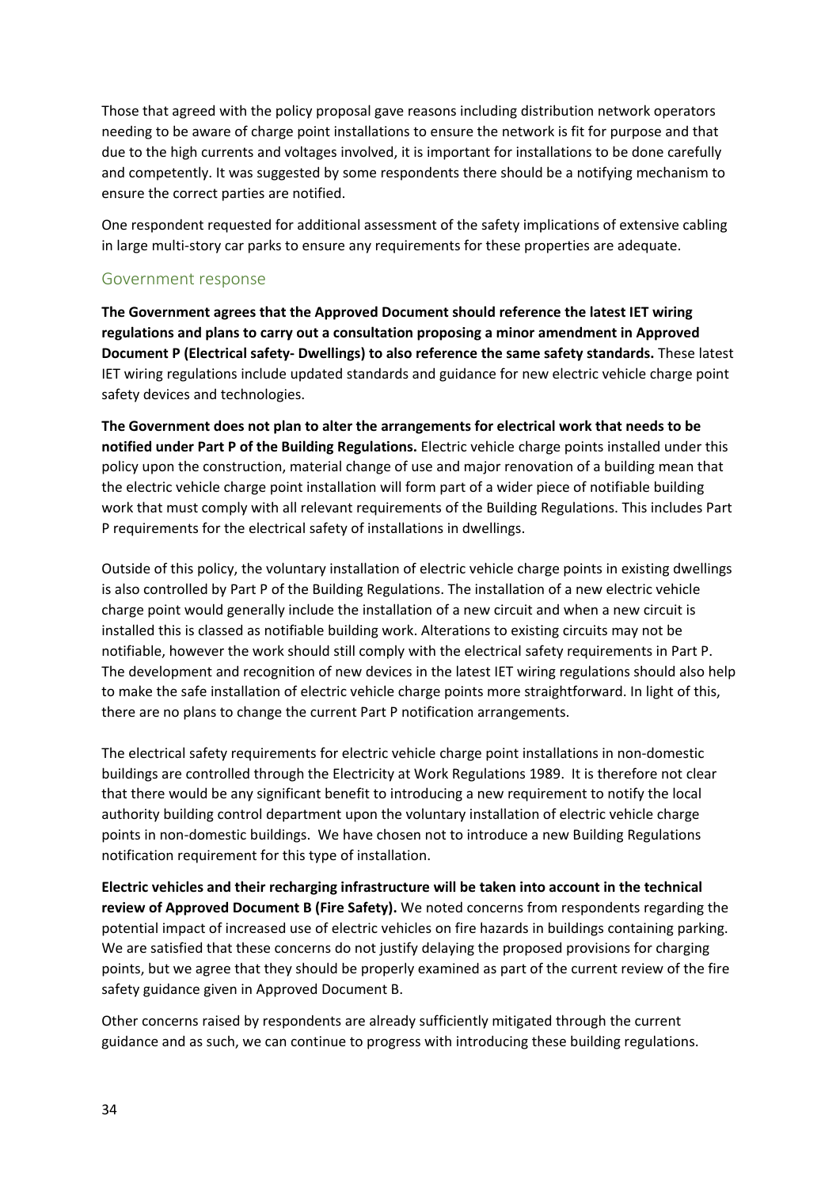Those that agreed with the policy proposal gave reasons including distribution network operators needing to be aware of charge point installations to ensure the network is fit for purpose and that due to the high currents and voltages involved, it is important for installations to be done carefully and competently. It was suggested by some respondents there should be a notifying mechanism to ensure the correct parties are notified.

One respondent requested for additional assessment of the safety implications of extensive cabling in large multi-story car parks to ensure any requirements for these properties are adequate.

### Government response

**The Government agrees that the Approved Document should reference the latest IET wiring regulations and plans to carry out a consultation proposing a minor amendment in Approved Document P (Electrical safety- Dwellings) to also reference the same safety standards.** These latest IET wiring regulations include updated standards and guidance for new electric vehicle charge point safety devices and technologies.

**The Government does not plan to alter the arrangements for electrical work that needs to be notified under Part P of the Building Regulations.** Electric vehicle charge points installed under this policy upon the construction, material change of use and major renovation of a building mean that the electric vehicle charge point installation will form part of a wider piece of notifiable building work that must comply with all relevant requirements of the Building Regulations. This includes Part P requirements for the electrical safety of installations in dwellings.

Outside of this policy, the voluntary installation of electric vehicle charge points in existing dwellings is also controlled by Part P of the Building Regulations. The installation of a new electric vehicle charge point would generally include the installation of a new circuit and when a new circuit is installed this is classed as notifiable building work. Alterations to existing circuits may not be notifiable, however the work should still comply with the electrical safety requirements in Part P. The development and recognition of new devices in the latest IET wiring regulations should also help to make the safe installation of electric vehicle charge points more straightforward. In light of this, there are no plans to change the current Part P notification arrangements.

The electrical safety requirements for electric vehicle charge point installations in non-domestic buildings are controlled through the Electricity at Work Regulations 1989. It is therefore not clear that there would be any significant benefit to introducing a new requirement to notify the local authority building control department upon the voluntary installation of electric vehicle charge points in non-domestic buildings. We have chosen not to introduce a new Building Regulations notification requirement for this type of installation.

**Electric vehicles and their recharging infrastructure will be taken into account in the technical review of Approved Document B (Fire Safety).** We noted concerns from respondents regarding the potential impact of increased use of electric vehicles on fire hazards in buildings containing parking. We are satisfied that these concerns do not justify delaying the proposed provisions for charging points, but we agree that they should be properly examined as part of the current review of the fire safety guidance given in Approved Document B.

Other concerns raised by respondents are already sufficiently mitigated through the current guidance and as such, we can continue to progress with introducing these building regulations.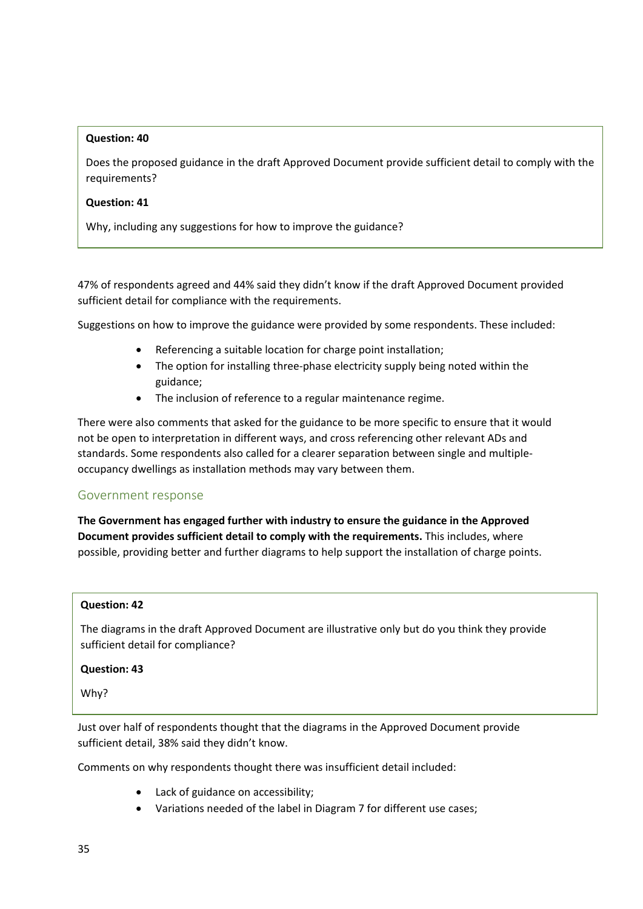**Question: 40**

Does the proposed guidance in the draft Approved Document provide sufficient detail to comply with the requirements?

**Question: 41**

Why, including any suggestions for how to improve the guidance?

47% of respondents agreed and 44% said they didn't know if the draft Approved Document provided sufficient detail for compliance with the requirements.

Suggestions on how to improve the guidance were provided by some respondents. These included:

- Referencing a suitable location for charge point installation;
- The option for installing three-phase electricity supply being noted within the guidance;
- The inclusion of reference to a regular maintenance regime.

There were also comments that asked for the guidance to be more specific to ensure that it would not be open to interpretation in different ways, and cross referencing other relevant ADs and standards. Some respondents also called for a clearer separation between single and multiple-occupancy dwellings as installation methods may vary between them.

## Government response

**The Government has engaged further with industry to ensure the guidance in the Approved Document provides sufficient detail to comply with the requirements.** This includes, where possible, providing better and further diagrams to help support the installation of charge points.

**Question: 42**

The diagrams in the draft Approved Document are illustrative only but do you think they provide sufficient detail for compliance?

**Question: 43**

Why?

Just over half of respondents thought that the diagrams in the Approved Document provide sufficient detail, 38% said they didn't know.

Comments on why respondents thought there was insufficient detail included:

- Lack of guidance on accessibility;
- Variations needed of the label in Diagram 7 for different use cases;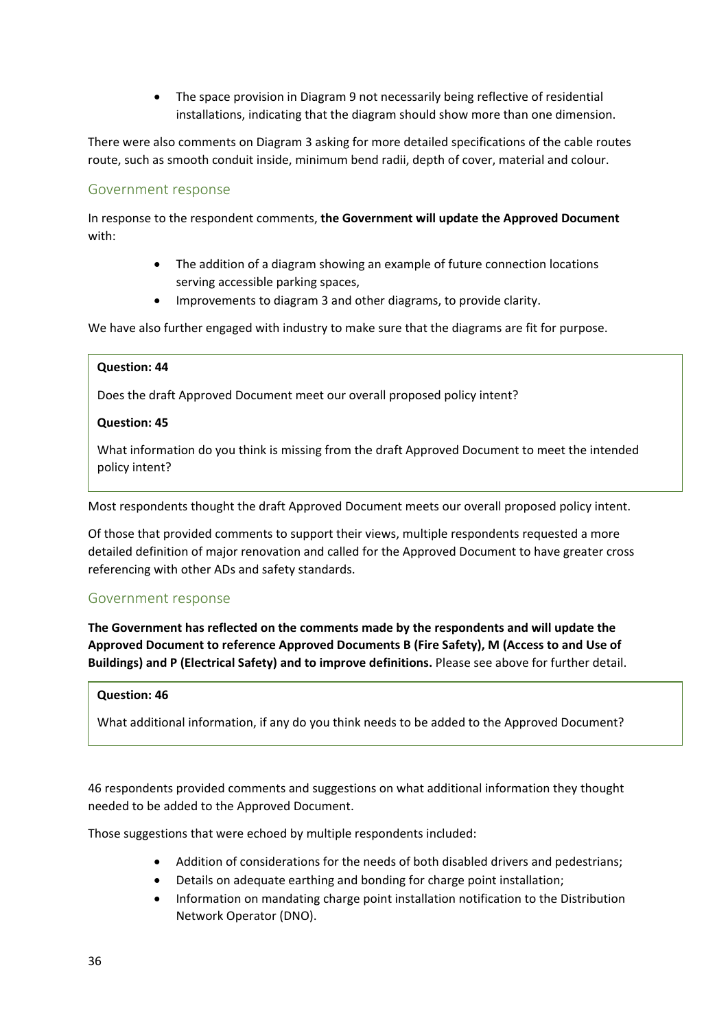- The space provision in Diagram 9 not necessarily being reflective of residential installations, indicating that the diagram should show more than one dimension.

There were also comments on Diagram 3 asking for more detailed specifications of the cable routes route, such as smooth conduit inside, minimum bend radii, depth of cover, material and colour.

## Government response

In response to the respondent comments, **the Government will update the Approved Document** with:

- The addition of a diagram showing an example of future connection locations serving accessible parking spaces,
- Improvements to diagram 3 and other diagrams, to provide clarity.

We have also further engaged with industry to make sure that the diagrams are fit for purpose.

**Question: 44**

Does the draft Approved Document meet our overall proposed policy intent?

**Question: 45**

What information do you think is missing from the draft Approved Document to meet the intended policy intent?

Most respondents thought the draft Approved Document meets our overall proposed policy intent.

Of those that provided comments to support their views, multiple respondents requested a more detailed definition of major renovation and called for the Approved Document to have greater cross referencing with other ADs and safety standards.

## Government response

**The Government has reflected on the comments made by the respondents and will update the Approved Document to reference Approved Documents B (Fire Safety), M (Access to and Use of Buildings) and P (Electrical Safety) and to improve definitions.** Please see above for further detail.

**Question: 46**

What additional information, if any do you think needs to be added to the Approved Document?

46 respondents provided comments and suggestions on what additional information they thought needed to be added to the Approved Document.

Those suggestions that were echoed by multiple respondents included:

- Addition of considerations for the needs of both disabled drivers and pedestrians;
- Details on adequate earthing and bonding for charge point installation;
- Information on mandating charge point installation notification to the Distribution Network Operator (DNO).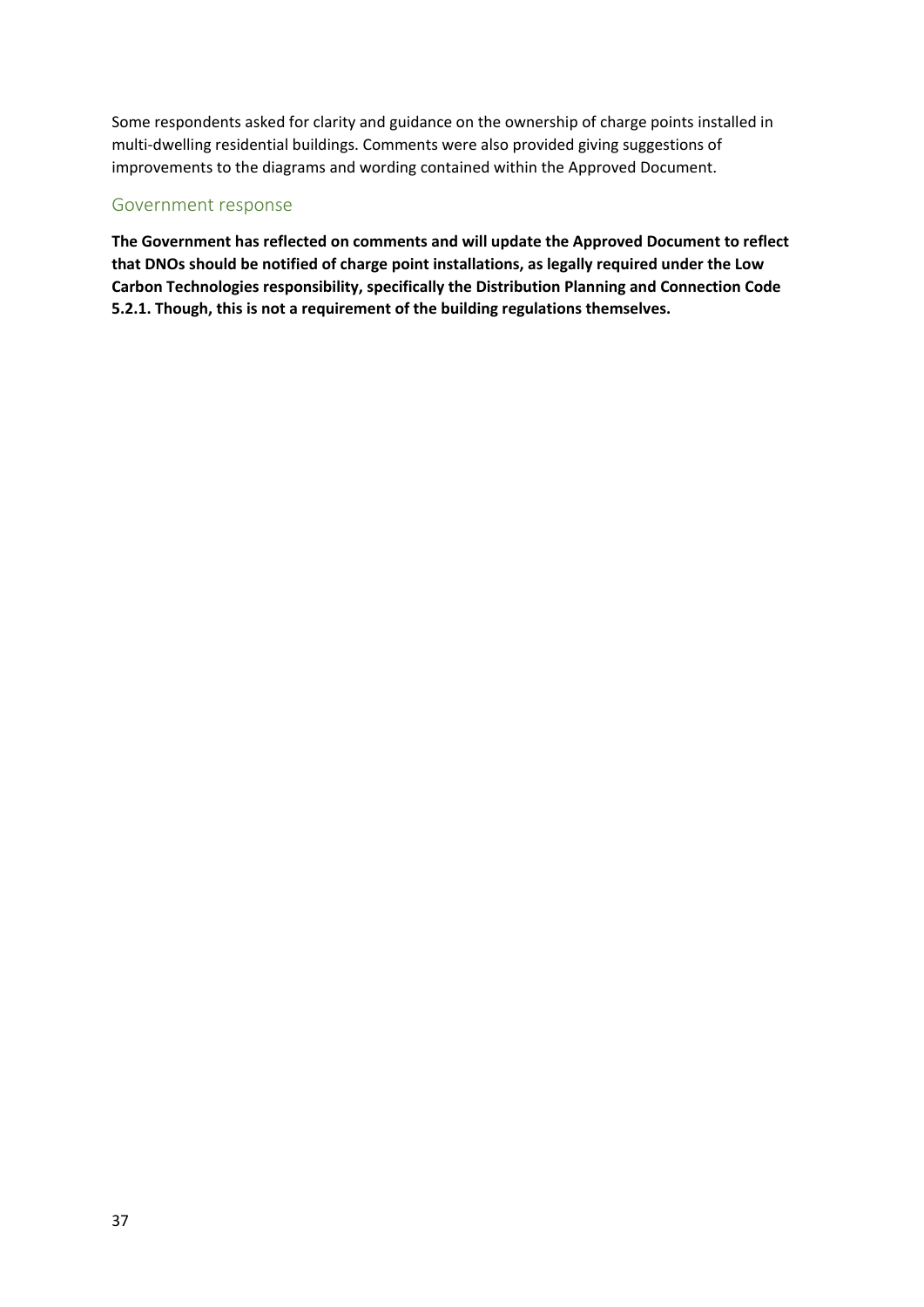Some respondents asked for clarity and guidance on the ownership of charge points installed in multi-dwelling residential buildings. Comments were also provided giving suggestions of improvements to the diagrams and wording contained within the Approved Document.

## Government response

**The Government has reflected on comments and will update the Approved Document to reflect that DNOs should be notified of charge point installations, as legally required under the Low Carbon Technologies responsibility, specifically the Distribution Planning and Connection Code 5.2.1. Though, this is not a requirement of the building regulations themselves.**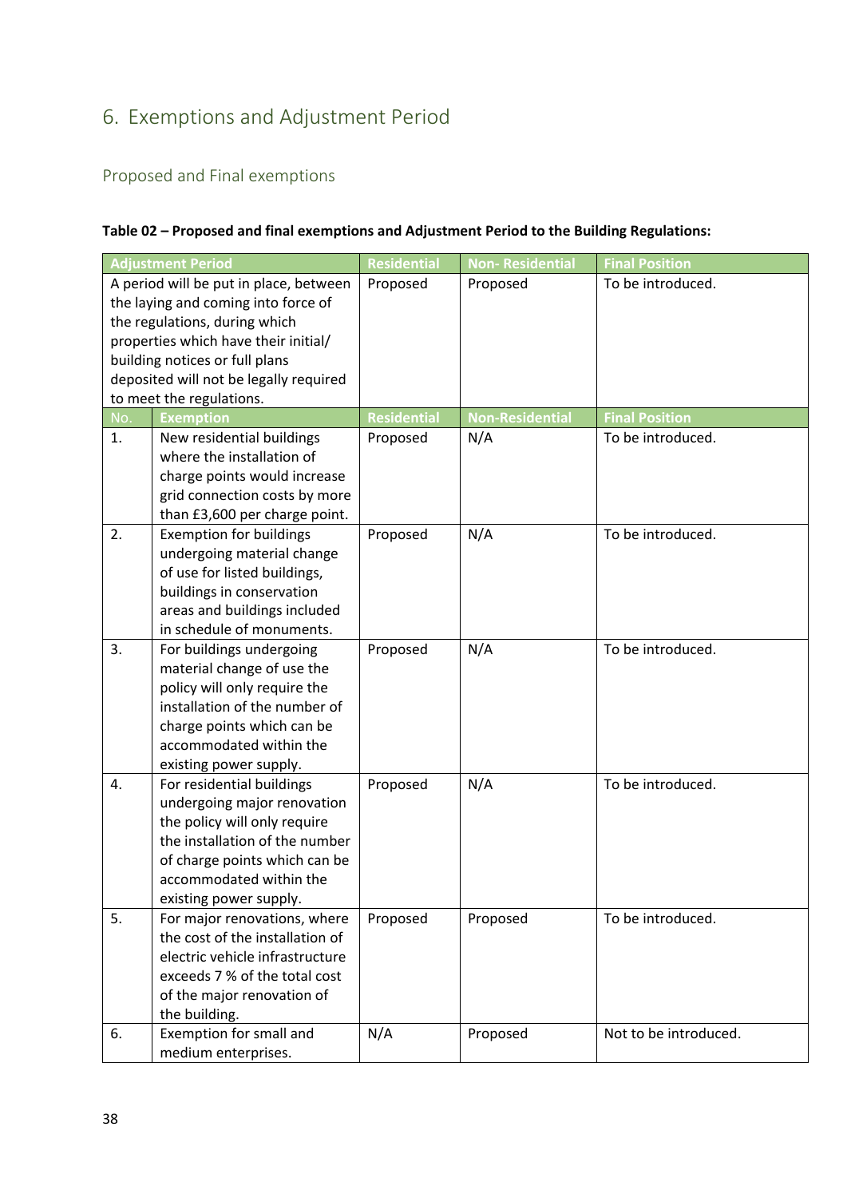# 6. Exemptions and Adjustment Period

## Proposed and Final exemptions

**Table 02 – Proposed and final exemptions and Adjustment Period to the Building Regulations:**

| Adjustment Period | | Residential | Non- Residential | Final Position |
|---|---|---|---|---|
| A period will be put in place, between the laying and coming into force of the regulations, during which properties which have their initial/ building notices or full plans deposited will not be legally required to meet the regulations. | | Proposed | Proposed | To be introduced. |
| **No.** | **Exemption** | **Residential** | **Non-Residential** | **Final Position** |
| 1. | New residential buildings where the installation of charge points would increase grid connection costs by more than £3,600 per charge point. | Proposed | N/A | To be introduced. |
| 2. | Exemption for buildings undergoing material change of use for listed buildings, buildings in conservation areas and buildings included in schedule of monuments. | Proposed | N/A | To be introduced. |
| 3. | For buildings undergoing material change of use the policy will only require the installation of the number of charge points which can be accommodated within the existing power supply. | Proposed | N/A | To be introduced. |
| 4. | For residential buildings undergoing major renovation the policy will only require the installation of the number of charge points which can be accommodated within the existing power supply. | Proposed | N/A | To be introduced. |
| 5. | For major renovations, where the cost of the installation of electric vehicle infrastructure exceeds 7 % of the total cost of the major renovation of the building. | Proposed | Proposed | To be introduced. |
| 6. | Exemption for small and medium enterprises. | N/A | Proposed | Not to be introduced. |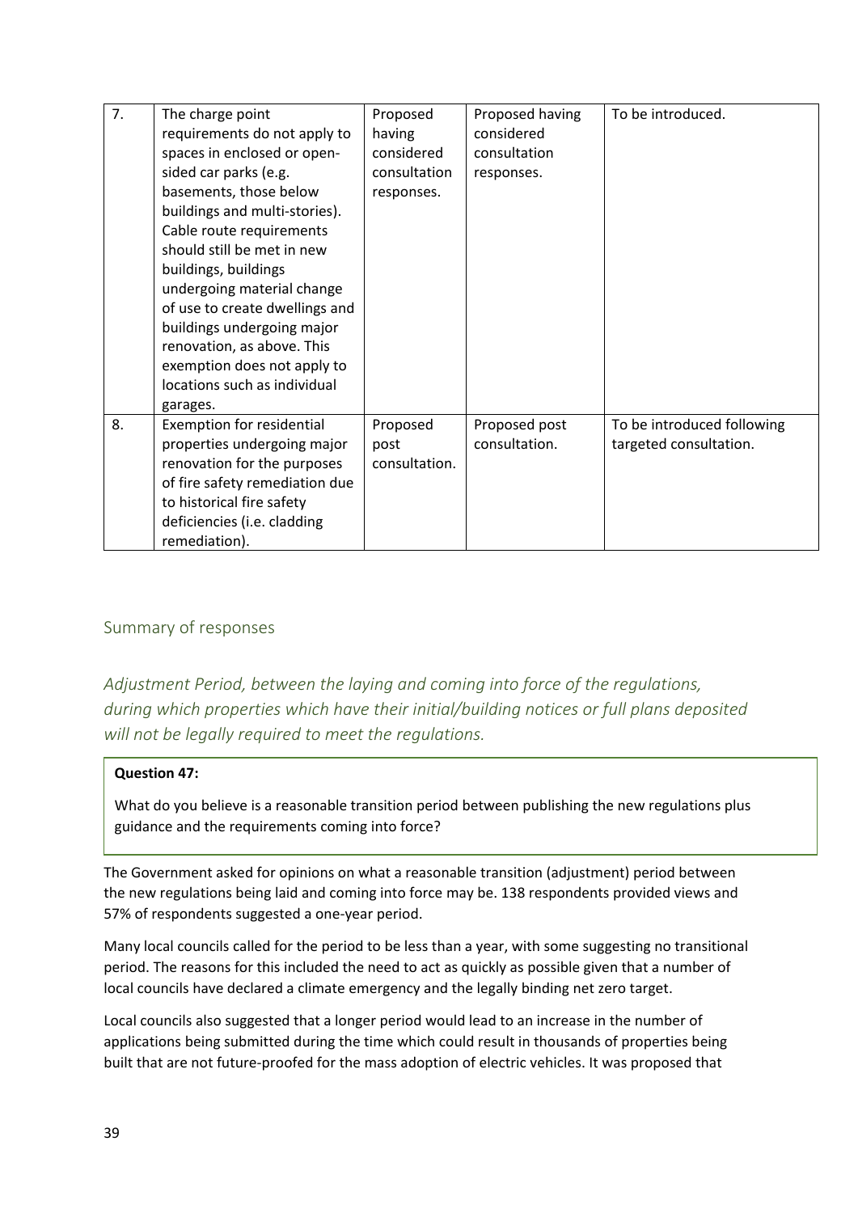| 7. | The charge point requirements do not apply to spaces in enclosed or open-sided car parks (e.g. basements, those below buildings and multi-stories). Cable route requirements should still be met in new buildings, buildings undergoing material change of use to create dwellings and buildings undergoing major renovation, as above. This exemption does not apply to locations such as individual garages. | Proposed having considered consultation responses. | Proposed having considered consultation responses. | To be introduced. |
|---|---|---|---|---|
| 8. | Exemption for residential properties undergoing major renovation for the purposes of fire safety remediation due to historical fire safety deficiencies (i.e. cladding remediation). | Proposed post consultation. | Proposed post consultation. | To be introduced following targeted consultation. |

## Summary of responses

### *Adjustment Period, between the laying and coming into force of the regulations, during which properties which have their initial/building notices or full plans deposited will not be legally required to meet the regulations.*

**Question 47:**

What do you believe is a reasonable transition period between publishing the new regulations plus guidance and the requirements coming into force?

The Government asked for opinions on what a reasonable transition (adjustment) period between the new regulations being laid and coming into force may be. 138 respondents provided views and 57% of respondents suggested a one-year period.

Many local councils called for the period to be less than a year, with some suggesting no transitional period. The reasons for this included the need to act as quickly as possible given that a number of local councils have declared a climate emergency and the legally binding net zero target.

Local councils also suggested that a longer period would lead to an increase in the number of applications being submitted during the time which could result in thousands of properties being built that are not future-proofed for the mass adoption of electric vehicles. It was proposed that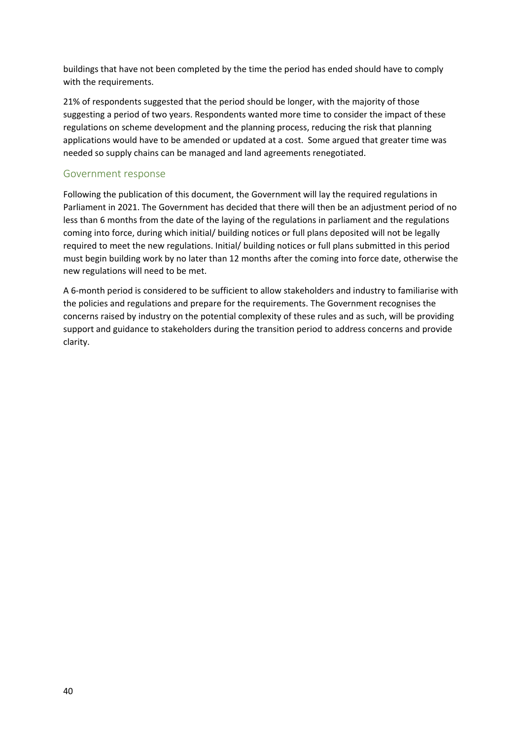buildings that have not been completed by the time the period has ended should have to comply with the requirements.

21% of respondents suggested that the period should be longer, with the majority of those suggesting a period of two years. Respondents wanted more time to consider the impact of these regulations on scheme development and the planning process, reducing the risk that planning applications would have to be amended or updated at a cost. Some argued that greater time was needed so supply chains can be managed and land agreements renegotiated.

### Government response

Following the publication of this document, the Government will lay the required regulations in Parliament in 2021. The Government has decided that there will then be an adjustment period of no less than 6 months from the date of the laying of the regulations in parliament and the regulations coming into force, during which initial/ building notices or full plans deposited will not be legally required to meet the new regulations. Initial/ building notices or full plans submitted in this period must begin building work by no later than 12 months after the coming into force date, otherwise the new regulations will need to be met.

A 6-month period is considered to be sufficient to allow stakeholders and industry to familiarise with the policies and regulations and prepare for the requirements. The Government recognises the concerns raised by industry on the potential complexity of these rules and as such, will be providing support and guidance to stakeholders during the transition period to address concerns and provide clarity.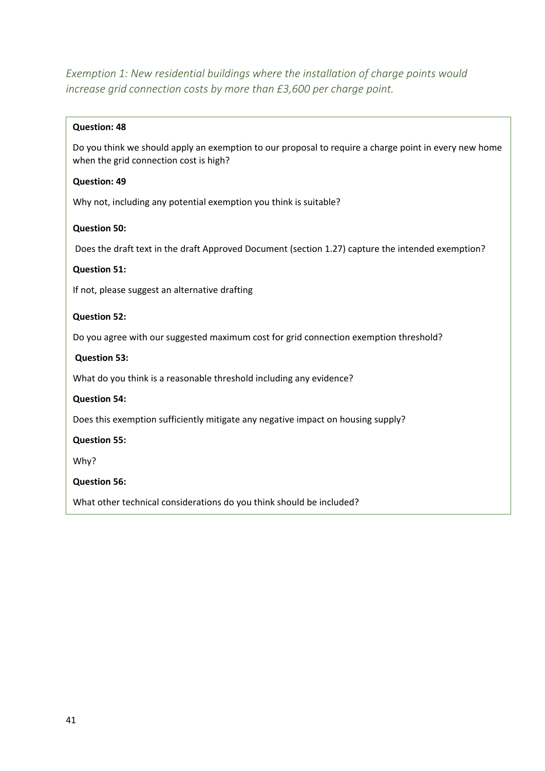*Exemption 1: New residential buildings where the installation of charge points would increase grid connection costs by more than £3,600 per charge point.*

**Question: 48**

Do you think we should apply an exemption to our proposal to require a charge point in every new home when the grid connection cost is high?

**Question: 49**

Why not, including any potential exemption you think is suitable?

**Question 50:**

Does the draft text in the draft Approved Document (section 1.27) capture the intended exemption?

**Question 51:**

If not, please suggest an alternative drafting

**Question 52:**

Do you agree with our suggested maximum cost for grid connection exemption threshold?

**Question 53:**

What do you think is a reasonable threshold including any evidence?

**Question 54:**

Does this exemption sufficiently mitigate any negative impact on housing supply?

**Question 55:**

Why?

**Question 56:**

What other technical considerations do you think should be included?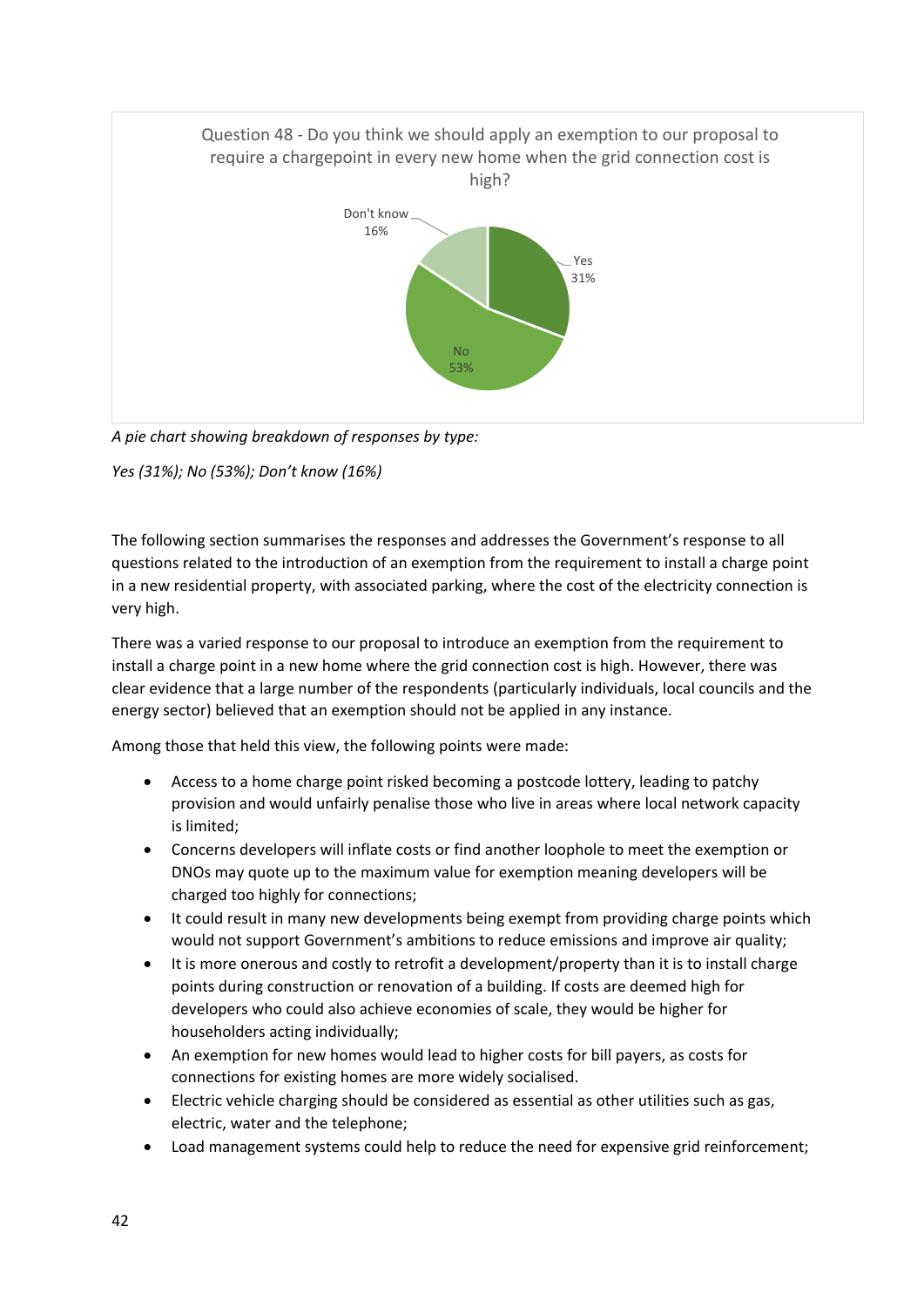Question 48 - Do you think we should apply an exemption to our proposal to require a chargepoint in every new home when the grid connection cost is high?

Don't know 16%

Yes 31%

No 53%

*A pie chart showing breakdown of responses by type:*

*Yes (31%); No (53%); Don't know (16%)*

The following section summarises the responses and addresses the Government's response to all questions related to the introduction of an exemption from the requirement to install a charge point in a new residential property, with associated parking, where the cost of the electricity connection is very high.

There was a varied response to our proposal to introduce an exemption from the requirement to install a charge point in a new home where the grid connection cost is high. However, there was clear evidence that a large number of the respondents (particularly individuals, local councils and the energy sector) believed that an exemption should not be applied in any instance.

Among those that held this view, the following points were made:

- Access to a home charge point risked becoming a postcode lottery, leading to patchy provision and would unfairly penalise those who live in areas where local network capacity is limited;
- Concerns developers will inflate costs or find another loophole to meet the exemption or DNOs may quote up to the maximum value for exemption meaning developers will be charged too highly for connections;
- It could result in many new developments being exempt from providing charge points which would not support Government's ambitions to reduce emissions and improve air quality;
- It is more onerous and costly to retrofit a development/property than it is to install charge points during construction or renovation of a building. If costs are deemed high for developers who could also achieve economies of scale, they would be higher for householders acting individually;
- An exemption for new homes would lead to higher costs for bill payers, as costs for connections for existing homes are more widely socialised.
- Electric vehicle charging should be considered as essential as other utilities such as gas, electric, water and the telephone;
- Load management systems could help to reduce the need for expensive grid reinforcement;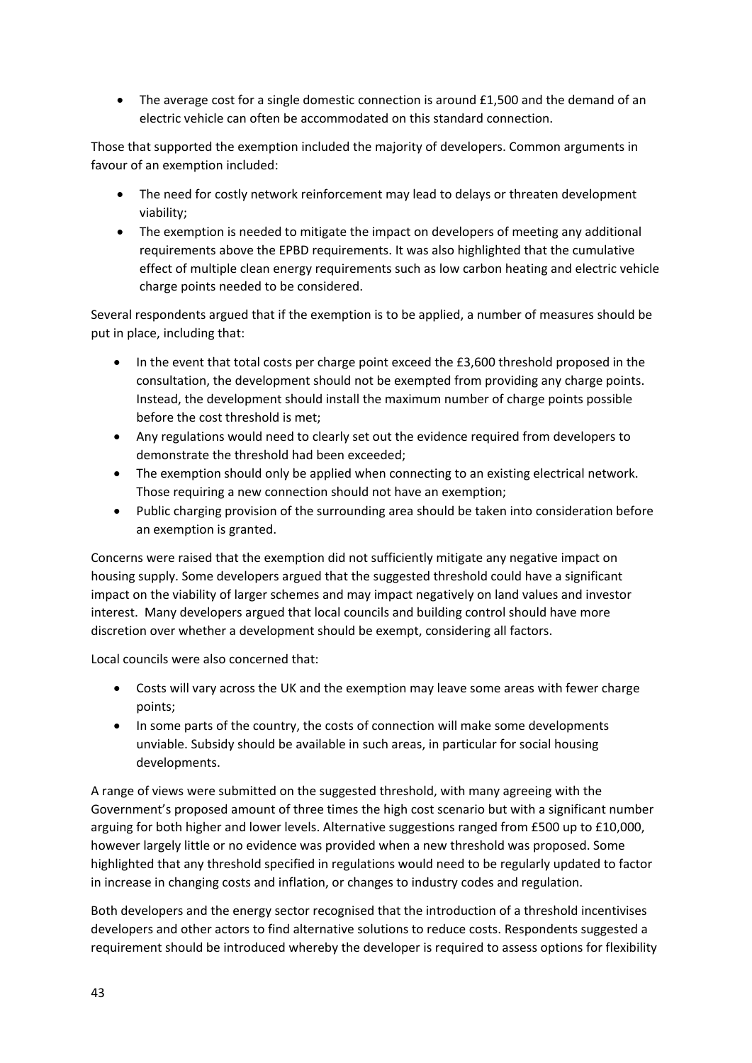- The average cost for a single domestic connection is around £1,500 and the demand of an electric vehicle can often be accommodated on this standard connection.

Those that supported the exemption included the majority of developers. Common arguments in favour of an exemption included:

- The need for costly network reinforcement may lead to delays or threaten development viability;
- The exemption is needed to mitigate the impact on developers of meeting any additional requirements above the EPBD requirements. It was also highlighted that the cumulative effect of multiple clean energy requirements such as low carbon heating and electric vehicle charge points needed to be considered.

Several respondents argued that if the exemption is to be applied, a number of measures should be put in place, including that:

- In the event that total costs per charge point exceed the £3,600 threshold proposed in the consultation, the development should not be exempted from providing any charge points. Instead, the development should install the maximum number of charge points possible before the cost threshold is met;
- Any regulations would need to clearly set out the evidence required from developers to demonstrate the threshold had been exceeded;
- The exemption should only be applied when connecting to an existing electrical network. Those requiring a new connection should not have an exemption;
- Public charging provision of the surrounding area should be taken into consideration before an exemption is granted.

Concerns were raised that the exemption did not sufficiently mitigate any negative impact on housing supply. Some developers argued that the suggested threshold could have a significant impact on the viability of larger schemes and may impact negatively on land values and investor interest. Many developers argued that local councils and building control should have more discretion over whether a development should be exempt, considering all factors.

Local councils were also concerned that:

- Costs will vary across the UK and the exemption may leave some areas with fewer charge points;
- In some parts of the country, the costs of connection will make some developments unviable. Subsidy should be available in such areas, in particular for social housing developments.

A range of views were submitted on the suggested threshold, with many agreeing with the Government's proposed amount of three times the high cost scenario but with a significant number arguing for both higher and lower levels. Alternative suggestions ranged from £500 up to £10,000, however largely little or no evidence was provided when a new threshold was proposed. Some highlighted that any threshold specified in regulations would need to be regularly updated to factor in increase in changing costs and inflation, or changes to industry codes and regulation.

Both developers and the energy sector recognised that the introduction of a threshold incentivises developers and other actors to find alternative solutions to reduce costs. Respondents suggested a requirement should be introduced whereby the developer is required to assess options for flexibility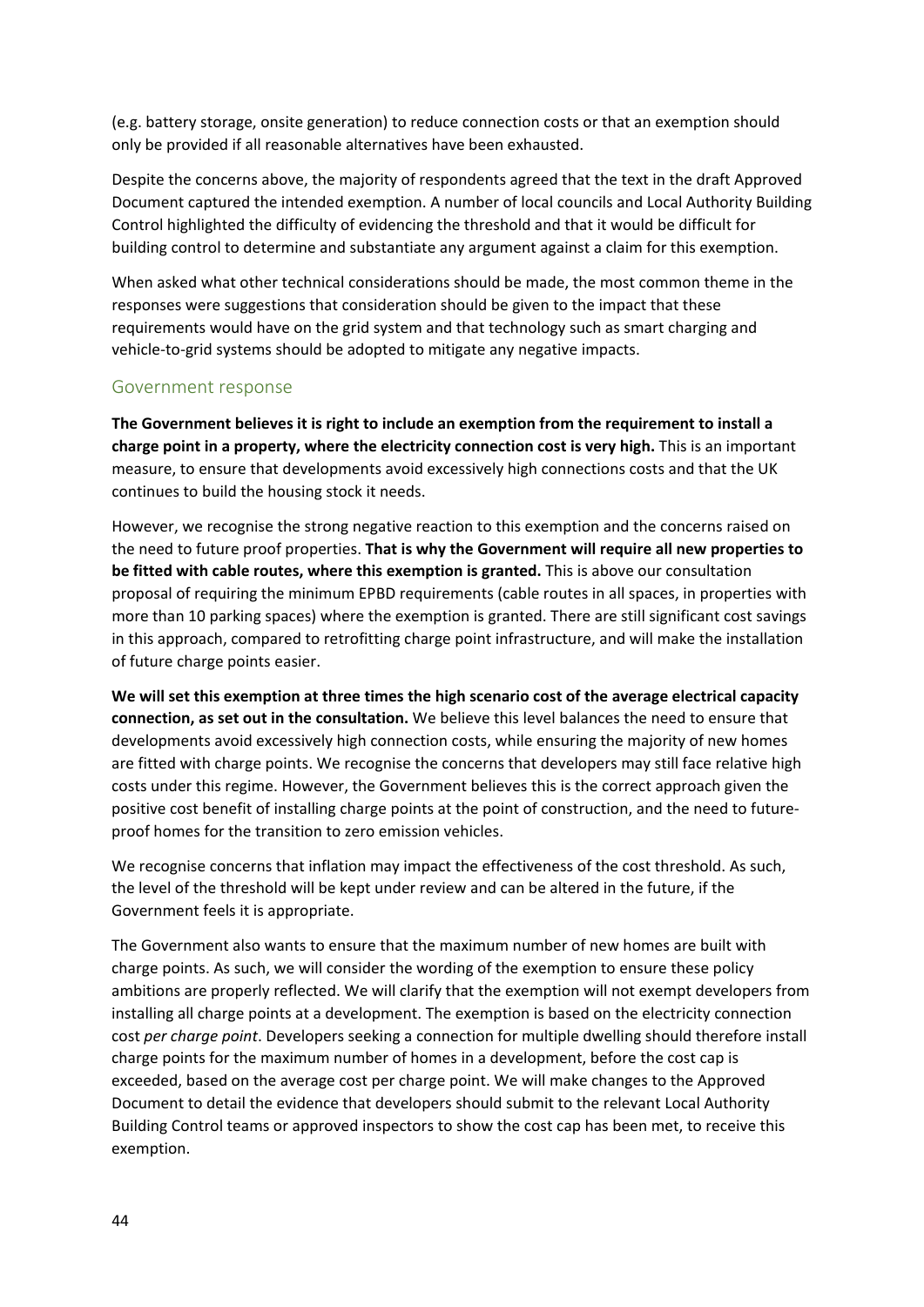(e.g. battery storage, onsite generation) to reduce connection costs or that an exemption should only be provided if all reasonable alternatives have been exhausted.

Despite the concerns above, the majority of respondents agreed that the text in the draft Approved Document captured the intended exemption. A number of local councils and Local Authority Building Control highlighted the difficulty of evidencing the threshold and that it would be difficult for building control to determine and substantiate any argument against a claim for this exemption.

When asked what other technical considerations should be made, the most common theme in the responses were suggestions that consideration should be given to the impact that these requirements would have on the grid system and that technology such as smart charging and vehicle-to-grid systems should be adopted to mitigate any negative impacts.

## Government response

**The Government believes it is right to include an exemption from the requirement to install a charge point in a property, where the electricity connection cost is very high.** This is an important measure, to ensure that developments avoid excessively high connections costs and that the UK continues to build the housing stock it needs.

However, we recognise the strong negative reaction to this exemption and the concerns raised on the need to future proof properties. **That is why the Government will require all new properties to be fitted with cable routes, where this exemption is granted.** This is above our consultation proposal of requiring the minimum EPBD requirements (cable routes in all spaces, in properties with more than 10 parking spaces) where the exemption is granted. There are still significant cost savings in this approach, compared to retrofitting charge point infrastructure, and will make the installation of future charge points easier.

**We will set this exemption at three times the high scenario cost of the average electrical capacity connection, as set out in the consultation.** We believe this level balances the need to ensure that developments avoid excessively high connection costs, while ensuring the majority of new homes are fitted with charge points. We recognise the concerns that developers may still face relative high costs under this regime. However, the Government believes this is the correct approach given the positive cost benefit of installing charge points at the point of construction, and the need to future-proof homes for the transition to zero emission vehicles.

We recognise concerns that inflation may impact the effectiveness of the cost threshold. As such, the level of the threshold will be kept under review and can be altered in the future, if the Government feels it is appropriate.

The Government also wants to ensure that the maximum number of new homes are built with charge points. As such, we will consider the wording of the exemption to ensure these policy ambitions are properly reflected. We will clarify that the exemption will not exempt developers from installing all charge points at a development. The exemption is based on the electricity connection cost *per charge point*. Developers seeking a connection for multiple dwelling should therefore install charge points for the maximum number of homes in a development, before the cost cap is exceeded, based on the average cost per charge point. We will make changes to the Approved Document to detail the evidence that developers should submit to the relevant Local Authority Building Control teams or approved inspectors to show the cost cap has been met, to receive this exemption.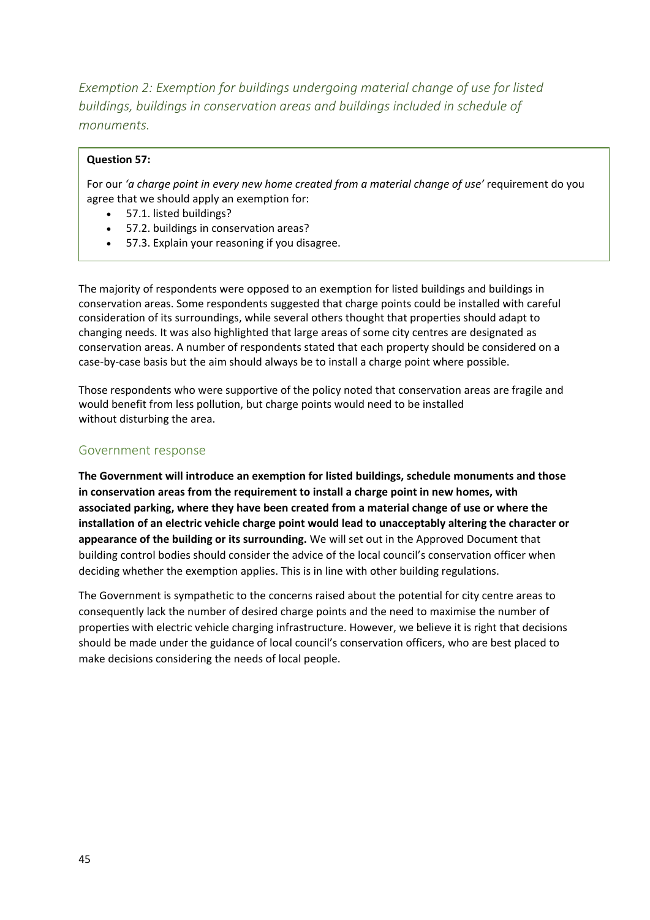### *Exemption 2: Exemption for buildings undergoing material change of use for listed buildings, buildings in conservation areas and buildings included in schedule of monuments.*

**Question 57:**

For our *'a charge point in every new home created from a material change of use'* requirement do you agree that we should apply an exemption for:

- 57.1. listed buildings?
- 57.2. buildings in conservation areas?
- 57.3. Explain your reasoning if you disagree.

The majority of respondents were opposed to an exemption for listed buildings and buildings in conservation areas. Some respondents suggested that charge points could be installed with careful consideration of its surroundings, while several others thought that properties should adapt to changing needs. It was also highlighted that large areas of some city centres are designated as conservation areas. A number of respondents stated that each property should be considered on a case-by-case basis but the aim should always be to install a charge point where possible.

Those respondents who were supportive of the policy noted that conservation areas are fragile and would benefit from less pollution, but charge points would need to be installed without disturbing the area.

### Government response

**The Government will introduce an exemption for listed buildings, schedule monuments and those in conservation areas from the requirement to install a charge point in new homes, with associated parking, where they have been created from a material change of use or where the installation of an electric vehicle charge point would lead to unacceptably altering the character or appearance of the building or its surrounding.** We will set out in the Approved Document that building control bodies should consider the advice of the local council's conservation officer when deciding whether the exemption applies. This is in line with other building regulations.

The Government is sympathetic to the concerns raised about the potential for city centre areas to consequently lack the number of desired charge points and the need to maximise the number of properties with electric vehicle charging infrastructure. However, we believe it is right that decisions should be made under the guidance of local council's conservation officers, who are best placed to make decisions considering the needs of local people.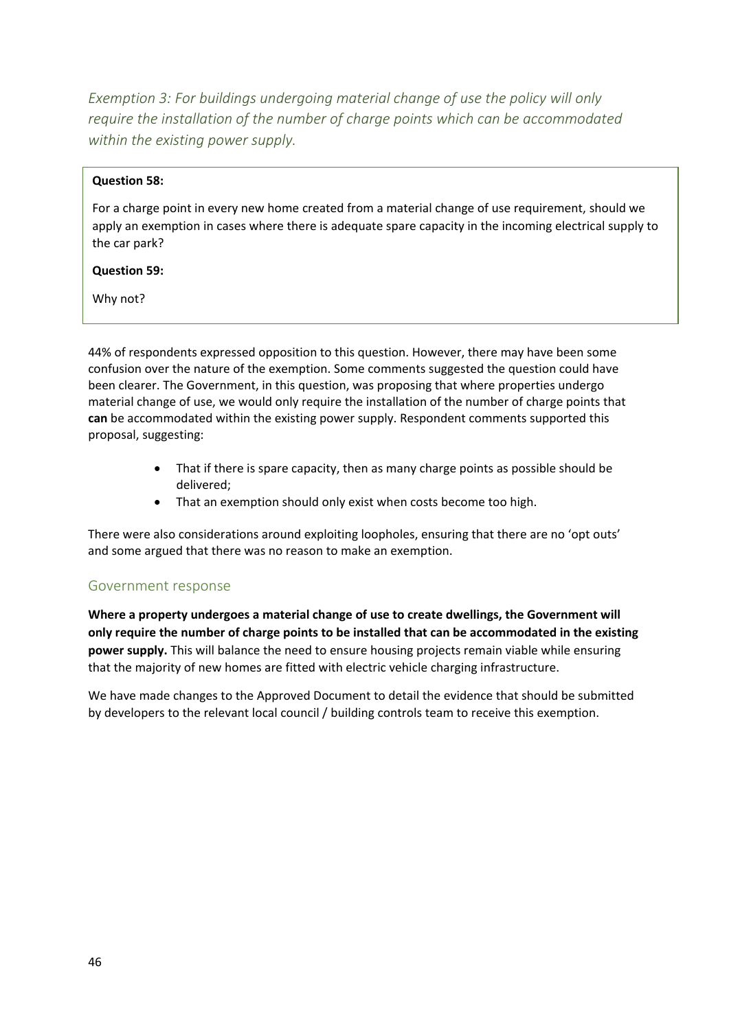### *Exemption 3: For buildings undergoing material change of use the policy will only require the installation of the number of charge points which can be accommodated within the existing power supply.*

**Question 58:**

For a charge point in every new home created from a material change of use requirement, should we apply an exemption in cases where there is adequate spare capacity in the incoming electrical supply to the car park?

**Question 59:**

Why not?

44% of respondents expressed opposition to this question. However, there may have been some confusion over the nature of the exemption. Some comments suggested the question could have been clearer. The Government, in this question, was proposing that where properties undergo material change of use, we would only require the installation of the number of charge points that **can** be accommodated within the existing power supply. Respondent comments supported this proposal, suggesting:

- That if there is spare capacity, then as many charge points as possible should be delivered;
- That an exemption should only exist when costs become too high.

There were also considerations around exploiting loopholes, ensuring that there are no 'opt outs' and some argued that there was no reason to make an exemption.

## Government response

**Where a property undergoes a material change of use to create dwellings, the Government will only require the number of charge points to be installed that can be accommodated in the existing power supply.** This will balance the need to ensure housing projects remain viable while ensuring that the majority of new homes are fitted with electric vehicle charging infrastructure.

We have made changes to the Approved Document to detail the evidence that should be submitted by developers to the relevant local council / building controls team to receive this exemption.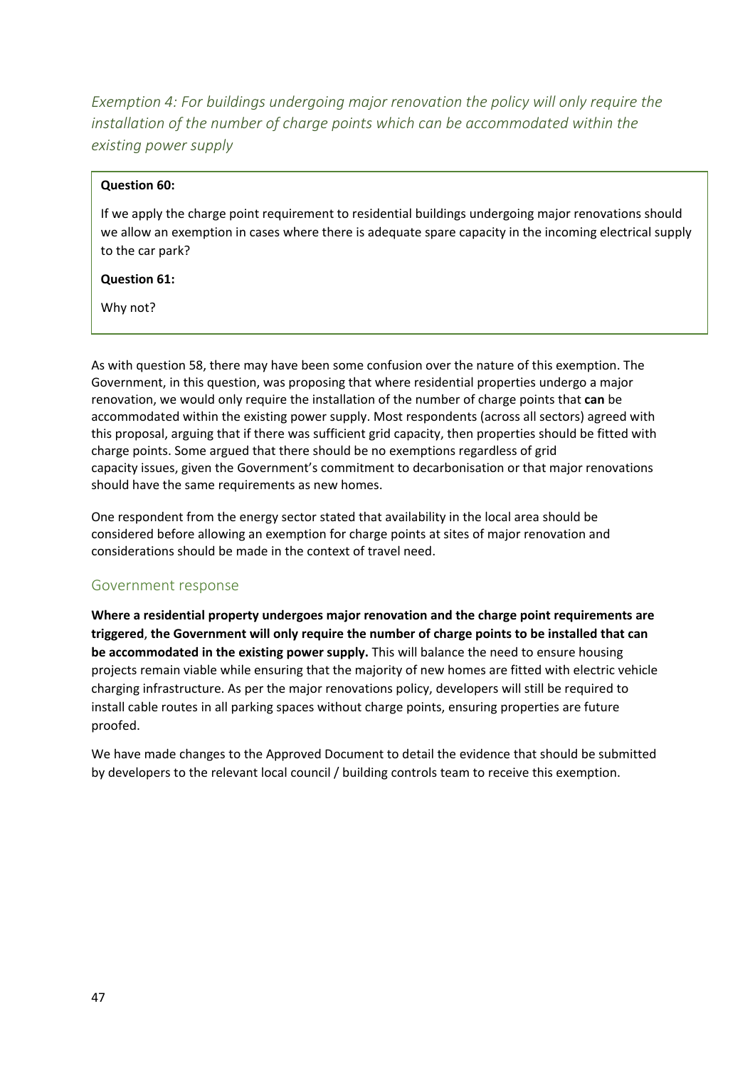### *Exemption 4: For buildings undergoing major renovation the policy will only require the installation of the number of charge points which can be accommodated within the existing power supply*

**Question 60:**

If we apply the charge point requirement to residential buildings undergoing major renovations should we allow an exemption in cases where there is adequate spare capacity in the incoming electrical supply to the car park?

**Question 61:**

Why not?

As with question 58, there may have been some confusion over the nature of this exemption. The Government, in this question, was proposing that where residential properties undergo a major renovation, we would only require the installation of the number of charge points that **can** be accommodated within the existing power supply. Most respondents (across all sectors) agreed with this proposal, arguing that if there was sufficient grid capacity, then properties should be fitted with charge points. Some argued that there should be no exemptions regardless of grid capacity issues, given the Government's commitment to decarbonisation or that major renovations should have the same requirements as new homes.

One respondent from the energy sector stated that availability in the local area should be considered before allowing an exemption for charge points at sites of major renovation and considerations should be made in the context of travel need.

### Government response

**Where a residential property undergoes major renovation and the charge point requirements are triggered**, **the Government will only require the number of charge points to be installed that can be accommodated in the existing power supply.** This will balance the need to ensure housing projects remain viable while ensuring that the majority of new homes are fitted with electric vehicle charging infrastructure. As per the major renovations policy, developers will still be required to install cable routes in all parking spaces without charge points, ensuring properties are future proofed.

We have made changes to the Approved Document to detail the evidence that should be submitted by developers to the relevant local council / building controls team to receive this exemption.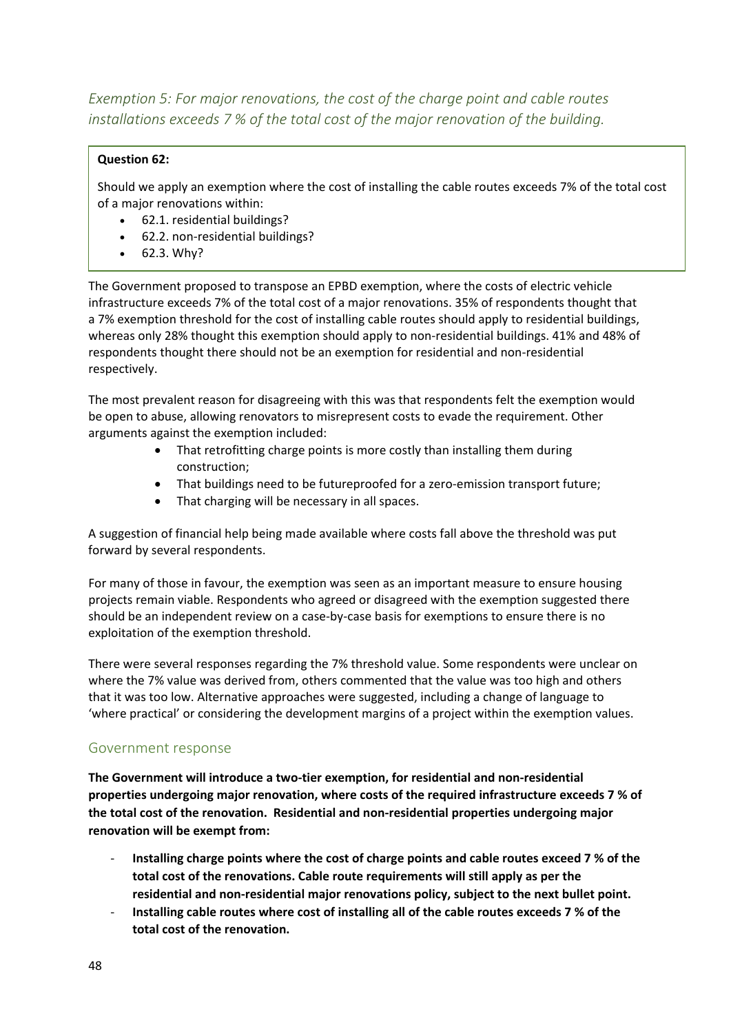### *Exemption 5: For major renovations, the cost of the charge point and cable routes installations exceeds 7 % of the total cost of the major renovation of the building.*

**Question 62:**

Should we apply an exemption where the cost of installing the cable routes exceeds 7% of the total cost of a major renovations within:

- 62.1. residential buildings?
- 62.2. non-residential buildings?
- 62.3. Why?

The Government proposed to transpose an EPBD exemption, where the costs of electric vehicle infrastructure exceeds 7% of the total cost of a major renovations. 35% of respondents thought that a 7% exemption threshold for the cost of installing cable routes should apply to residential buildings, whereas only 28% thought this exemption should apply to non-residential buildings. 41% and 48% of respondents thought there should not be an exemption for residential and non-residential respectively.

The most prevalent reason for disagreeing with this was that respondents felt the exemption would be open to abuse, allowing renovators to misrepresent costs to evade the requirement. Other arguments against the exemption included:

- That retrofitting charge points is more costly than installing them during construction;
- That buildings need to be futureproofed for a zero-emission transport future;
- That charging will be necessary in all spaces.

A suggestion of financial help being made available where costs fall above the threshold was put forward by several respondents.

For many of those in favour, the exemption was seen as an important measure to ensure housing projects remain viable. Respondents who agreed or disagreed with the exemption suggested there should be an independent review on a case-by-case basis for exemptions to ensure there is no exploitation of the exemption threshold.

There were several responses regarding the 7% threshold value. Some respondents were unclear on where the 7% value was derived from, others commented that the value was too high and others that it was too low. Alternative approaches were suggested, including a change of language to 'where practical' or considering the development margins of a project within the exemption values.

## Government response

**The Government will introduce a two-tier exemption, for residential and non-residential properties undergoing major renovation, where costs of the required infrastructure exceeds 7 % of the total cost of the renovation. Residential and non-residential properties undergoing major renovation will be exempt from:**

- **Installing charge points where the cost of charge points and cable routes exceed 7 % of the total cost of the renovations. Cable route requirements will still apply as per the residential and non-residential major renovations policy, subject to the next bullet point.**
- **Installing cable routes where cost of installing all of the cable routes exceeds 7 % of the total cost of the renovation.**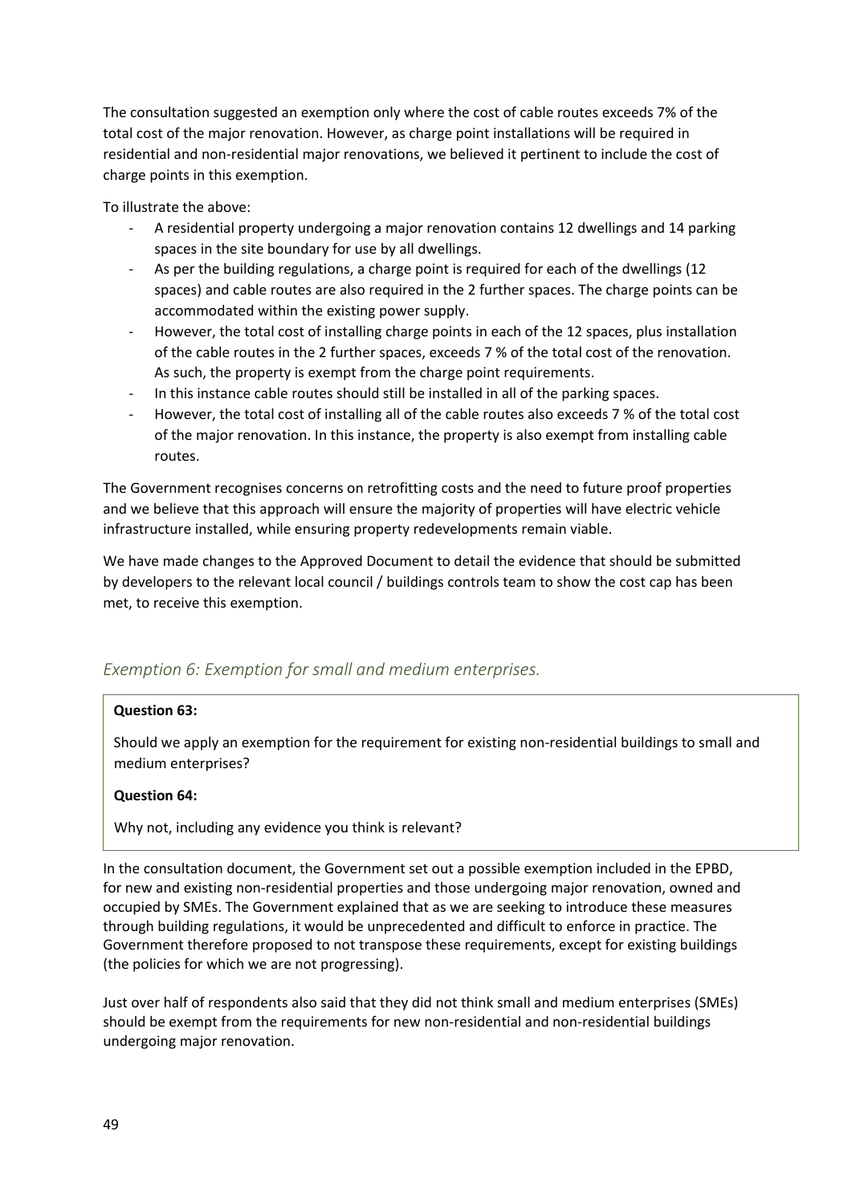The consultation suggested an exemption only where the cost of cable routes exceeds 7% of the total cost of the major renovation. However, as charge point installations will be required in residential and non-residential major renovations, we believed it pertinent to include the cost of charge points in this exemption.

To illustrate the above:

- A residential property undergoing a major renovation contains 12 dwellings and 14 parking spaces in the site boundary for use by all dwellings.
- As per the building regulations, a charge point is required for each of the dwellings (12 spaces) and cable routes are also required in the 2 further spaces. The charge points can be accommodated within the existing power supply.
- However, the total cost of installing charge points in each of the 12 spaces, plus installation of the cable routes in the 2 further spaces, exceeds 7 % of the total cost of the renovation. As such, the property is exempt from the charge point requirements.
- In this instance cable routes should still be installed in all of the parking spaces.
- However, the total cost of installing all of the cable routes also exceeds 7 % of the total cost of the major renovation. In this instance, the property is also exempt from installing cable routes.

The Government recognises concerns on retrofitting costs and the need to future proof properties and we believe that this approach will ensure the majority of properties will have electric vehicle infrastructure installed, while ensuring property redevelopments remain viable.

We have made changes to the Approved Document to detail the evidence that should be submitted by developers to the relevant local council / buildings controls team to show the cost cap has been met, to receive this exemption.

### *Exemption 6: Exemption for small and medium enterprises.*

**Question 63:**

Should we apply an exemption for the requirement for existing non-residential buildings to small and medium enterprises?

**Question 64:**

Why not, including any evidence you think is relevant?

In the consultation document, the Government set out a possible exemption included in the EPBD, for new and existing non-residential properties and those undergoing major renovation, owned and occupied by SMEs. The Government explained that as we are seeking to introduce these measures through building regulations, it would be unprecedented and difficult to enforce in practice. The Government therefore proposed to not transpose these requirements, except for existing buildings (the policies for which we are not progressing).

Just over half of respondents also said that they did not think small and medium enterprises (SMEs) should be exempt from the requirements for new non-residential and non-residential buildings undergoing major renovation.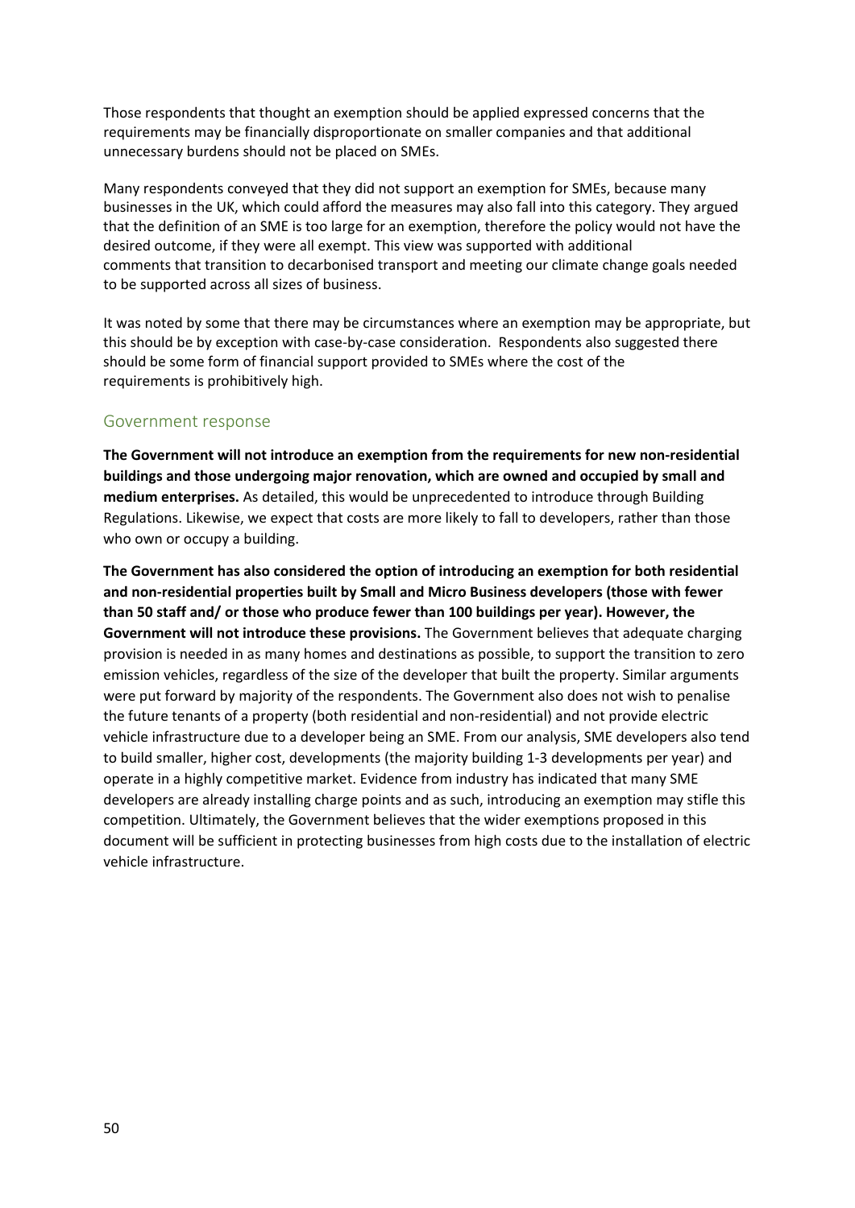Those respondents that thought an exemption should be applied expressed concerns that the requirements may be financially disproportionate on smaller companies and that additional unnecessary burdens should not be placed on SMEs.

Many respondents conveyed that they did not support an exemption for SMEs, because many businesses in the UK, which could afford the measures may also fall into this category. They argued that the definition of an SME is too large for an exemption, therefore the policy would not have the desired outcome, if they were all exempt. This view was supported with additional comments that transition to decarbonised transport and meeting our climate change goals needed to be supported across all sizes of business.

It was noted by some that there may be circumstances where an exemption may be appropriate, but this should be by exception with case-by-case consideration. Respondents also suggested there should be some form of financial support provided to SMEs where the cost of the requirements is prohibitively high.

## Government response

**The Government will not introduce an exemption from the requirements for new non-residential buildings and those undergoing major renovation, which are owned and occupied by small and medium enterprises.** As detailed, this would be unprecedented to introduce through Building Regulations. Likewise, we expect that costs are more likely to fall to developers, rather than those who own or occupy a building.

**The Government has also considered the option of introducing an exemption for both residential and non-residential properties built by Small and Micro Business developers (those with fewer than 50 staff and/ or those who produce fewer than 100 buildings per year). However, the Government will not introduce these provisions.** The Government believes that adequate charging provision is needed in as many homes and destinations as possible, to support the transition to zero emission vehicles, regardless of the size of the developer that built the property. Similar arguments were put forward by majority of the respondents. The Government also does not wish to penalise the future tenants of a property (both residential and non-residential) and not provide electric vehicle infrastructure due to a developer being an SME. From our analysis, SME developers also tend to build smaller, higher cost, developments (the majority building 1-3 developments per year) and operate in a highly competitive market. Evidence from industry has indicated that many SME developers are already installing charge points and as such, introducing an exemption may stifle this competition. Ultimately, the Government believes that the wider exemptions proposed in this document will be sufficient in protecting businesses from high costs due to the installation of electric vehicle infrastructure.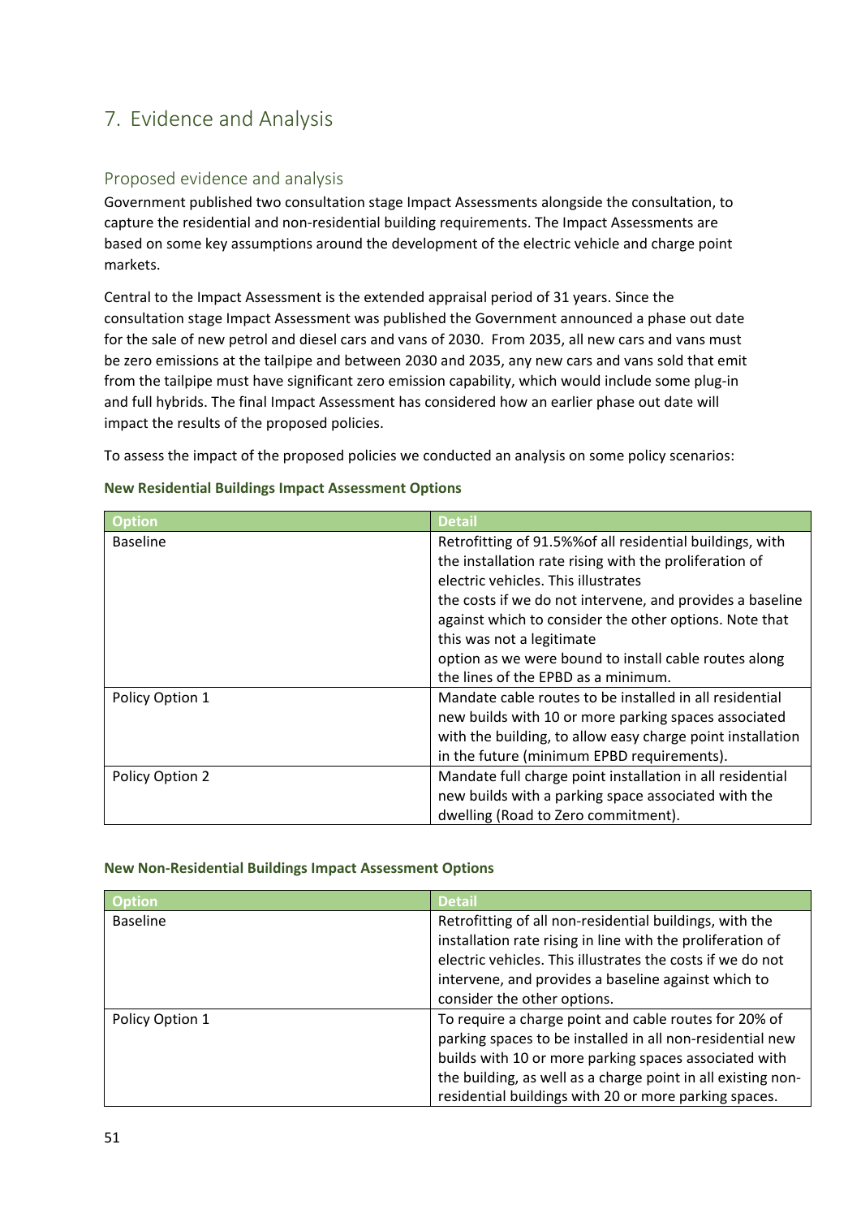# 7. Evidence and Analysis

## Proposed evidence and analysis

Government published two consultation stage Impact Assessments alongside the consultation, to capture the residential and non-residential building requirements. The Impact Assessments are based on some key assumptions around the development of the electric vehicle and charge point markets.

Central to the Impact Assessment is the extended appraisal period of 31 years. Since the consultation stage Impact Assessment was published the Government announced a phase out date for the sale of new petrol and diesel cars and vans of 2030. From 2035, all new cars and vans must be zero emissions at the tailpipe and between 2030 and 2035, any new cars and vans sold that emit from the tailpipe must have significant zero emission capability, which would include some plug-in and full hybrids. The final Impact Assessment has considered how an earlier phase out date will impact the results of the proposed policies.

To assess the impact of the proposed policies we conducted an analysis on some policy scenarios:

**New Residential Buildings Impact Assessment Options**

| Option | Detail |
| --- | --- |
| Baseline | Retrofitting of 91.5%%of all residential buildings, with the installation rate rising with the proliferation of electric vehicles. This illustrates the costs if we do not intervene, and provides a baseline against which to consider the other options. Note that this was not a legitimate option as we were bound to install cable routes along the lines of the EPBD as a minimum. |
| Policy Option 1 | Mandate cable routes to be installed in all residential new builds with 10 or more parking spaces associated with the building, to allow easy charge point installation in the future (minimum EPBD requirements). |
| Policy Option 2 | Mandate full charge point installation in all residential new builds with a parking space associated with the dwelling (Road to Zero commitment). |

**New Non-Residential Buildings Impact Assessment Options**

| Option | Detail |
| --- | --- |
| Baseline | Retrofitting of all non-residential buildings, with the installation rate rising in line with the proliferation of electric vehicles. This illustrates the costs if we do not intervene, and provides a baseline against which to consider the other options. |
| Policy Option 1 | To require a charge point and cable routes for 20% of parking spaces to be installed in all non-residential new builds with 10 or more parking spaces associated with the building, as well as a charge point in all existing non-residential buildings with 20 or more parking spaces. |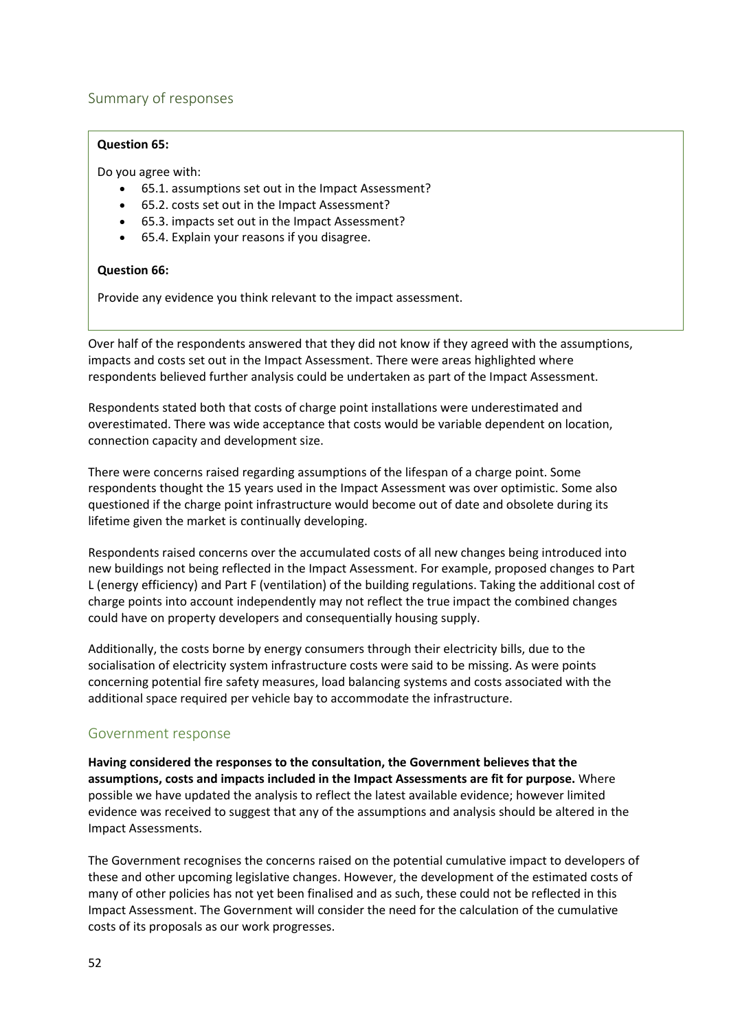## Summary of responses

**Question 65:**

Do you agree with:

- 65.1. assumptions set out in the Impact Assessment?
- 65.2. costs set out in the Impact Assessment?
- 65.3. impacts set out in the Impact Assessment?
- 65.4. Explain your reasons if you disagree.

**Question 66:**

Provide any evidence you think relevant to the impact assessment.

Over half of the respondents answered that they did not know if they agreed with the assumptions, impacts and costs set out in the Impact Assessment. There were areas highlighted where respondents believed further analysis could be undertaken as part of the Impact Assessment.

Respondents stated both that costs of charge point installations were underestimated and overestimated. There was wide acceptance that costs would be variable dependent on location, connection capacity and development size.

There were concerns raised regarding assumptions of the lifespan of a charge point. Some respondents thought the 15 years used in the Impact Assessment was over optimistic. Some also questioned if the charge point infrastructure would become out of date and obsolete during its lifetime given the market is continually developing.

Respondents raised concerns over the accumulated costs of all new changes being introduced into new buildings not being reflected in the Impact Assessment. For example, proposed changes to Part L (energy efficiency) and Part F (ventilation) of the building regulations. Taking the additional cost of charge points into account independently may not reflect the true impact the combined changes could have on property developers and consequentially housing supply.

Additionally, the costs borne by energy consumers through their electricity bills, due to the socialisation of electricity system infrastructure costs were said to be missing. As were points concerning potential fire safety measures, load balancing systems and costs associated with the additional space required per vehicle bay to accommodate the infrastructure.

## Government response

**Having considered the responses to the consultation, the Government believes that the assumptions, costs and impacts included in the Impact Assessments are fit for purpose.** Where possible we have updated the analysis to reflect the latest available evidence; however limited evidence was received to suggest that any of the assumptions and analysis should be altered in the Impact Assessments.

The Government recognises the concerns raised on the potential cumulative impact to developers of these and other upcoming legislative changes. However, the development of the estimated costs of many of other policies has not yet been finalised and as such, these could not be reflected in this Impact Assessment. The Government will consider the need for the calculation of the cumulative costs of its proposals as our work progresses.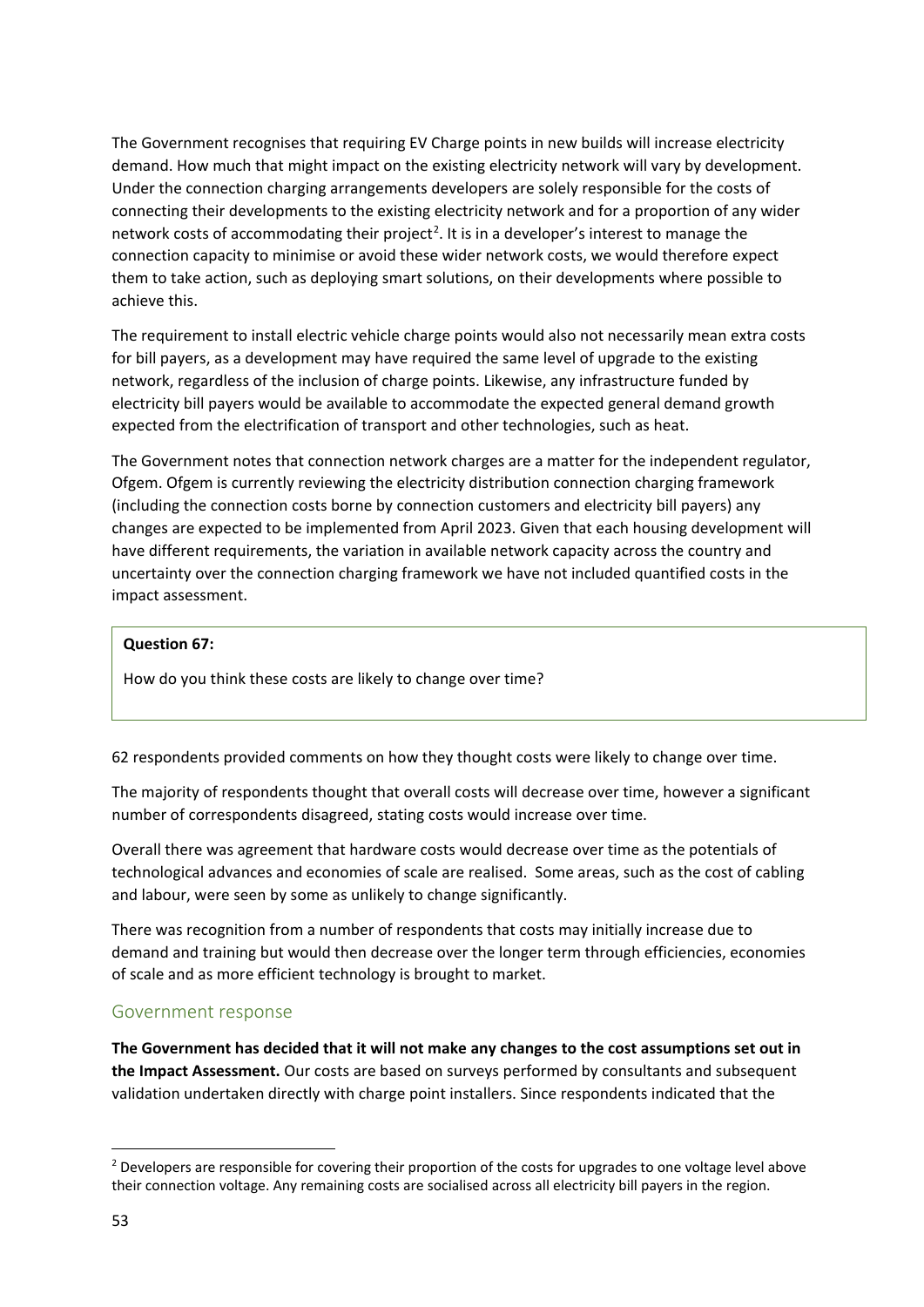The Government recognises that requiring EV Charge points in new builds will increase electricity demand. How much that might impact on the existing electricity network will vary by development. Under the connection charging arrangements developers are solely responsible for the costs of connecting their developments to the existing electricity network and for a proportion of any wider network costs of accommodating their project[2]. It is in a developer's interest to manage the connection capacity to minimise or avoid these wider network costs, we would therefore expect them to take action, such as deploying smart solutions, on their developments where possible to achieve this.

The requirement to install electric vehicle charge points would also not necessarily mean extra costs for bill payers, as a development may have required the same level of upgrade to the existing network, regardless of the inclusion of charge points. Likewise, any infrastructure funded by electricity bill payers would be available to accommodate the expected general demand growth expected from the electrification of transport and other technologies, such as heat.

The Government notes that connection network charges are a matter for the independent regulator, Ofgem. Ofgem is currently reviewing the electricity distribution connection charging framework (including the connection costs borne by connection customers and electricity bill payers) any changes are expected to be implemented from April 2023. Given that each housing development will have different requirements, the variation in available network capacity across the country and uncertainty over the connection charging framework we have not included quantified costs in the impact assessment.

> **Question 67:**
>
> How do you think these costs are likely to change over time?

62 respondents provided comments on how they thought costs were likely to change over time.

The majority of respondents thought that overall costs will decrease over time, however a significant number of correspondents disagreed, stating costs would increase over time.

Overall there was agreement that hardware costs would decrease over time as the potentials of technological advances and economies of scale are realised. Some areas, such as the cost of cabling and labour, were seen by some as unlikely to change significantly.

There was recognition from a number of respondents that costs may initially increase due to demand and training but would then decrease over the longer term through efficiencies, economies of scale and as more efficient technology is brought to market.

## Government response

**The Government has decided that it will not make any changes to the cost assumptions set out in the Impact Assessment.** Our costs are based on surveys performed by consultants and subsequent validation undertaken directly with charge point installers. Since respondents indicated that the

---

[2] Developers are responsible for covering their proportion of the costs for upgrades to one voltage level above their connection voltage. Any remaining costs are socialised across all electricity bill payers in the region.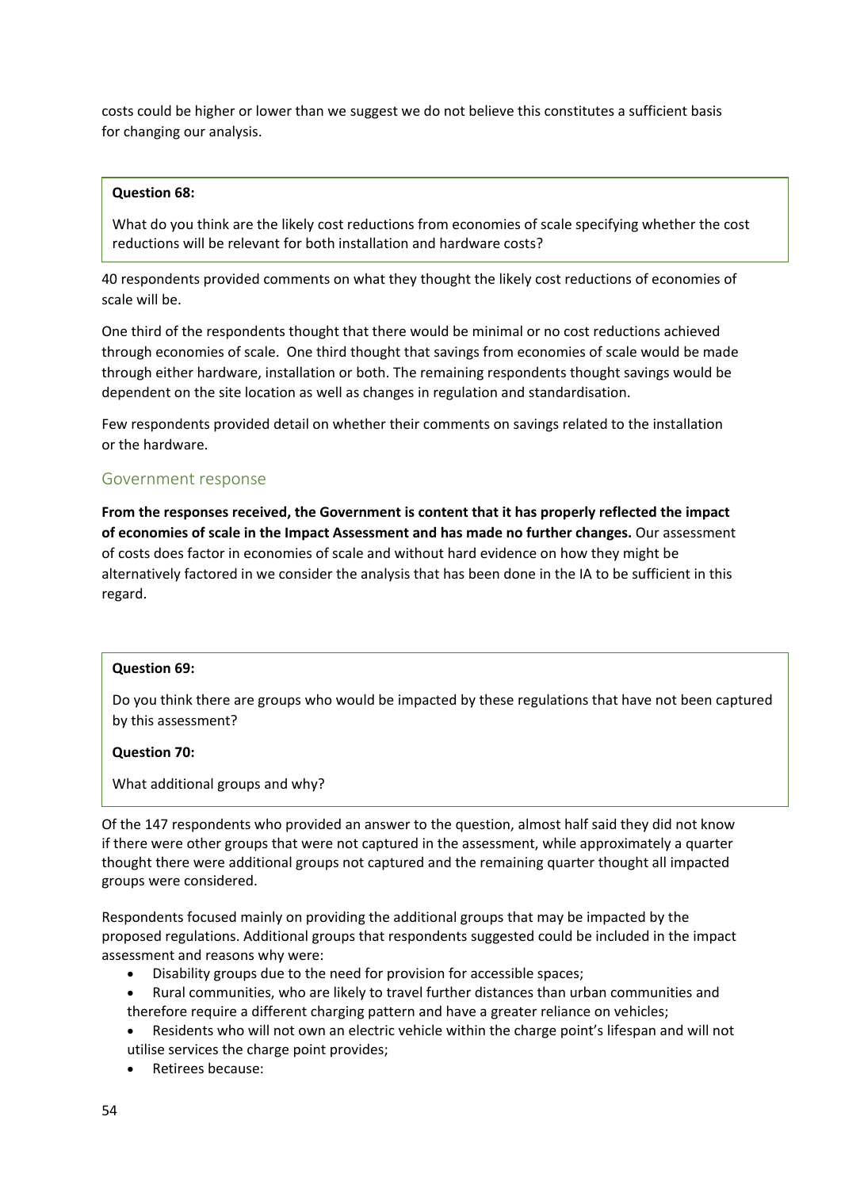costs could be higher or lower than we suggest we do not believe this constitutes a sufficient basis for changing our analysis.

> **Question 68:**
>
> What do you think are the likely cost reductions from economies of scale specifying whether the cost reductions will be relevant for both installation and hardware costs?

40 respondents provided comments on what they thought the likely cost reductions of economies of scale will be.

One third of the respondents thought that there would be minimal or no cost reductions achieved through economies of scale. One third thought that savings from economies of scale would be made through either hardware, installation or both. The remaining respondents thought savings would be dependent on the site location as well as changes in regulation and standardisation.

Few respondents provided detail on whether their comments on savings related to the installation or the hardware.

## Government response

**From the responses received, the Government is content that it has properly reflected the impact of economies of scale in the Impact Assessment and has made no further changes.** Our assessment of costs does factor in economies of scale and without hard evidence on how they might be alternatively factored in we consider the analysis that has been done in the IA to be sufficient in this regard.

> **Question 69:**
>
> Do you think there are groups who would be impacted by these regulations that have not been captured by this assessment?
>
> **Question 70:**
>
> What additional groups and why?

Of the 147 respondents who provided an answer to the question, almost half said they did not know if there were other groups that were not captured in the assessment, while approximately a quarter thought there were additional groups not captured and the remaining quarter thought all impacted groups were considered.

Respondents focused mainly on providing the additional groups that may be impacted by the proposed regulations. Additional groups that respondents suggested could be included in the impact assessment and reasons why were:

- Disability groups due to the need for provision for accessible spaces;
- Rural communities, who are likely to travel further distances than urban communities and therefore require a different charging pattern and have a greater reliance on vehicles;
- Residents who will not own an electric vehicle within the charge point's lifespan and will not utilise services the charge point provides;
- Retirees because: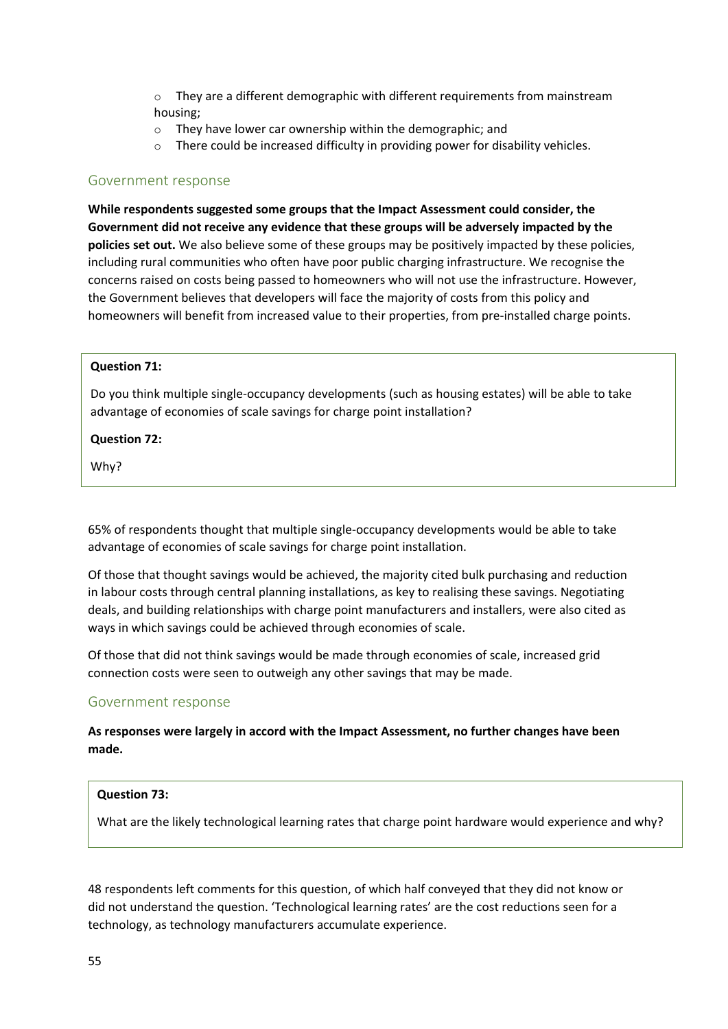- They are a different demographic with different requirements from mainstream housing;
- They have lower car ownership within the demographic; and
- There could be increased difficulty in providing power for disability vehicles.

## Government response

**While respondents suggested some groups that the Impact Assessment could consider, the Government did not receive any evidence that these groups will be adversely impacted by the policies set out.** We also believe some of these groups may be positively impacted by these policies, including rural communities who often have poor public charging infrastructure. We recognise the concerns raised on costs being passed to homeowners who will not use the infrastructure. However, the Government believes that developers will face the majority of costs from this policy and homeowners will benefit from increased value to their properties, from pre-installed charge points.

**Question 71:**

Do you think multiple single-occupancy developments (such as housing estates) will be able to take advantage of economies of scale savings for charge point installation?

**Question 72:**

Why?

65% of respondents thought that multiple single-occupancy developments would be able to take advantage of economies of scale savings for charge point installation.

Of those that thought savings would be achieved, the majority cited bulk purchasing and reduction in labour costs through central planning installations, as key to realising these savings. Negotiating deals, and building relationships with charge point manufacturers and installers, were also cited as ways in which savings could be achieved through economies of scale.

Of those that did not think savings would be made through economies of scale, increased grid connection costs were seen to outweigh any other savings that may be made.

## Government response

**As responses were largely in accord with the Impact Assessment, no further changes have been made.**

**Question 73:**

What are the likely technological learning rates that charge point hardware would experience and why?

48 respondents left comments for this question, of which half conveyed that they did not know or did not understand the question. 'Technological learning rates' are the cost reductions seen for a technology, as technology manufacturers accumulate experience.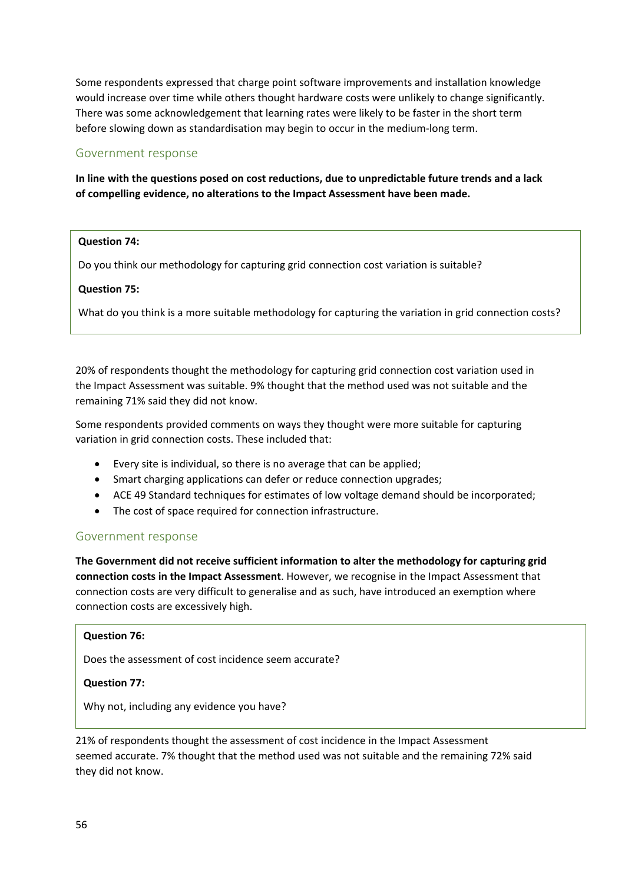Some respondents expressed that charge point software improvements and installation knowledge would increase over time while others thought hardware costs were unlikely to change significantly. There was some acknowledgement that learning rates were likely to be faster in the short term before slowing down as standardisation may begin to occur in the medium-long term.

### Government response

**In line with the questions posed on cost reductions, due to unpredictable future trends and a lack of compelling evidence, no alterations to the Impact Assessment have been made.**

> **Question 74:**
>
> Do you think our methodology for capturing grid connection cost variation is suitable?
>
> **Question 75:**
>
> What do you think is a more suitable methodology for capturing the variation in grid connection costs?

20% of respondents thought the methodology for capturing grid connection cost variation used in the Impact Assessment was suitable. 9% thought that the method used was not suitable and the remaining 71% said they did not know.

Some respondents provided comments on ways they thought were more suitable for capturing variation in grid connection costs. These included that:

- Every site is individual, so there is no average that can be applied;
- Smart charging applications can defer or reduce connection upgrades;
- ACE 49 Standard techniques for estimates of low voltage demand should be incorporated;
- The cost of space required for connection infrastructure.

### Government response

**The Government did not receive sufficient information to alter the methodology for capturing grid connection costs in the Impact Assessment**. However, we recognise in the Impact Assessment that connection costs are very difficult to generalise and as such, have introduced an exemption where connection costs are excessively high.

> **Question 76:**
>
> Does the assessment of cost incidence seem accurate?
>
> **Question 77:**
>
> Why not, including any evidence you have?

21% of respondents thought the assessment of cost incidence in the Impact Assessment seemed accurate. 7% thought that the method used was not suitable and the remaining 72% said they did not know.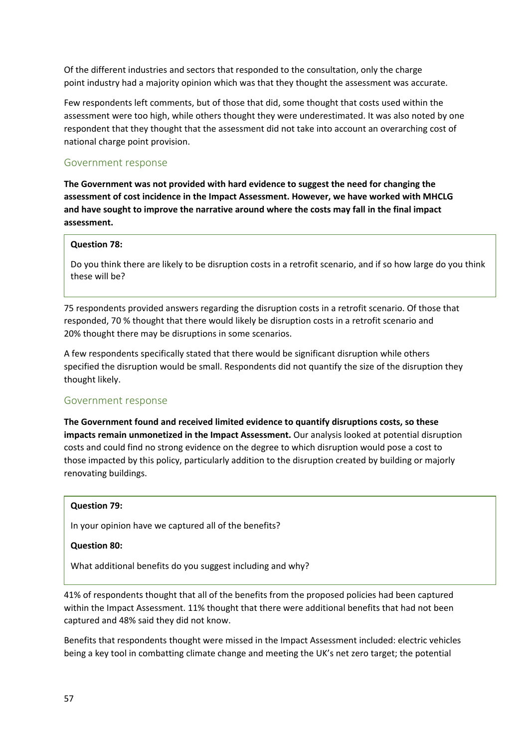Of the different industries and sectors that responded to the consultation, only the charge point industry had a majority opinion which was that they thought the assessment was accurate.

Few respondents left comments, but of those that did, some thought that costs used within the assessment were too high, while others thought they were underestimated. It was also noted by one respondent that they thought that the assessment did not take into account an overarching cost of national charge point provision.

### Government response

**The Government was not provided with hard evidence to suggest the need for changing the assessment of cost incidence in the Impact Assessment. However, we have worked with MHCLG and have sought to improve the narrative around where the costs may fall in the final impact assessment.**

> **Question 78:**
>
> Do you think there are likely to be disruption costs in a retrofit scenario, and if so how large do you think these will be?

75 respondents provided answers regarding the disruption costs in a retrofit scenario. Of those that responded, 70 % thought that there would likely be disruption costs in a retrofit scenario and 20% thought there may be disruptions in some scenarios.

A few respondents specifically stated that there would be significant disruption while others specified the disruption would be small. Respondents did not quantify the size of the disruption they thought likely.

### Government response

**The Government found and received limited evidence to quantify disruptions costs, so these impacts remain unmonetized in the Impact Assessment.** Our analysis looked at potential disruption costs and could find no strong evidence on the degree to which disruption would pose a cost to those impacted by this policy, particularly addition to the disruption created by building or majorly renovating buildings.

> **Question 79:**
>
> In your opinion have we captured all of the benefits?
>
> **Question 80:**
>
> What additional benefits do you suggest including and why?

41% of respondents thought that all of the benefits from the proposed policies had been captured within the Impact Assessment. 11% thought that there were additional benefits that had not been captured and 48% said they did not know.

Benefits that respondents thought were missed in the Impact Assessment included: electric vehicles being a key tool in combatting climate change and meeting the UK's net zero target; the potential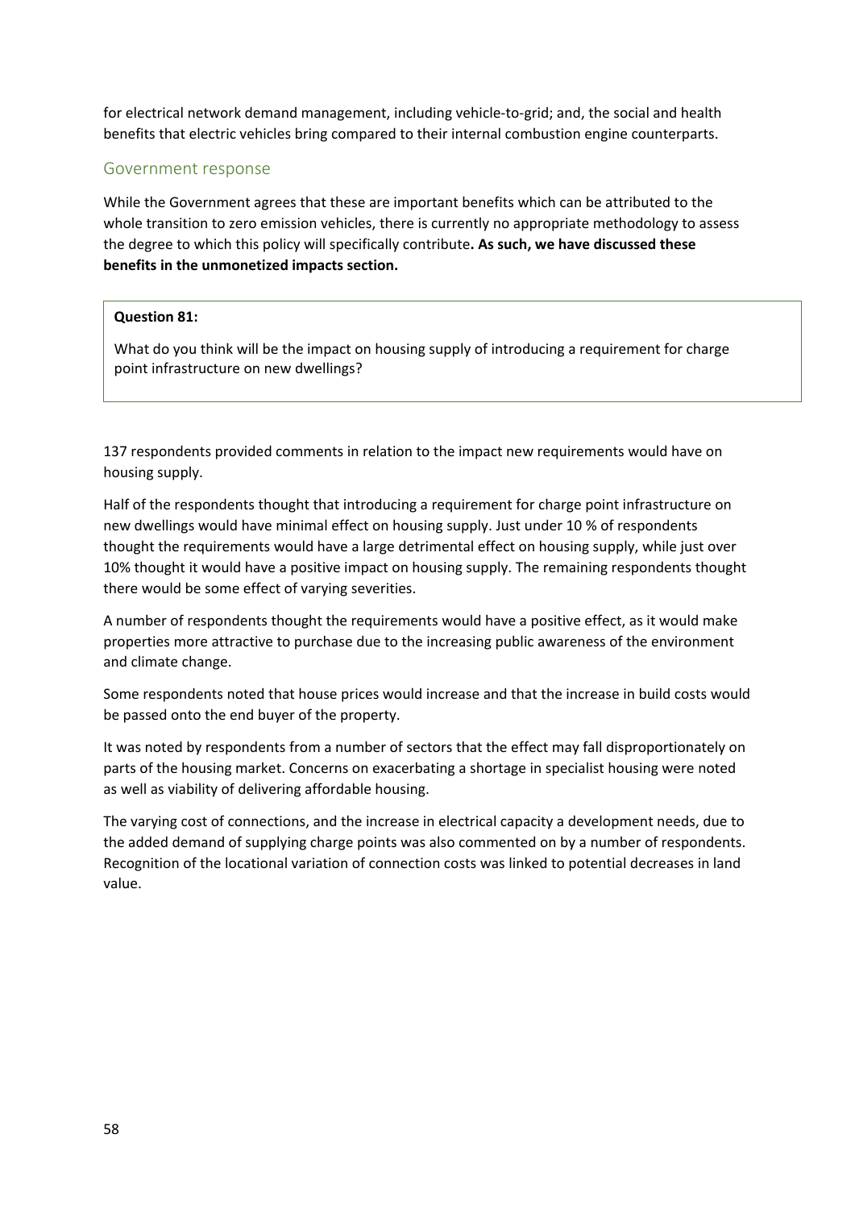for electrical network demand management, including vehicle-to-grid; and, the social and health benefits that electric vehicles bring compared to their internal combustion engine counterparts.

## Government response

While the Government agrees that these are important benefits which can be attributed to the whole transition to zero emission vehicles, there is currently no appropriate methodology to assess the degree to which this policy will specifically contribute**. As such, we have discussed these benefits in the unmonetized impacts section.**

> **Question 81:**
>
> What do you think will be the impact on housing supply of introducing a requirement for charge point infrastructure on new dwellings?

137 respondents provided comments in relation to the impact new requirements would have on housing supply.

Half of the respondents thought that introducing a requirement for charge point infrastructure on new dwellings would have minimal effect on housing supply. Just under 10 % of respondents thought the requirements would have a large detrimental effect on housing supply, while just over 10% thought it would have a positive impact on housing supply. The remaining respondents thought there would be some effect of varying severities.

A number of respondents thought the requirements would have a positive effect, as it would make properties more attractive to purchase due to the increasing public awareness of the environment and climate change.

Some respondents noted that house prices would increase and that the increase in build costs would be passed onto the end buyer of the property.

It was noted by respondents from a number of sectors that the effect may fall disproportionately on parts of the housing market. Concerns on exacerbating a shortage in specialist housing were noted as well as viability of delivering affordable housing.

The varying cost of connections, and the increase in electrical capacity a development needs, due to the added demand of supplying charge points was also commented on by a number of respondents. Recognition of the locational variation of connection costs was linked to potential decreases in land value.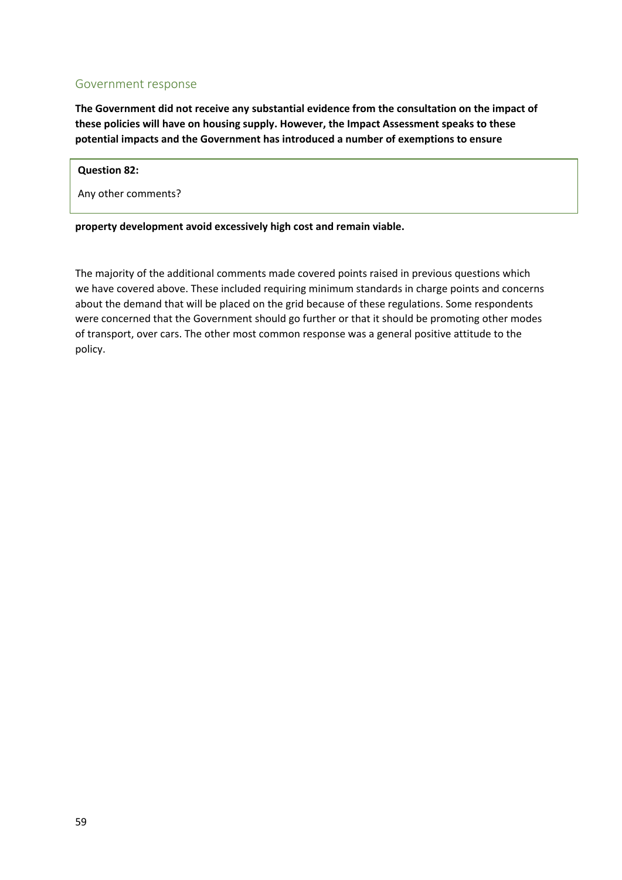## Government response

**The Government did not receive any substantial evidence from the consultation on the impact of these policies will have on housing supply. However, the Impact Assessment speaks to these potential impacts and the Government has introduced a number of exemptions to ensure property development avoid excessively high cost and remain viable.**

**Question 82:**

Any other comments?

The majority of the additional comments made covered points raised in previous questions which we have covered above. These included requiring minimum standards in charge points and concerns about the demand that will be placed on the grid because of these regulations. Some respondents were concerned that the Government should go further or that it should be promoting other modes of transport, over cars. The other most common response was a general positive attitude to the policy.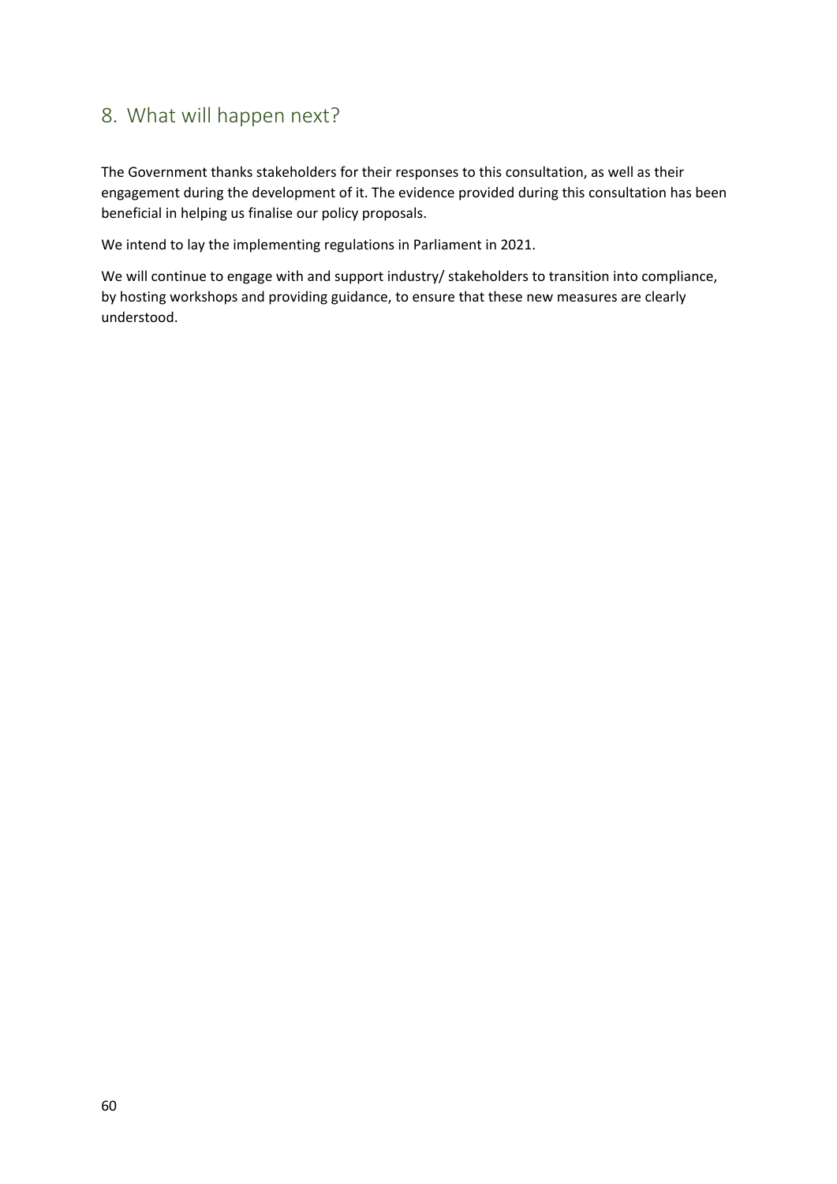## 8. What will happen next?

The Government thanks stakeholders for their responses to this consultation, as well as their engagement during the development of it. The evidence provided during this consultation has been beneficial in helping us finalise our policy proposals.

We intend to lay the implementing regulations in Parliament in 2021.

We will continue to engage with and support industry/ stakeholders to transition into compliance, by hosting workshops and providing guidance, to ensure that these new measures are clearly understood.